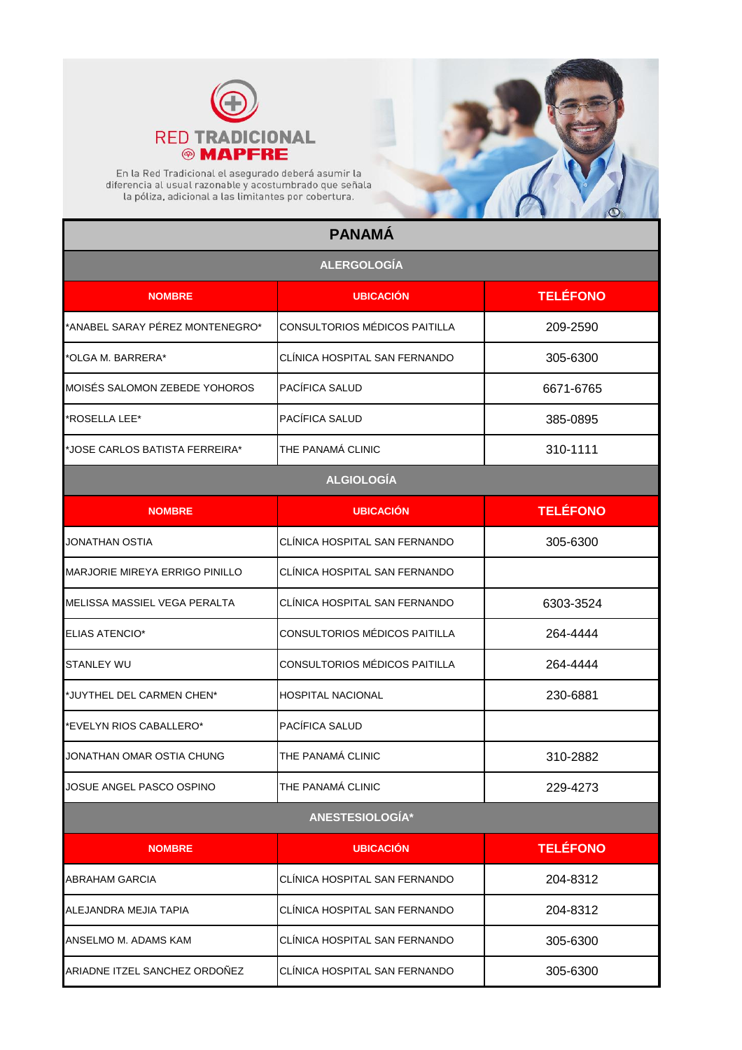# RED TRADICIONAL MAPFRE

En la Red Tradicional el asegurado deberá asumir la diferencia al usual razonable y acostumbrado que señala la póliza, adicional a las limitantes por cobertura.

## PANAMÁ

### ALERGOLOGÍA

| NOMBRE | UBICACIÓN | TELÉFONO |
|---|---|---|
| *ANABEL SARAY PÉREZ MONTENEGRO* | CONSULTORIOS MÉDICOS PAITILLA | 209-2590 |
| *OLGA M. BARRERA* | CLÍNICA HOSPITAL SAN FERNANDO | 305-6300 |
| MOISÉS SALOMON ZEBEDE YOHOROS | PACÍFICA SALUD | 6671-6765 |
| *ROSELLA LEE* | PACÍFICA SALUD | 385-0895 |
| *JOSE CARLOS BATISTA FERREIRA* | THE PANAMÁ CLINIC | 310-1111 |

### ALGIOLOGÍA

| NOMBRE | UBICACIÓN | TELÉFONO |
|---|---|---|
| JONATHAN OSTIA | CLÍNICA HOSPITAL SAN FERNANDO | 305-6300 |
| MARJORIE MIREYA ERRIGO PINILLO | CLÍNICA HOSPITAL SAN FERNANDO | |
| MELISSA MASSIEL VEGA PERALTA | CLÍNICA HOSPITAL SAN FERNANDO | 6303-3524 |
| ELIAS ATENCIO* | CONSULTORIOS MÉDICOS PAITILLA | 264-4444 |
| STANLEY WU | CONSULTORIOS MÉDICOS PAITILLA | 264-4444 |
| *JUYTHEL DEL CARMEN CHEN* | HOSPITAL NACIONAL | 230-6881 |
| *EVELYN RIOS CABALLERO* | PACÍFICA SALUD | |
| JONATHAN OMAR OSTIA CHUNG | THE PANAMÁ CLINIC | 310-2882 |
| JOSUE ANGEL PASCO OSPINO | THE PANAMÁ CLINIC | 229-4273 |

### ANESTESIOLOGÍA*

| NOMBRE | UBICACIÓN | TELÉFONO |
|---|---|---|
| ABRAHAM GARCIA | CLÍNICA HOSPITAL SAN FERNANDO | 204-8312 |
| ALEJANDRA MEJIA TAPIA | CLÍNICA HOSPITAL SAN FERNANDO | 204-8312 |
| ANSELMO M. ADAMS KAM | CLÍNICA HOSPITAL SAN FERNANDO | 305-6300 |
| ARIADNE ITZEL SANCHEZ ORDOÑEZ | CLÍNICA HOSPITAL SAN FERNANDO | 305-6300 |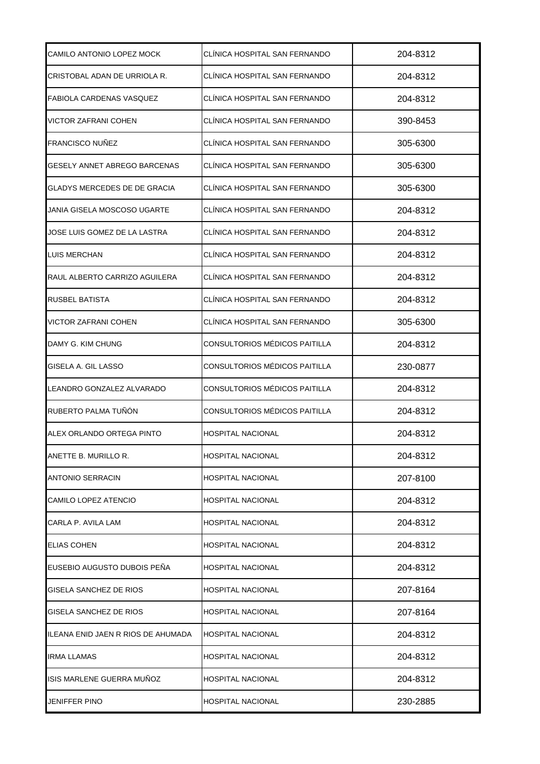| | | |
|---|---|---|
| CAMILO ANTONIO LOPEZ MOCK | CLÍNICA HOSPITAL SAN FERNANDO | 204-8312 |
| CRISTOBAL ADAN DE URRIOLA R. | CLÍNICA HOSPITAL SAN FERNANDO | 204-8312 |
| FABIOLA CARDENAS VASQUEZ | CLÍNICA HOSPITAL SAN FERNANDO | 204-8312 |
| VICTOR ZAFRANI COHEN | CLÍNICA HOSPITAL SAN FERNANDO | 390-8453 |
| FRANCISCO NUÑEZ | CLÍNICA HOSPITAL SAN FERNANDO | 305-6300 |
| GESELY ANNET ABREGO BARCENAS | CLÍNICA HOSPITAL SAN FERNANDO | 305-6300 |
| GLADYS MERCEDES DE DE GRACIA | CLÍNICA HOSPITAL SAN FERNANDO | 305-6300 |
| JANIA GISELA MOSCOSO UGARTE | CLÍNICA HOSPITAL SAN FERNANDO | 204-8312 |
| JOSE LUIS GOMEZ DE LA LASTRA | CLÍNICA HOSPITAL SAN FERNANDO | 204-8312 |
| LUIS MERCHAN | CLÍNICA HOSPITAL SAN FERNANDO | 204-8312 |
| RAUL ALBERTO CARRIZO AGUILERA | CLÍNICA HOSPITAL SAN FERNANDO | 204-8312 |
| RUSBEL BATISTA | CLÍNICA HOSPITAL SAN FERNANDO | 204-8312 |
| VICTOR ZAFRANI COHEN | CLÍNICA HOSPITAL SAN FERNANDO | 305-6300 |
| DAMY G. KIM CHUNG | CONSULTORIOS MÉDICOS PAITILLA | 204-8312 |
| GISELA A. GIL LASSO | CONSULTORIOS MÉDICOS PAITILLA | 230-0877 |
| LEANDRO GONZALEZ ALVARADO | CONSULTORIOS MÉDICOS PAITILLA | 204-8312 |
| RUBERTO PALMA TUÑÓN | CONSULTORIOS MÉDICOS PAITILLA | 204-8312 |
| ALEX ORLANDO ORTEGA PINTO | HOSPITAL NACIONAL | 204-8312 |
| ANETTE B. MURILLO R. | HOSPITAL NACIONAL | 204-8312 |
| ANTONIO SERRACIN | HOSPITAL NACIONAL | 207-8100 |
| CAMILO LOPEZ ATENCIO | HOSPITAL NACIONAL | 204-8312 |
| CARLA P. AVILA LAM | HOSPITAL NACIONAL | 204-8312 |
| ELIAS COHEN | HOSPITAL NACIONAL | 204-8312 |
| EUSEBIO AUGUSTO DUBOIS PEÑA | HOSPITAL NACIONAL | 204-8312 |
| GISELA SANCHEZ DE RIOS | HOSPITAL NACIONAL | 207-8164 |
| GISELA SANCHEZ DE RIOS | HOSPITAL NACIONAL | 207-8164 |
| ILEANA ENID JAEN R RIOS DE AHUMADA | HOSPITAL NACIONAL | 204-8312 |
| IRMA LLAMAS | HOSPITAL NACIONAL | 204-8312 |
| ISIS MARLENE GUERRA MUÑOZ | HOSPITAL NACIONAL | 204-8312 |
| JENIFFER PINO | HOSPITAL NACIONAL | 230-2885 |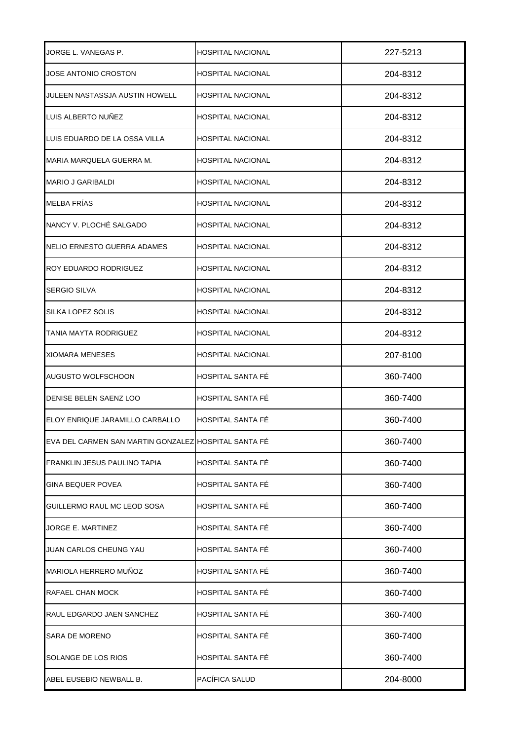| | | |
|---|---|---|
| JORGE L. VANEGAS P. | HOSPITAL NACIONAL | 227-5213 |
| JOSE ANTONIO CROSTON | HOSPITAL NACIONAL | 204-8312 |
| JULEEN NASTASSJA AUSTIN HOWELL | HOSPITAL NACIONAL | 204-8312 |
| LUIS ALBERTO NUÑEZ | HOSPITAL NACIONAL | 204-8312 |
| LUIS EDUARDO DE LA OSSA VILLA | HOSPITAL NACIONAL | 204-8312 |
| MARIA MARQUELA GUERRA M. | HOSPITAL NACIONAL | 204-8312 |
| MARIO J GARIBALDI | HOSPITAL NACIONAL | 204-8312 |
| MELBA FRÍAS | HOSPITAL NACIONAL | 204-8312 |
| NANCY V. PLOCHÉ SALGADO | HOSPITAL NACIONAL | 204-8312 |
| NELIO ERNESTO GUERRA ADAMES | HOSPITAL NACIONAL | 204-8312 |
| ROY EDUARDO RODRIGUEZ | HOSPITAL NACIONAL | 204-8312 |
| SERGIO SILVA | HOSPITAL NACIONAL | 204-8312 |
| SILKA LOPEZ SOLIS | HOSPITAL NACIONAL | 204-8312 |
| TANIA MAYTA RODRIGUEZ | HOSPITAL NACIONAL | 204-8312 |
| XIOMARA MENESES | HOSPITAL NACIONAL | 207-8100 |
| AUGUSTO WOLFSCHOON | HOSPITAL SANTA FÉ | 360-7400 |
| DENISE BELEN SAENZ LOO | HOSPITAL SANTA FÉ | 360-7400 |
| ELOY ENRIQUE JARAMILLO CARBALLO | HOSPITAL SANTA FÉ | 360-7400 |
| EVA DEL CARMEN SAN MARTIN GONZALEZ | HOSPITAL SANTA FÉ | 360-7400 |
| FRANKLIN JESUS PAULINO TAPIA | HOSPITAL SANTA FÉ | 360-7400 |
| GINA BEQUER POVEA | HOSPITAL SANTA FÉ | 360-7400 |
| GUILLERMO RAUL MC LEOD SOSA | HOSPITAL SANTA FÉ | 360-7400 |
| JORGE E. MARTINEZ | HOSPITAL SANTA FÉ | 360-7400 |
| JUAN CARLOS CHEUNG YAU | HOSPITAL SANTA FÉ | 360-7400 |
| MARIOLA HERRERO MUÑOZ | HOSPITAL SANTA FÉ | 360-7400 |
| RAFAEL CHAN MOCK | HOSPITAL SANTA FÉ | 360-7400 |
| RAUL EDGARDO JAEN SANCHEZ | HOSPITAL SANTA FÉ | 360-7400 |
| SARA DE MORENO | HOSPITAL SANTA FÉ | 360-7400 |
| SOLANGE DE LOS RIOS | HOSPITAL SANTA FÉ | 360-7400 |
| ABEL EUSEBIO NEWBALL B. | PACÍFICA SALUD | 204-8000 |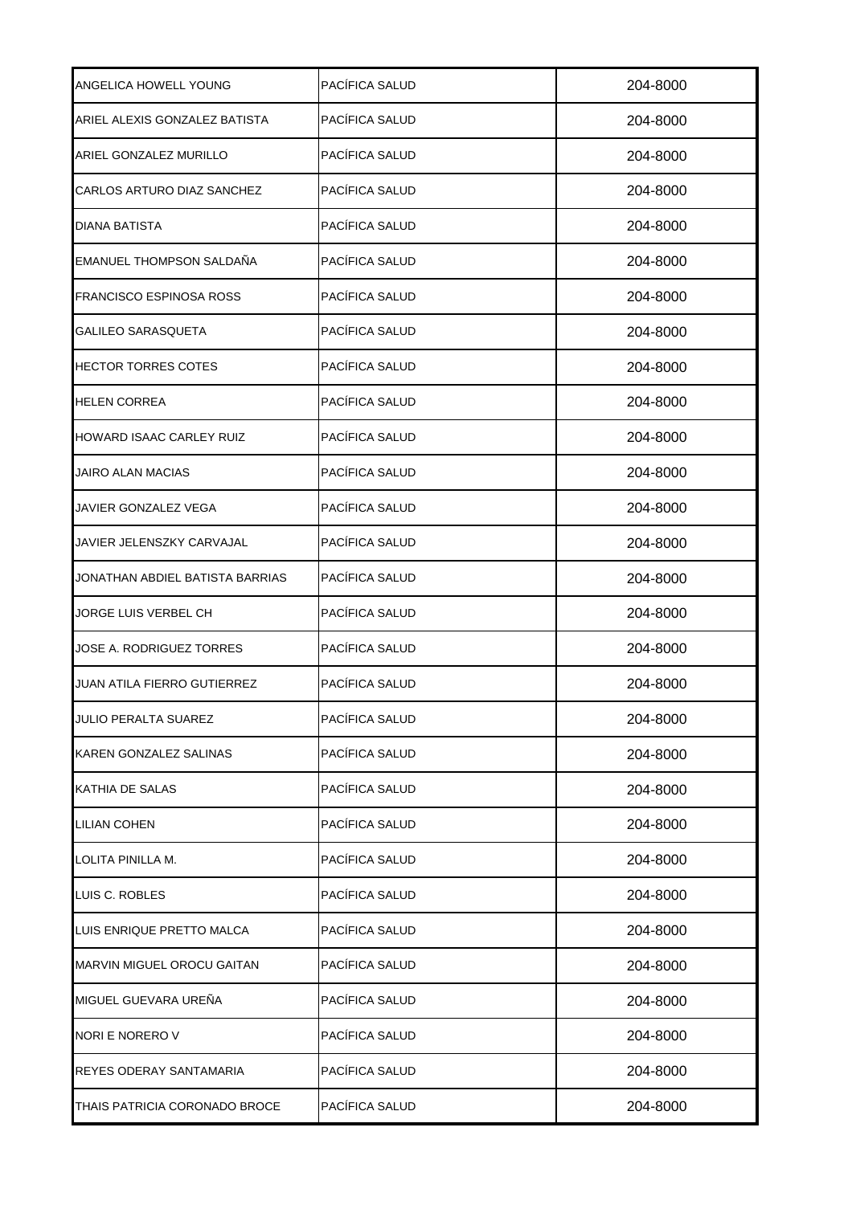| | | |
|---|---|---|
| ANGELICA HOWELL YOUNG | PACÍFICA SALUD | 204-8000 |
| ARIEL ALEXIS GONZALEZ BATISTA | PACÍFICA SALUD | 204-8000 |
| ARIEL GONZALEZ MURILLO | PACÍFICA SALUD | 204-8000 |
| CARLOS ARTURO DIAZ SANCHEZ | PACÍFICA SALUD | 204-8000 |
| DIANA BATISTA | PACÍFICA SALUD | 204-8000 |
| EMANUEL THOMPSON SALDAÑA | PACÍFICA SALUD | 204-8000 |
| FRANCISCO ESPINOSA ROSS | PACÍFICA SALUD | 204-8000 |
| GALILEO SARASQUETA | PACÍFICA SALUD | 204-8000 |
| HECTOR TORRES COTES | PACÍFICA SALUD | 204-8000 |
| HELEN CORREA | PACÍFICA SALUD | 204-8000 |
| HOWARD ISAAC CARLEY RUIZ | PACÍFICA SALUD | 204-8000 |
| JAIRO ALAN MACIAS | PACÍFICA SALUD | 204-8000 |
| JAVIER GONZALEZ VEGA | PACÍFICA SALUD | 204-8000 |
| JAVIER JELENSZKY CARVAJAL | PACÍFICA SALUD | 204-8000 |
| JONATHAN ABDIEL BATISTA BARRIAS | PACÍFICA SALUD | 204-8000 |
| JORGE LUIS VERBEL CH | PACÍFICA SALUD | 204-8000 |
| JOSE A. RODRIGUEZ TORRES | PACÍFICA SALUD | 204-8000 |
| JUAN ATILA FIERRO GUTIERREZ | PACÍFICA SALUD | 204-8000 |
| JULIO PERALTA SUAREZ | PACÍFICA SALUD | 204-8000 |
| KAREN GONZALEZ SALINAS | PACÍFICA SALUD | 204-8000 |
| KATHIA DE SALAS | PACÍFICA SALUD | 204-8000 |
| LILIAN COHEN | PACÍFICA SALUD | 204-8000 |
| LOLITA PINILLA M. | PACÍFICA SALUD | 204-8000 |
| LUIS C. ROBLES | PACÍFICA SALUD | 204-8000 |
| LUIS ENRIQUE PRETTO MALCA | PACÍFICA SALUD | 204-8000 |
| MARVIN MIGUEL OROCU GAITAN | PACÍFICA SALUD | 204-8000 |
| MIGUEL GUEVARA UREÑA | PACÍFICA SALUD | 204-8000 |
| NORI E NORERO V | PACÍFICA SALUD | 204-8000 |
| REYES ODERAY SANTAMARIA | PACÍFICA SALUD | 204-8000 |
| THAIS PATRICIA CORONADO BROCE | PACÍFICA SALUD | 204-8000 |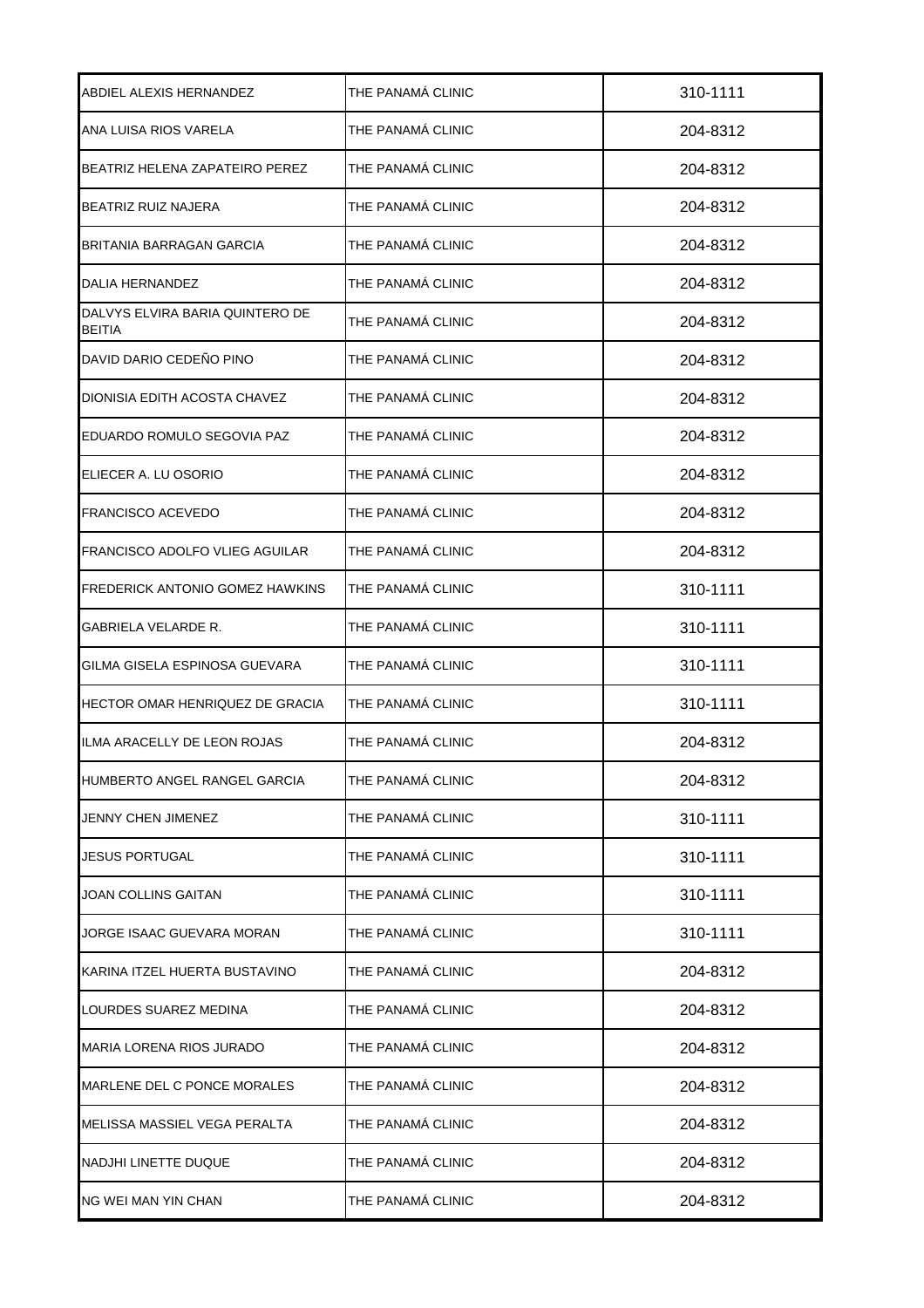| | | |
|---|---|---|
| ABDIEL ALEXIS HERNANDEZ | THE PANAMÁ CLINIC | 310-1111 |
| ANA LUISA RIOS VARELA | THE PANAMÁ CLINIC | 204-8312 |
| BEATRIZ HELENA ZAPATEIRO PEREZ | THE PANAMÁ CLINIC | 204-8312 |
| BEATRIZ RUIZ NAJERA | THE PANAMÁ CLINIC | 204-8312 |
| BRITANIA BARRAGAN GARCIA | THE PANAMÁ CLINIC | 204-8312 |
| DALIA HERNANDEZ | THE PANAMÁ CLINIC | 204-8312 |
| DALVYS ELVIRA BARIA QUINTERO DE BEITIA | THE PANAMÁ CLINIC | 204-8312 |
| DAVID DARIO CEDEÑO PINO | THE PANAMÁ CLINIC | 204-8312 |
| DIONISIA EDITH ACOSTA CHAVEZ | THE PANAMÁ CLINIC | 204-8312 |
| EDUARDO ROMULO SEGOVIA PAZ | THE PANAMÁ CLINIC | 204-8312 |
| ELIECER A. LU OSORIO | THE PANAMÁ CLINIC | 204-8312 |
| FRANCISCO ACEVEDO | THE PANAMÁ CLINIC | 204-8312 |
| FRANCISCO ADOLFO VLIEG AGUILAR | THE PANAMÁ CLINIC | 204-8312 |
| FREDERICK ANTONIO GOMEZ HAWKINS | THE PANAMÁ CLINIC | 310-1111 |
| GABRIELA VELARDE R. | THE PANAMÁ CLINIC | 310-1111 |
| GILMA GISELA ESPINOSA GUEVARA | THE PANAMÁ CLINIC | 310-1111 |
| HECTOR OMAR HENRIQUEZ DE GRACIA | THE PANAMÁ CLINIC | 310-1111 |
| ILMA ARACELLY DE LEON ROJAS | THE PANAMÁ CLINIC | 204-8312 |
| HUMBERTO ANGEL RANGEL GARCIA | THE PANAMÁ CLINIC | 204-8312 |
| JENNY CHEN JIMENEZ | THE PANAMÁ CLINIC | 310-1111 |
| JESUS PORTUGAL | THE PANAMÁ CLINIC | 310-1111 |
| JOAN COLLINS GAITAN | THE PANAMÁ CLINIC | 310-1111 |
| JORGE ISAAC GUEVARA MORAN | THE PANAMÁ CLINIC | 310-1111 |
| KARINA ITZEL HUERTA BUSTAVINO | THE PANAMÁ CLINIC | 204-8312 |
| LOURDES SUAREZ MEDINA | THE PANAMÁ CLINIC | 204-8312 |
| MARIA LORENA RIOS JURADO | THE PANAMÁ CLINIC | 204-8312 |
| MARLENE DEL C PONCE MORALES | THE PANAMÁ CLINIC | 204-8312 |
| MELISSA MASSIEL VEGA PERALTA | THE PANAMÁ CLINIC | 204-8312 |
| NADJHI LINETTE DUQUE | THE PANAMÁ CLINIC | 204-8312 |
| NG WEI MAN YIN CHAN | THE PANAMÁ CLINIC | 204-8312 |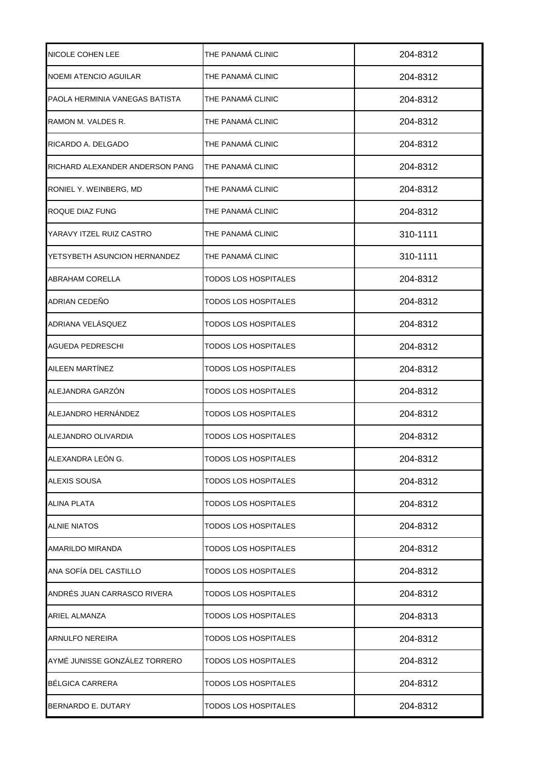| | | |
|---|---|---|
| NICOLE COHEN LEE | THE PANAMÁ CLINIC | 204-8312 |
| NOEMI ATENCIO AGUILAR | THE PANAMÁ CLINIC | 204-8312 |
| PAOLA HERMINIA VANEGAS BATISTA | THE PANAMÁ CLINIC | 204-8312 |
| RAMON M. VALDES R. | THE PANAMÁ CLINIC | 204-8312 |
| RICARDO A. DELGADO | THE PANAMÁ CLINIC | 204-8312 |
| RICHARD ALEXANDER ANDERSON PANG | THE PANAMÁ CLINIC | 204-8312 |
| RONIEL Y. WEINBERG, MD | THE PANAMÁ CLINIC | 204-8312 |
| ROQUE DIAZ FUNG | THE PANAMÁ CLINIC | 204-8312 |
| YARAVY ITZEL RUIZ CASTRO | THE PANAMÁ CLINIC | 310-1111 |
| YETSYBETH ASUNCION HERNANDEZ | THE PANAMÁ CLINIC | 310-1111 |
| ABRAHAM CORELLA | TODOS LOS HOSPITALES | 204-8312 |
| ADRIAN CEDEÑO | TODOS LOS HOSPITALES | 204-8312 |
| ADRIANA VELÁSQUEZ | TODOS LOS HOSPITALES | 204-8312 |
| AGUEDA PEDRESCHI | TODOS LOS HOSPITALES | 204-8312 |
| AILEEN MARTÍNEZ | TODOS LOS HOSPITALES | 204-8312 |
| ALEJANDRA GARZÓN | TODOS LOS HOSPITALES | 204-8312 |
| ALEJANDRO HERNÁNDEZ | TODOS LOS HOSPITALES | 204-8312 |
| ALEJANDRO OLIVARDIA | TODOS LOS HOSPITALES | 204-8312 |
| ALEXANDRA LEÓN G. | TODOS LOS HOSPITALES | 204-8312 |
| ALEXIS SOUSA | TODOS LOS HOSPITALES | 204-8312 |
| ALINA PLATA | TODOS LOS HOSPITALES | 204-8312 |
| ALNIE NIATOS | TODOS LOS HOSPITALES | 204-8312 |
| AMARILDO MIRANDA | TODOS LOS HOSPITALES | 204-8312 |
| ANA SOFÍA DEL CASTILLO | TODOS LOS HOSPITALES | 204-8312 |
| ANDRÉS JUAN CARRASCO RIVERA | TODOS LOS HOSPITALES | 204-8312 |
| ARIEL ALMANZA | TODOS LOS HOSPITALES | 204-8313 |
| ARNULFO NEREIRA | TODOS LOS HOSPITALES | 204-8312 |
| AYMÉ JUNISSE GONZÁLEZ TORRERO | TODOS LOS HOSPITALES | 204-8312 |
| BÉLGICA CARRERA | TODOS LOS HOSPITALES | 204-8312 |
| BERNARDO E. DUTARY | TODOS LOS HOSPITALES | 204-8312 |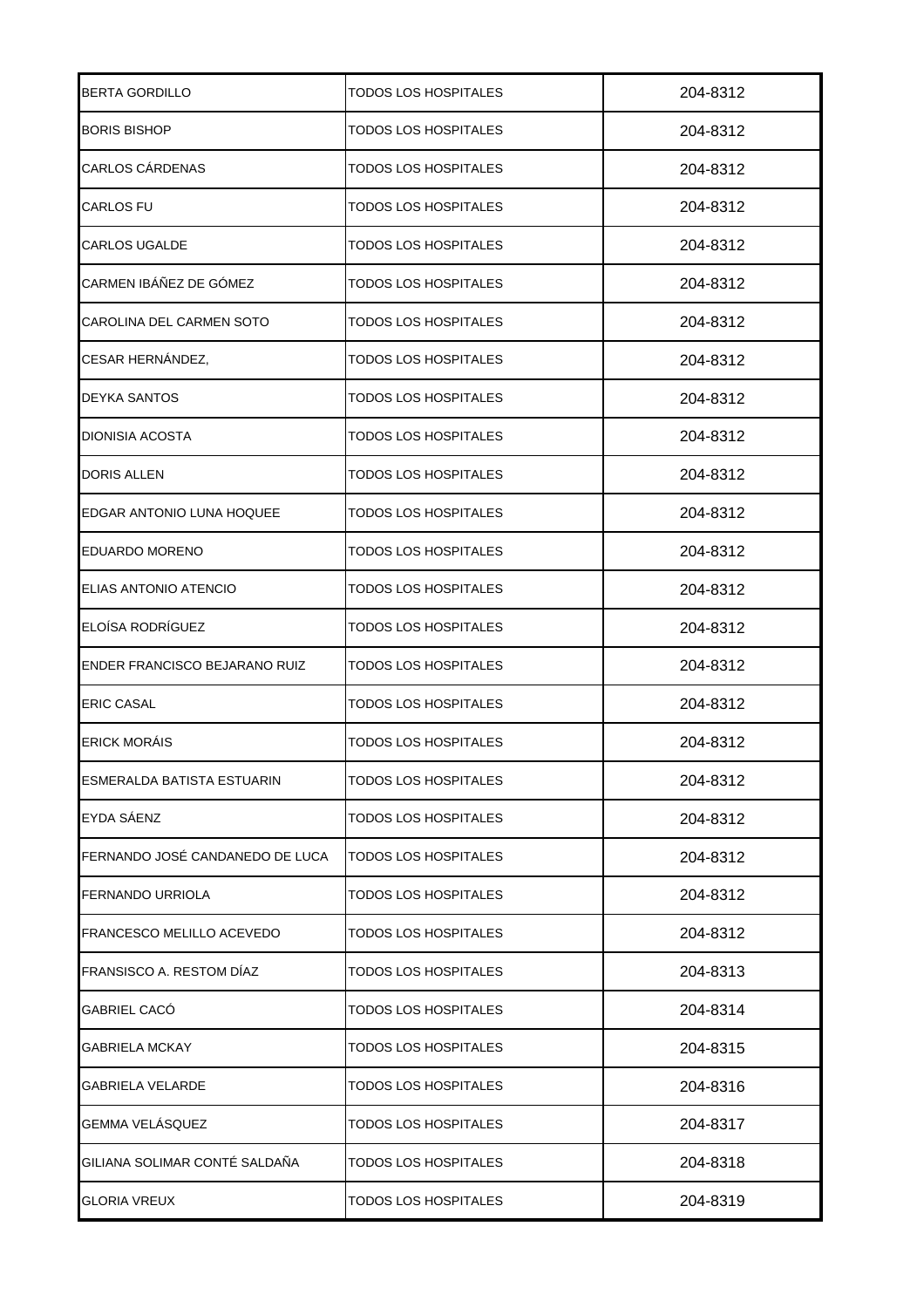| BERTA GORDILLO | TODOS LOS HOSPITALES | 204-8312 |
|---|---|---|
| BORIS BISHOP | TODOS LOS HOSPITALES | 204-8312 |
| CARLOS CÁRDENAS | TODOS LOS HOSPITALES | 204-8312 |
| CARLOS FU | TODOS LOS HOSPITALES | 204-8312 |
| CARLOS UGALDE | TODOS LOS HOSPITALES | 204-8312 |
| CARMEN IBÁÑEZ DE GÓMEZ | TODOS LOS HOSPITALES | 204-8312 |
| CAROLINA DEL CARMEN SOTO | TODOS LOS HOSPITALES | 204-8312 |
| CESAR HERNÁNDEZ, | TODOS LOS HOSPITALES | 204-8312 |
| DEYKA SANTOS | TODOS LOS HOSPITALES | 204-8312 |
| DIONISIA ACOSTA | TODOS LOS HOSPITALES | 204-8312 |
| DORIS ALLEN | TODOS LOS HOSPITALES | 204-8312 |
| EDGAR ANTONIO LUNA HOQUEE | TODOS LOS HOSPITALES | 204-8312 |
| EDUARDO MORENO | TODOS LOS HOSPITALES | 204-8312 |
| ELIAS ANTONIO ATENCIO | TODOS LOS HOSPITALES | 204-8312 |
| ELOÍSA RODRÍGUEZ | TODOS LOS HOSPITALES | 204-8312 |
| ENDER FRANCISCO BEJARANO RUIZ | TODOS LOS HOSPITALES | 204-8312 |
| ERIC CASAL | TODOS LOS HOSPITALES | 204-8312 |
| ERICK MORÁIS | TODOS LOS HOSPITALES | 204-8312 |
| ESMERALDA BATISTA ESTUARIN | TODOS LOS HOSPITALES | 204-8312 |
| EYDA SÁENZ | TODOS LOS HOSPITALES | 204-8312 |
| FERNANDO JOSÉ CANDANEDO DE LUCA | TODOS LOS HOSPITALES | 204-8312 |
| FERNANDO URRIOLA | TODOS LOS HOSPITALES | 204-8312 |
| FRANCESCO MELILLO ACEVEDO | TODOS LOS HOSPITALES | 204-8312 |
| FRANSISCO A. RESTOM DÍAZ | TODOS LOS HOSPITALES | 204-8313 |
| GABRIEL CACÓ | TODOS LOS HOSPITALES | 204-8314 |
| GABRIELA MCKAY | TODOS LOS HOSPITALES | 204-8315 |
| GABRIELA VELARDE | TODOS LOS HOSPITALES | 204-8316 |
| GEMMA VELÁSQUEZ | TODOS LOS HOSPITALES | 204-8317 |
| GILIANA SOLIMAR CONTÉ SALDAÑA | TODOS LOS HOSPITALES | 204-8318 |
| GLORIA VREUX | TODOS LOS HOSPITALES | 204-8319 |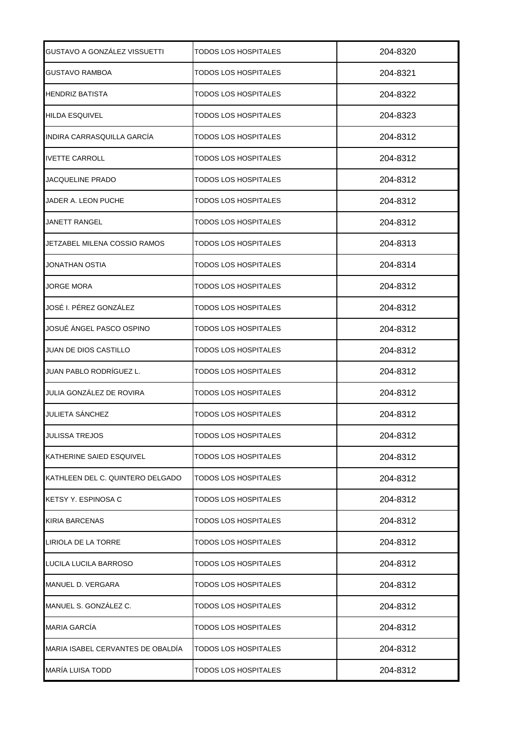| | | |
|---|---|---|
| GUSTAVO A GONZÁLEZ VISSUETTI | TODOS LOS HOSPITALES | 204-8320 |
| GUSTAVO RAMBOA | TODOS LOS HOSPITALES | 204-8321 |
| HENDRIZ BATISTA | TODOS LOS HOSPITALES | 204-8322 |
| HILDA ESQUIVEL | TODOS LOS HOSPITALES | 204-8323 |
| INDIRA CARRASQUILLA GARCÍA | TODOS LOS HOSPITALES | 204-8312 |
| IVETTE CARROLL | TODOS LOS HOSPITALES | 204-8312 |
| JACQUELINE PRADO | TODOS LOS HOSPITALES | 204-8312 |
| JADER A. LEON PUCHE | TODOS LOS HOSPITALES | 204-8312 |
| JANETT RANGEL | TODOS LOS HOSPITALES | 204-8312 |
| JETZABEL MILENA COSSIO RAMOS | TODOS LOS HOSPITALES | 204-8313 |
| JONATHAN OSTIA | TODOS LOS HOSPITALES | 204-8314 |
| JORGE MORA | TODOS LOS HOSPITALES | 204-8312 |
| JOSÉ I. PÉREZ GONZÁLEZ | TODOS LOS HOSPITALES | 204-8312 |
| JOSUÉ ÁNGEL PASCO OSPINO | TODOS LOS HOSPITALES | 204-8312 |
| JUAN DE DIOS CASTILLO | TODOS LOS HOSPITALES | 204-8312 |
| JUAN PABLO RODRÍGUEZ L. | TODOS LOS HOSPITALES | 204-8312 |
| JULIA GONZÁLEZ DE ROVIRA | TODOS LOS HOSPITALES | 204-8312 |
| JULIETA SÁNCHEZ | TODOS LOS HOSPITALES | 204-8312 |
| JULISSA TREJOS | TODOS LOS HOSPITALES | 204-8312 |
| KATHERINE SAIED ESQUIVEL | TODOS LOS HOSPITALES | 204-8312 |
| KATHLEEN DEL C. QUINTERO DELGADO | TODOS LOS HOSPITALES | 204-8312 |
| KETSY Y. ESPINOSA C | TODOS LOS HOSPITALES | 204-8312 |
| KIRIA BARCENAS | TODOS LOS HOSPITALES | 204-8312 |
| LIRIOLA DE LA TORRE | TODOS LOS HOSPITALES | 204-8312 |
| LUCILA LUCILA BARROSO | TODOS LOS HOSPITALES | 204-8312 |
| MANUEL D. VERGARA | TODOS LOS HOSPITALES | 204-8312 |
| MANUEL S. GONZÁLEZ C. | TODOS LOS HOSPITALES | 204-8312 |
| MARIA GARCÍA | TODOS LOS HOSPITALES | 204-8312 |
| MARIA ISABEL CERVANTES DE OBALDÍA | TODOS LOS HOSPITALES | 204-8312 |
| MARÍA LUISA TODD | TODOS LOS HOSPITALES | 204-8312 |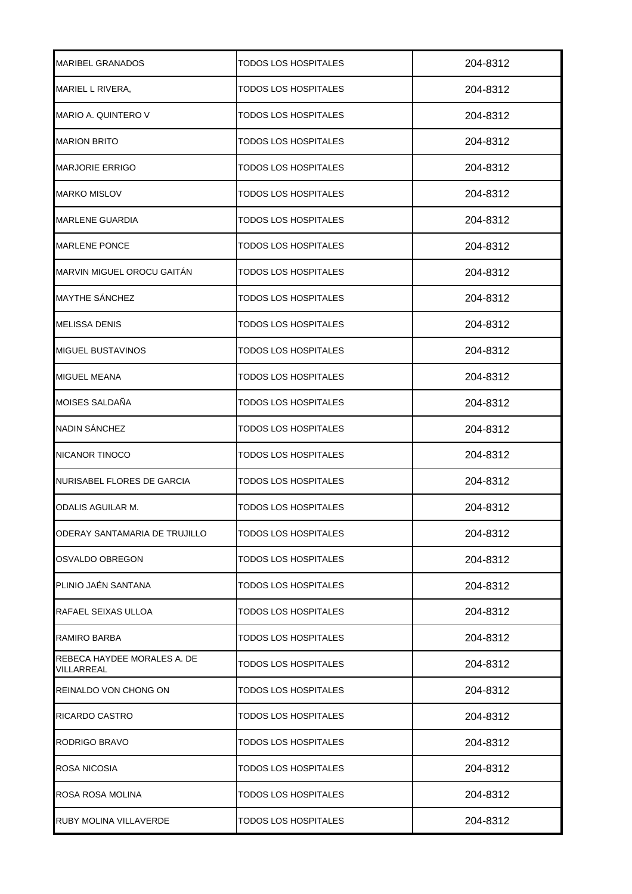| | | |
|---|---|---|
| MARIBEL GRANADOS | TODOS LOS HOSPITALES | 204-8312 |
| MARIEL L RIVERA, | TODOS LOS HOSPITALES | 204-8312 |
| MARIO A. QUINTERO V | TODOS LOS HOSPITALES | 204-8312 |
| MARION BRITO | TODOS LOS HOSPITALES | 204-8312 |
| MARJORIE ERRIGO | TODOS LOS HOSPITALES | 204-8312 |
| MARKO MISLOV | TODOS LOS HOSPITALES | 204-8312 |
| MARLENE GUARDIA | TODOS LOS HOSPITALES | 204-8312 |
| MARLENE PONCE | TODOS LOS HOSPITALES | 204-8312 |
| MARVIN MIGUEL OROCU GAITÁN | TODOS LOS HOSPITALES | 204-8312 |
| MAYTHE SÁNCHEZ | TODOS LOS HOSPITALES | 204-8312 |
| MELISSA DENIS | TODOS LOS HOSPITALES | 204-8312 |
| MIGUEL BUSTAVINOS | TODOS LOS HOSPITALES | 204-8312 |
| MIGUEL MEANA | TODOS LOS HOSPITALES | 204-8312 |
| MOISES SALDAÑA | TODOS LOS HOSPITALES | 204-8312 |
| NADIN SÁNCHEZ | TODOS LOS HOSPITALES | 204-8312 |
| NICANOR TINOCO | TODOS LOS HOSPITALES | 204-8312 |
| NURISABEL FLORES DE GARCIA | TODOS LOS HOSPITALES | 204-8312 |
| ODALIS AGUILAR M. | TODOS LOS HOSPITALES | 204-8312 |
| ODERAY SANTAMARIA DE TRUJILLO | TODOS LOS HOSPITALES | 204-8312 |
| OSVALDO OBREGON | TODOS LOS HOSPITALES | 204-8312 |
| PLINIO JAÉN SANTANA | TODOS LOS HOSPITALES | 204-8312 |
| RAFAEL SEIXAS ULLOA | TODOS LOS HOSPITALES | 204-8312 |
| RAMIRO BARBA | TODOS LOS HOSPITALES | 204-8312 |
| REBECA HAYDEE MORALES A. DE VILLARREAL | TODOS LOS HOSPITALES | 204-8312 |
| REINALDO VON CHONG ON | TODOS LOS HOSPITALES | 204-8312 |
| RICARDO CASTRO | TODOS LOS HOSPITALES | 204-8312 |
| RODRIGO BRAVO | TODOS LOS HOSPITALES | 204-8312 |
| ROSA NICOSIA | TODOS LOS HOSPITALES | 204-8312 |
| ROSA ROSA MOLINA | TODOS LOS HOSPITALES | 204-8312 |
| RUBY MOLINA VILLAVERDE | TODOS LOS HOSPITALES | 204-8312 |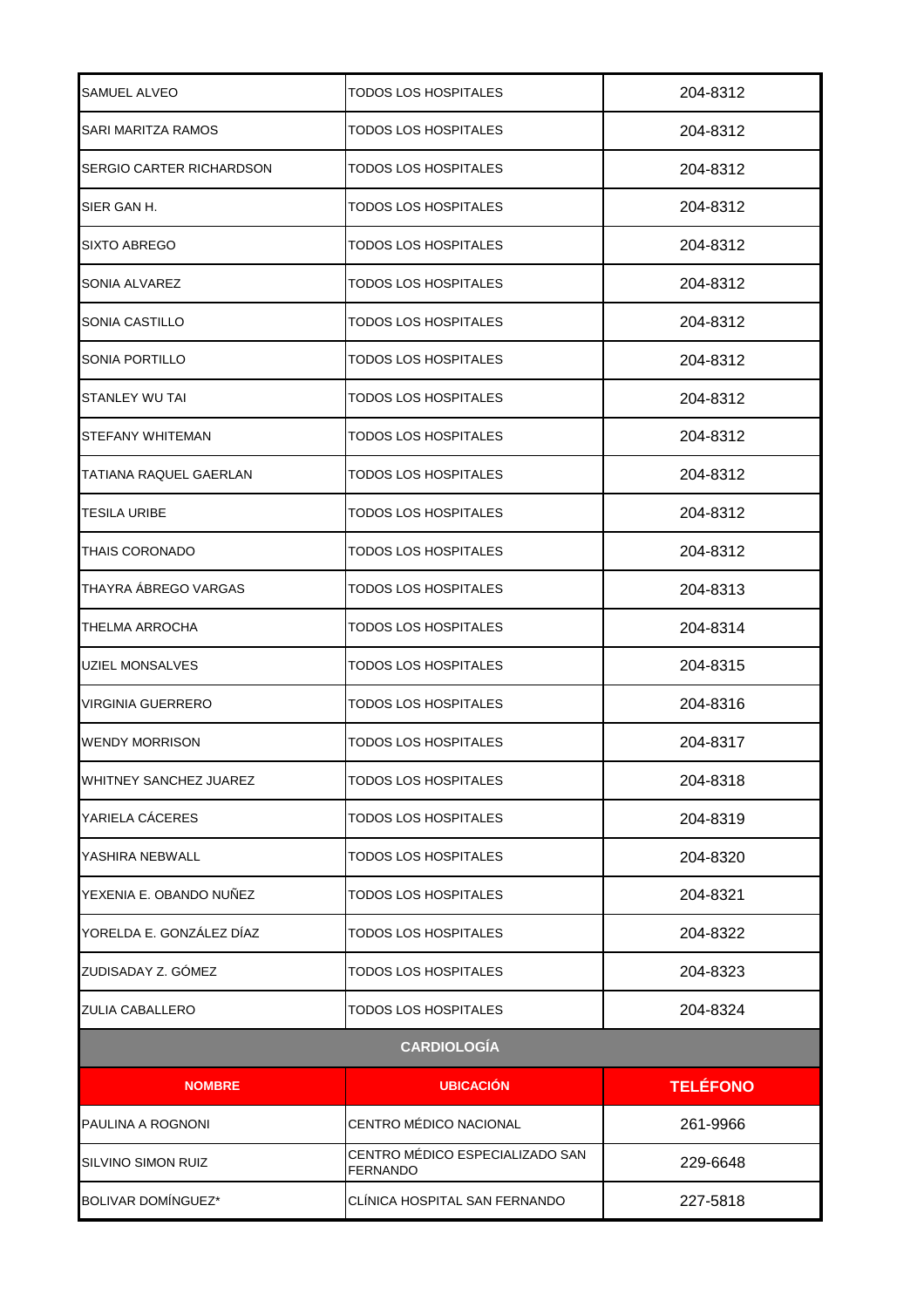| | | |
|---|---|---|
| SAMUEL ALVEO | TODOS LOS HOSPITALES | 204-8312 |
| SARI MARITZA RAMOS | TODOS LOS HOSPITALES | 204-8312 |
| SERGIO CARTER RICHARDSON | TODOS LOS HOSPITALES | 204-8312 |
| SIER GAN H. | TODOS LOS HOSPITALES | 204-8312 |
| SIXTO ABREGO | TODOS LOS HOSPITALES | 204-8312 |
| SONIA ALVAREZ | TODOS LOS HOSPITALES | 204-8312 |
| SONIA CASTILLO | TODOS LOS HOSPITALES | 204-8312 |
| SONIA PORTILLO | TODOS LOS HOSPITALES | 204-8312 |
| STANLEY WU TAI | TODOS LOS HOSPITALES | 204-8312 |
| STEFANY WHITEMAN | TODOS LOS HOSPITALES | 204-8312 |
| TATIANA RAQUEL GAERLAN | TODOS LOS HOSPITALES | 204-8312 |
| TESILA URIBE | TODOS LOS HOSPITALES | 204-8312 |
| THAIS CORONADO | TODOS LOS HOSPITALES | 204-8312 |
| THAYRA ÁBREGO VARGAS | TODOS LOS HOSPITALES | 204-8313 |
| THELMA ARROCHA | TODOS LOS HOSPITALES | 204-8314 |
| UZIEL MONSALVES | TODOS LOS HOSPITALES | 204-8315 |
| VIRGINIA GUERRERO | TODOS LOS HOSPITALES | 204-8316 |
| WENDY MORRISON | TODOS LOS HOSPITALES | 204-8317 |
| WHITNEY SANCHEZ JUAREZ | TODOS LOS HOSPITALES | 204-8318 |
| YARIELA CÁCERES | TODOS LOS HOSPITALES | 204-8319 |
| YASHIRA NEBWALL | TODOS LOS HOSPITALES | 204-8320 |
| YEXENIA E. OBANDO NUÑEZ | TODOS LOS HOSPITALES | 204-8321 |
| YORELDA E. GONZÁLEZ DÍAZ | TODOS LOS HOSPITALES | 204-8322 |
| ZUDISADAY Z. GÓMEZ | TODOS LOS HOSPITALES | 204-8323 |
| ZULIA CABALLERO | TODOS LOS HOSPITALES | 204-8324 |

## CARDIOLOGÍA

| NOMBRE | UBICACIÓN | TELÉFONO |
|---|---|---|
| PAULINA A ROGNONI | CENTRO MÉDICO NACIONAL | 261-9966 |
| SILVINO SIMON RUIZ | CENTRO MÉDICO ESPECIALIZADO SAN FERNANDO | 229-6648 |
| BOLIVAR DOMÍNGUEZ* | CLÍNICA HOSPITAL SAN FERNANDO | 227-5818 |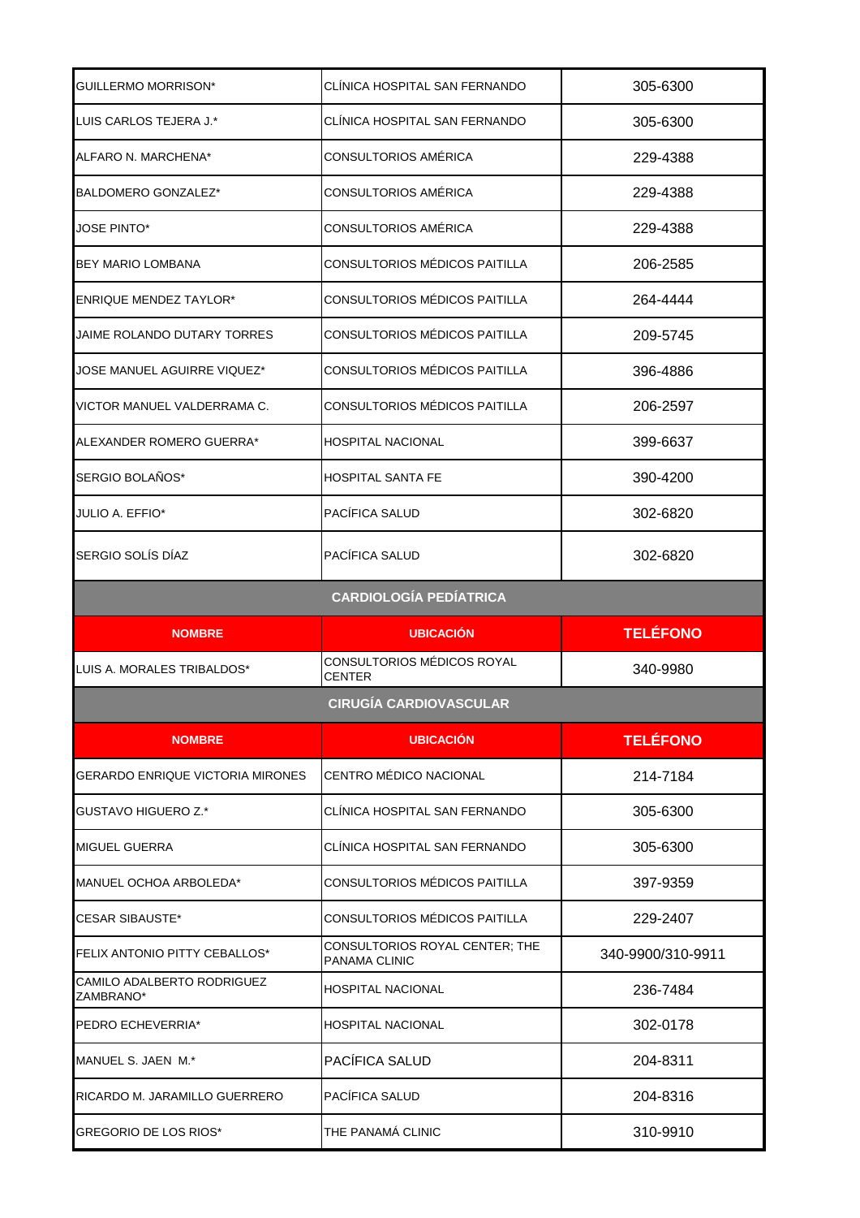| | | |
|---|---|---|
| GUILLERMO MORRISON* | CLÍNICA HOSPITAL SAN FERNANDO | 305-6300 |
| LUIS CARLOS TEJERA J.* | CLÍNICA HOSPITAL SAN FERNANDO | 305-6300 |
| ALFARO N. MARCHENA* | CONSULTORIOS AMÉRICA | 229-4388 |
| BALDOMERO GONZALEZ* | CONSULTORIOS AMÉRICA | 229-4388 |
| JOSE PINTO* | CONSULTORIOS AMÉRICA | 229-4388 |
| BEY MARIO LOMBANA | CONSULTORIOS MÉDICOS PAITILLA | 206-2585 |
| ENRIQUE MENDEZ TAYLOR* | CONSULTORIOS MÉDICOS PAITILLA | 264-4444 |
| JAIME ROLANDO DUTARY TORRES | CONSULTORIOS MÉDICOS PAITILLA | 209-5745 |
| JOSE MANUEL AGUIRRE VIQUEZ* | CONSULTORIOS MÉDICOS PAITILLA | 396-4886 |
| VICTOR MANUEL VALDERRAMA C. | CONSULTORIOS MÉDICOS PAITILLA | 206-2597 |
| ALEXANDER ROMERO GUERRA* | HOSPITAL NACIONAL | 399-6637 |
| SERGIO BOLAÑOS* | HOSPITAL SANTA FE | 390-4200 |
| JULIO A. EFFIO* | PACÍFICA SALUD | 302-6820 |
| SERGIO SOLÍS DÍAZ | PACÍFICA SALUD | 302-6820 |

## CARDIOLOGÍA PEDIÁTRICA

| NOMBRE | UBICACIÓN | TELÉFONO |
|---|---|---|
| LUIS A. MORALES TRIBALDOS* | CONSULTORIOS MÉDICOS ROYAL CENTER | 340-9980 |

## CIRUGÍA CARDIOVASCULAR

| NOMBRE | UBICACIÓN | TELÉFONO |
|---|---|---|
| GERARDO ENRIQUE VICTORIA MIRONES | CENTRO MÉDICO NACIONAL | 214-7184 |
| GUSTAVO HIGUERO Z.* | CLÍNICA HOSPITAL SAN FERNANDO | 305-6300 |
| MIGUEL GUERRA | CLÍNICA HOSPITAL SAN FERNANDO | 305-6300 |
| MANUEL OCHOA ARBOLEDA* | CONSULTORIOS MÉDICOS PAITILLA | 397-9359 |
| CESAR SIBAUSTE* | CONSULTORIOS MÉDICOS PAITILLA | 229-2407 |
| FELIX ANTONIO PITTY CEBALLOS* | CONSULTORIOS ROYAL CENTER; THE PANAMA CLINIC | 340-9900/310-9911 |
| CAMILO ADALBERTO RODRIGUEZ ZAMBRANO* | HOSPITAL NACIONAL | 236-7484 |
| PEDRO ECHEVERRIA* | HOSPITAL NACIONAL | 302-0178 |
| MANUEL S. JAEN M.* | PACÍFICA SALUD | 204-8311 |
| RICARDO M. JARAMILLO GUERRERO | PACÍFICA SALUD | 204-8316 |
| GREGORIO DE LOS RIOS* | THE PANAMÁ CLINIC | 310-9910 |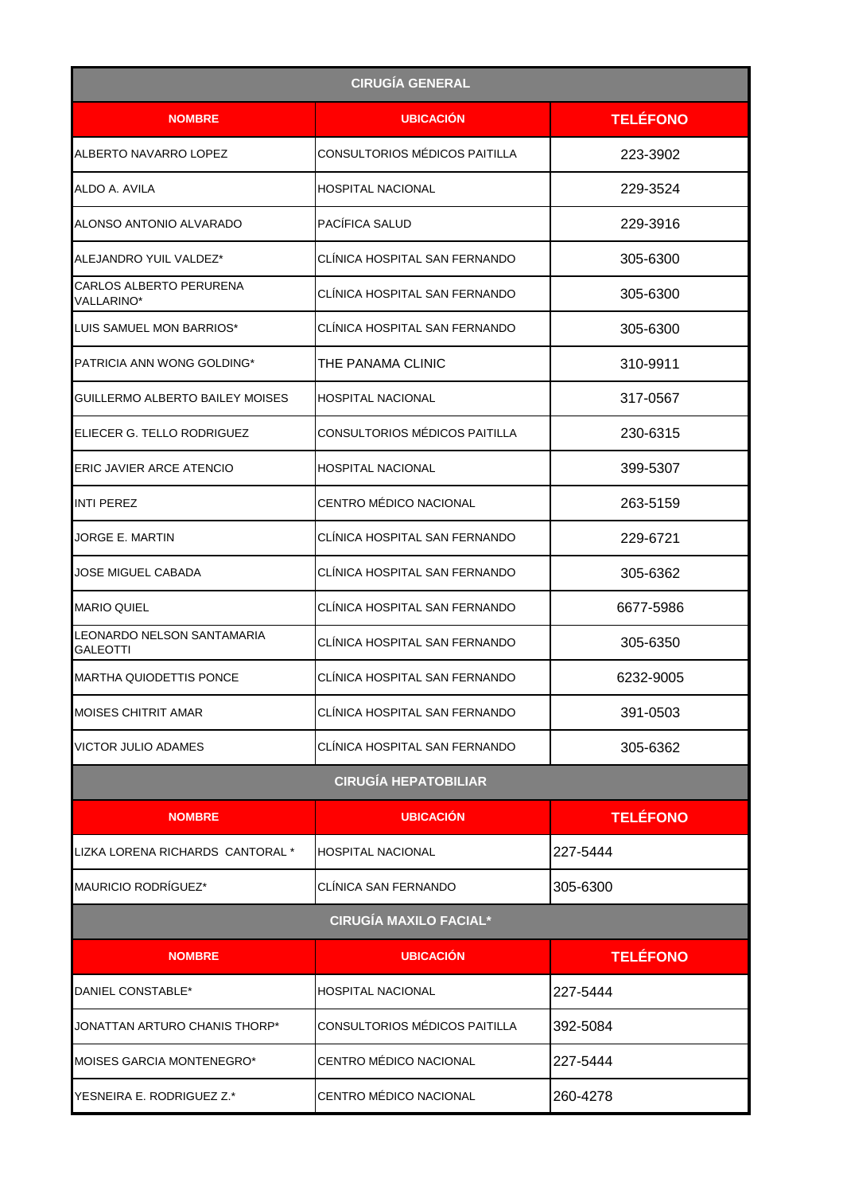| CIRUGÍA GENERAL | | |
|---|---|---|
| **NOMBRE** | **UBICACIÓN** | **TELÉFONO** |
| ALBERTO NAVARRO LOPEZ | CONSULTORIOS MÉDICOS PAITILLA | 223-3902 |
| ALDO A. AVILA | HOSPITAL NACIONAL | 229-3524 |
| ALONSO ANTONIO ALVARADO | PACÍFICA SALUD | 229-3916 |
| ALEJANDRO YUIL VALDEZ* | CLÍNICA HOSPITAL SAN FERNANDO | 305-6300 |
| CARLOS ALBERTO PERURENA VALLARINO* | CLÍNICA HOSPITAL SAN FERNANDO | 305-6300 |
| LUIS SAMUEL MON BARRIOS* | CLÍNICA HOSPITAL SAN FERNANDO | 305-6300 |
| PATRICIA ANN WONG GOLDING* | THE PANAMA CLINIC | 310-9911 |
| GUILLERMO ALBERTO BAILEY MOISES | HOSPITAL NACIONAL | 317-0567 |
| ELIECER G. TELLO RODRIGUEZ | CONSULTORIOS MÉDICOS PAITILLA | 230-6315 |
| ERIC JAVIER ARCE ATENCIO | HOSPITAL NACIONAL | 399-5307 |
| INTI PEREZ | CENTRO MÉDICO NACIONAL | 263-5159 |
| JORGE E. MARTIN | CLÍNICA HOSPITAL SAN FERNANDO | 229-6721 |
| JOSE MIGUEL CABADA | CLÍNICA HOSPITAL SAN FERNANDO | 305-6362 |
| MARIO QUIEL | CLÍNICA HOSPITAL SAN FERNANDO | 6677-5986 |
| LEONARDO NELSON SANTAMARIA GALEOTTI | CLÍNICA HOSPITAL SAN FERNANDO | 305-6350 |
| MARTHA QUIODETTIS PONCE | CLÍNICA HOSPITAL SAN FERNANDO | 6232-9005 |
| MOISES CHITRIT AMAR | CLÍNICA HOSPITAL SAN FERNANDO | 391-0503 |
| VICTOR JULIO ADAMES | CLÍNICA HOSPITAL SAN FERNANDO | 305-6362 |
| **CIRUGÍA HEPATOBILIAR** | | |
| **NOMBRE** | **UBICACIÓN** | **TELÉFONO** |
| LIZKA LORENA RICHARDS CANTORAL * | HOSPITAL NACIONAL | 227-5444 |
| MAURICIO RODRÍGUEZ* | CLÍNICA SAN FERNANDO | 305-6300 |
| **CIRUGÍA MAXILO FACIAL*** | | |
| **NOMBRE** | **UBICACIÓN** | **TELÉFONO** |
| DANIEL CONSTABLE* | HOSPITAL NACIONAL | 227-5444 |
| JONATTAN ARTURO CHANIS THORP* | CONSULTORIOS MÉDICOS PAITILLA | 392-5084 |
| MOISES GARCIA MONTENEGRO* | CENTRO MÉDICO NACIONAL | 227-5444 |
| YESNEIRA E. RODRIGUEZ Z.* | CENTRO MÉDICO NACIONAL | 260-4278 |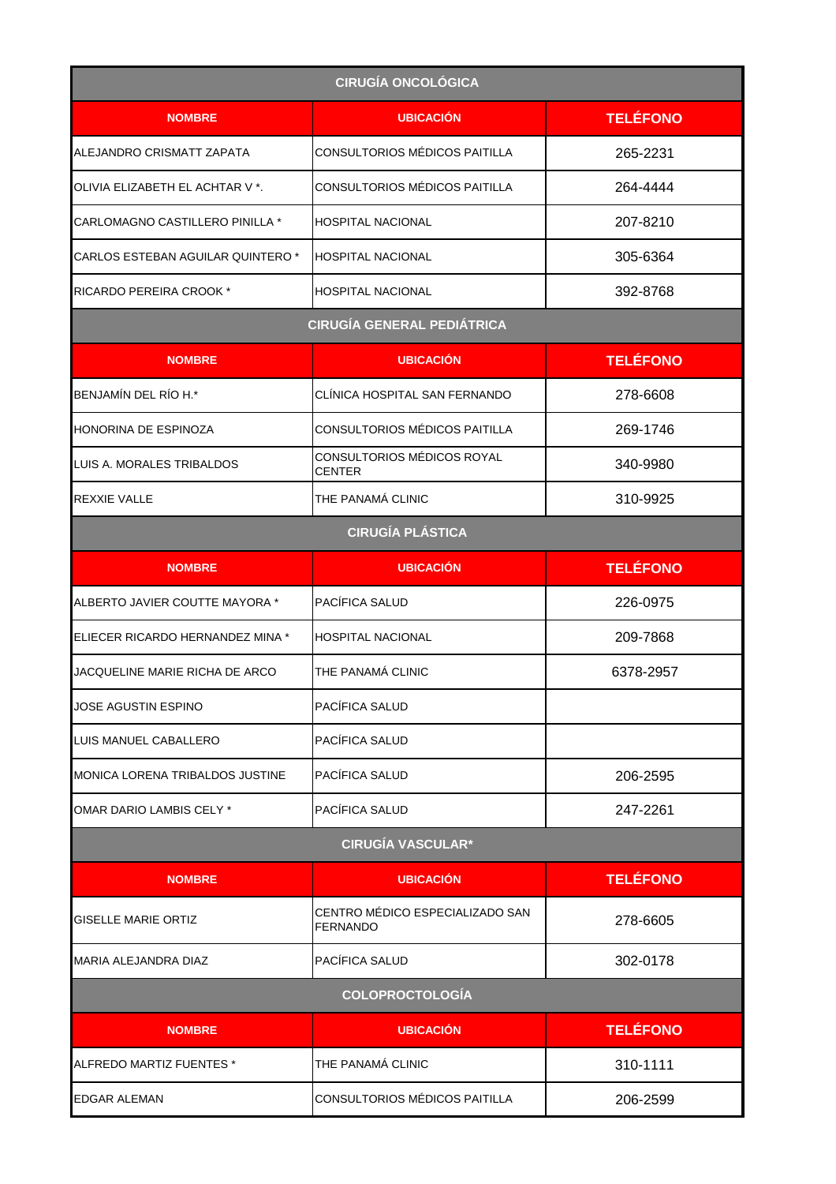## CIRUGÍA ONCOLÓGICA

| NOMBRE | UBICACIÓN | TELÉFONO |
|---|---|---|
| ALEJANDRO CRISMATT ZAPATA | CONSULTORIOS MÉDICOS PAITILLA | 265-2231 |
| OLIVIA ELIZABETH EL ACHTAR V *. | CONSULTORIOS MÉDICOS PAITILLA | 264-4444 |
| CARLOMAGNO CASTILLERO PINILLA * | HOSPITAL NACIONAL | 207-8210 |
| CARLOS ESTEBAN AGUILAR QUINTERO * | HOSPITAL NACIONAL | 305-6364 |
| RICARDO PEREIRA CROOK * | HOSPITAL NACIONAL | 392-8768 |

## CIRUGÍA GENERAL PEDIÁTRICA

| NOMBRE | UBICACIÓN | TELÉFONO |
|---|---|---|
| BENJAMÍN DEL RÍO H.* | CLÍNICA HOSPITAL SAN FERNANDO | 278-6608 |
| HONORINA DE ESPINOZA | CONSULTORIOS MÉDICOS PAITILLA | 269-1746 |
| LUIS A. MORALES TRIBALDOS | CONSULTORIOS MÉDICOS ROYAL CENTER | 340-9980 |
| REXXIE VALLE | THE PANAMÁ CLINIC | 310-9925 |

## CIRUGÍA PLÁSTICA

| NOMBRE | UBICACIÓN | TELÉFONO |
|---|---|---|
| ALBERTO JAVIER COUTTE MAYORA * | PACÍFICA SALUD | 226-0975 |
| ELIECER RICARDO HERNANDEZ MINA * | HOSPITAL NACIONAL | 209-7868 |
| JACQUELINE MARIE RICHA DE ARCO | THE PANAMÁ CLINIC | 6378-2957 |
| JOSE AGUSTIN ESPINO | PACÍFICA SALUD | |
| LUIS MANUEL CABALLERO | PACÍFICA SALUD | |
| MONICA LORENA TRIBALDOS JUSTINE | PACÍFICA SALUD | 206-2595 |
| OMAR DARIO LAMBIS CELY * | PACÍFICA SALUD | 247-2261 |

## CIRUGÍA VASCULAR*

| NOMBRE | UBICACIÓN | TELÉFONO |
|---|---|---|
| GISELLE MARIE ORTIZ | CENTRO MÉDICO ESPECIALIZADO SAN FERNANDO | 278-6605 |
| MARIA ALEJANDRA DIAZ | PACÍFICA SALUD | 302-0178 |

## COLOPROCTOLOGÍA

| NOMBRE | UBICACIÓN | TELÉFONO |
|---|---|---|
| ALFREDO MARTIZ FUENTES * | THE PANAMÁ CLINIC | 310-1111 |
| EDGAR ALEMAN | CONSULTORIOS MÉDICOS PAITILLA | 206-2599 |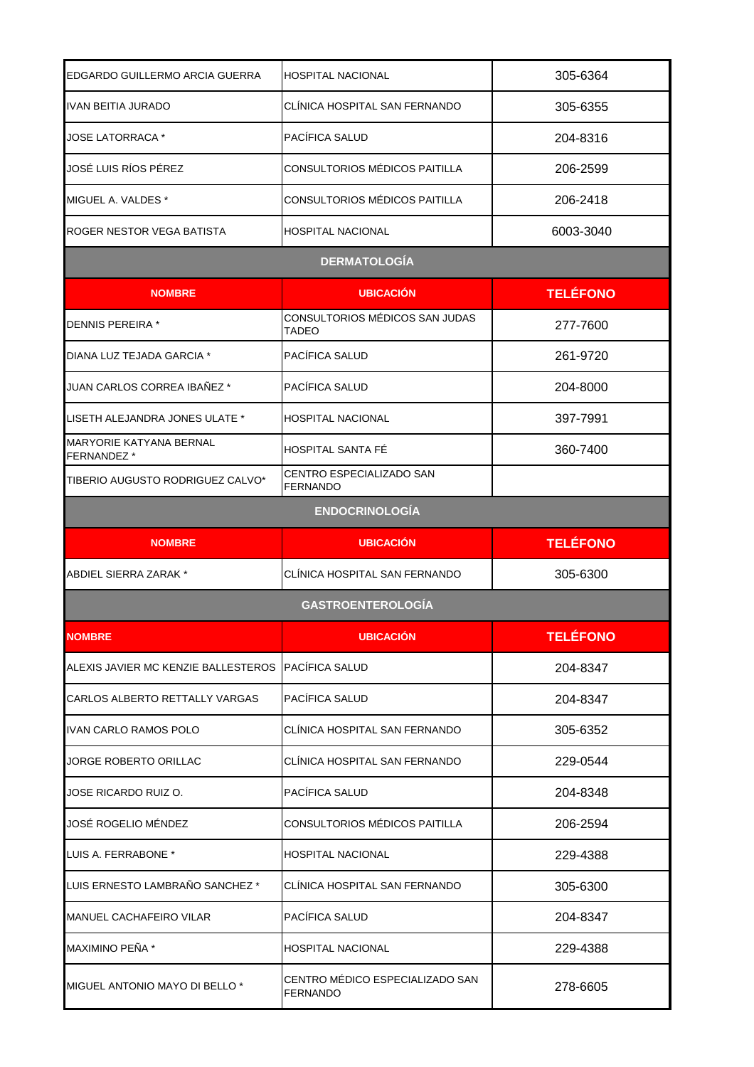| | | |
|---|---|---|
| EDGARDO GUILLERMO ARCIA GUERRA | HOSPITAL NACIONAL | 305-6364 |
| IVAN BEITIA JURADO | CLÍNICA HOSPITAL SAN FERNANDO | 305-6355 |
| JOSE LATORRACA * | PACÍFICA SALUD | 204-8316 |
| JOSÉ LUIS RÍOS PÉREZ | CONSULTORIOS MÉDICOS PAITILLA | 206-2599 |
| MIGUEL A. VALDES * | CONSULTORIOS MÉDICOS PAITILLA | 206-2418 |
| ROGER NESTOR VEGA BATISTA | HOSPITAL NACIONAL | 6003-3040 |

## DERMATOLOGÍA

| NOMBRE | UBICACIÓN | TELÉFONO |
|---|---|---|
| DENNIS PEREIRA * | CONSULTORIOS MÉDICOS SAN JUDAS TADEO | 277-7600 |
| DIANA LUZ TEJADA GARCIA * | PACÍFICA SALUD | 261-9720 |
| JUAN CARLOS CORREA IBAÑEZ * | PACÍFICA SALUD | 204-8000 |
| LISETH ALEJANDRA JONES ULATE * | HOSPITAL NACIONAL | 397-7991 |
| MARYORIE KATYANA BERNAL FERNANDEZ * | HOSPITAL SANTA FÉ | 360-7400 |
| TIBERIO AUGUSTO RODRIGUEZ CALVO* | CENTRO ESPECIALIZADO SAN FERNANDO | |

## ENDOCRINOLOGÍA

| NOMBRE | UBICACIÓN | TELÉFONO |
|---|---|---|
| ABDIEL SIERRA ZARAK * | CLÍNICA HOSPITAL SAN FERNANDO | 305-6300 |

## GASTROENTEROLOGÍA

| NOMBRE | UBICACIÓN | TELÉFONO |
|---|---|---|
| ALEXIS JAVIER MC KENZIE BALLESTEROS | PACÍFICA SALUD | 204-8347 |
| CARLOS ALBERTO RETTALLY VARGAS | PACÍFICA SALUD | 204-8347 |
| IVAN CARLO RAMOS POLO | CLÍNICA HOSPITAL SAN FERNANDO | 305-6352 |
| JORGE ROBERTO ORILLAC | CLÍNICA HOSPITAL SAN FERNANDO | 229-0544 |
| JOSE RICARDO RUIZ O. | PACÍFICA SALUD | 204-8348 |
| JOSÉ ROGELIO MÉNDEZ | CONSULTORIOS MÉDICOS PAITILLA | 206-2594 |
| LUIS A. FERRABONE * | HOSPITAL NACIONAL | 229-4388 |
| LUIS ERNESTO LAMBRAÑO SANCHEZ * | CLÍNICA HOSPITAL SAN FERNANDO | 305-6300 |
| MANUEL CACHAFEIRO VILAR | PACÍFICA SALUD | 204-8347 |
| MAXIMINO PEÑA * | HOSPITAL NACIONAL | 229-4388 |
| MIGUEL ANTONIO MAYO DI BELLO * | CENTRO MÉDICO ESPECIALIZADO SAN FERNANDO | 278-6605 |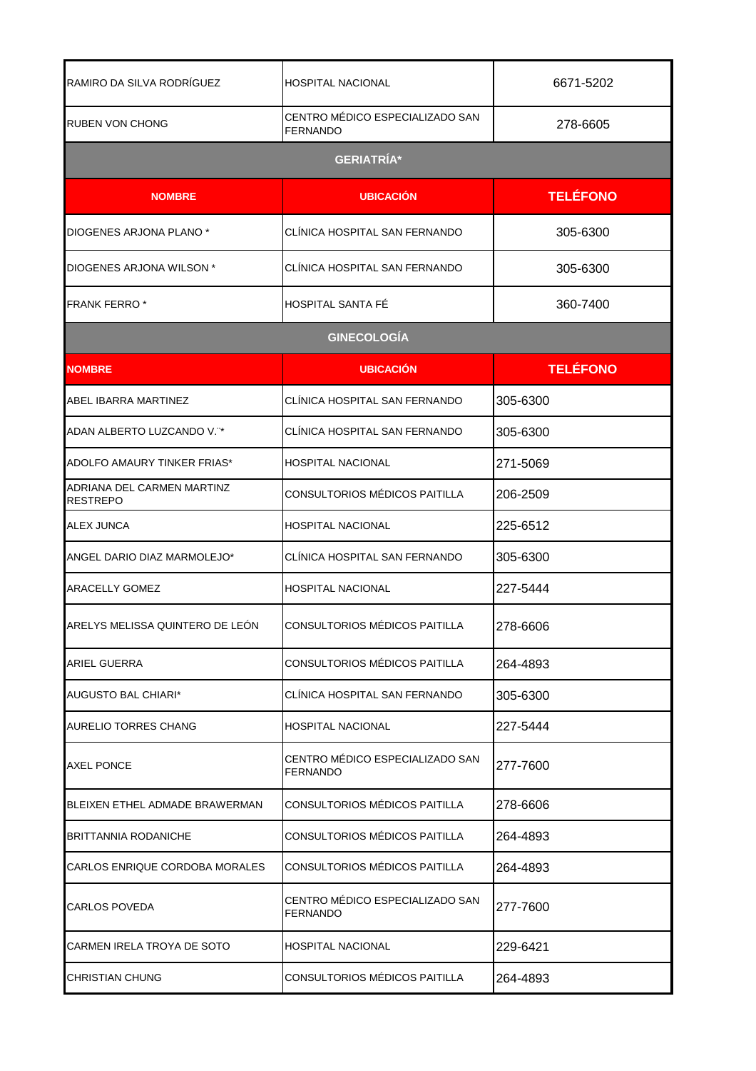| | | |
|---|---|---|
| RAMIRO DA SILVA RODRÍGUEZ | HOSPITAL NACIONAL | 6671-5202 |
| RUBEN VON CHONG | CENTRO MÉDICO ESPECIALIZADO SAN FERNANDO | 278-6605 |

## GERIATRÍA*

| NOMBRE | UBICACIÓN | TELÉFONO |
|---|---|---|
| DIOGENES ARJONA PLANO * | CLÍNICA HOSPITAL SAN FERNANDO | 305-6300 |
| DIOGENES ARJONA WILSON * | CLÍNICA HOSPITAL SAN FERNANDO | 305-6300 |
| FRANK FERRO * | HOSPITAL SANTA FÉ | 360-7400 |

## GINECOLOGÍA

| NOMBRE | UBICACIÓN | TELÉFONO |
|---|---|---|
| ABEL IBARRA MARTINEZ | CLÍNICA HOSPITAL SAN FERNANDO | 305-6300 |
| ADAN ALBERTO LUZCANDO V.¨* | CLÍNICA HOSPITAL SAN FERNANDO | 305-6300 |
| ADOLFO AMAURY TINKER FRIAS* | HOSPITAL NACIONAL | 271-5069 |
| ADRIANA DEL CARMEN MARTINZ RESTREPO | CONSULTORIOS MÉDICOS PAITILLA | 206-2509 |
| ALEX JUNCA | HOSPITAL NACIONAL | 225-6512 |
| ANGEL DARIO DIAZ MARMOLEJO* | CLÍNICA HOSPITAL SAN FERNANDO | 305-6300 |
| ARACELLY GOMEZ | HOSPITAL NACIONAL | 227-5444 |
| ARELYS MELISSA QUINTERO DE LEÓN | CONSULTORIOS MÉDICOS PAITILLA | 278-6606 |
| ARIEL GUERRA | CONSULTORIOS MÉDICOS PAITILLA | 264-4893 |
| AUGUSTO BAL CHIARI* | CLÍNICA HOSPITAL SAN FERNANDO | 305-6300 |
| AURELIO TORRES CHANG | HOSPITAL NACIONAL | 227-5444 |
| AXEL PONCE | CENTRO MÉDICO ESPECIALIZADO SAN FERNANDO | 277-7600 |
| BLEIXEN ETHEL ADMADE BRAWERMAN | CONSULTORIOS MÉDICOS PAITILLA | 278-6606 |
| BRITTANNIA RODANICHE | CONSULTORIOS MÉDICOS PAITILLA | 264-4893 |
| CARLOS ENRIQUE CORDOBA MORALES | CONSULTORIOS MÉDICOS PAITILLA | 264-4893 |
| CARLOS POVEDA | CENTRO MÉDICO ESPECIALIZADO SAN FERNANDO | 277-7600 |
| CARMEN IRELA TROYA DE SOTO | HOSPITAL NACIONAL | 229-6421 |
| CHRISTIAN CHUNG | CONSULTORIOS MÉDICOS PAITILLA | 264-4893 |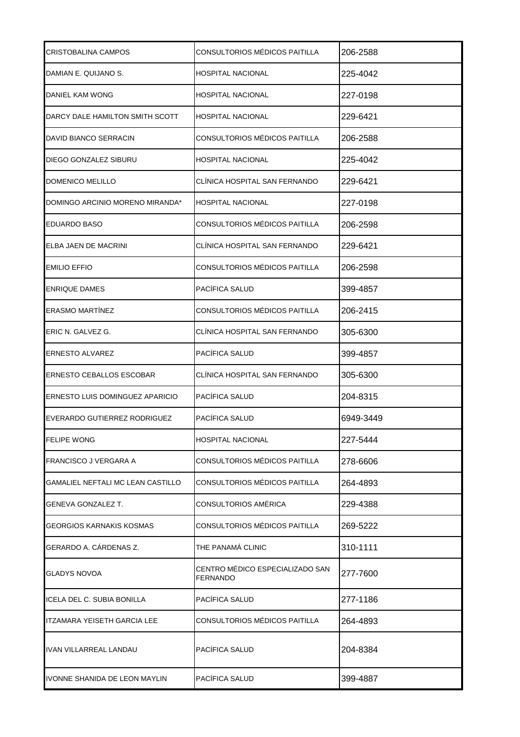| CRISTOBALINA CAMPOS | CONSULTORIOS MÉDICOS PAITILLA | 206-2588 |
|---|---|---|
| DAMIAN E. QUIJANO S. | HOSPITAL NACIONAL | 225-4042 |
| DANIEL KAM WONG | HOSPITAL NACIONAL | 227-0198 |
| DARCY DALE HAMILTON SMITH SCOTT | HOSPITAL NACIONAL | 229-6421 |
| DAVID BIANCO SERRACIN | CONSULTORIOS MÉDICOS PAITILLA | 206-2588 |
| DIEGO GONZALEZ SIBURU | HOSPITAL NACIONAL | 225-4042 |
| DOMENICO MELILLO | CLÍNICA HOSPITAL SAN FERNANDO | 229-6421 |
| DOMINGO ARCINIO MORENO MIRANDA* | HOSPITAL NACIONAL | 227-0198 |
| EDUARDO BASO | CONSULTORIOS MÉDICOS PAITILLA | 206-2598 |
| ELBA JAEN DE MACRINI | CLÍNICA HOSPITAL SAN FERNANDO | 229-6421 |
| EMILIO EFFIO | CONSULTORIOS MÉDICOS PAITILLA | 206-2598 |
| ENRIQUE DAMES | PACÍFICA SALUD | 399-4857 |
| ERASMO MARTÍNEZ | CONSULTORIOS MÉDICOS PAITILLA | 206-2415 |
| ERIC N. GALVEZ G. | CLÍNICA HOSPITAL SAN FERNANDO | 305-6300 |
| ERNESTO ALVAREZ | PACÍFICA SALUD | 399-4857 |
| ERNESTO CEBALLOS ESCOBAR | CLÍNICA HOSPITAL SAN FERNANDO | 305-6300 |
| ERNESTO LUIS DOMINGUEZ APARICIO | PACÍFICA SALUD | 204-8315 |
| EVERARDO GUTIERREZ RODRIGUEZ | PACÍFICA SALUD | 6949-3449 |
| FELIPE WONG | HOSPITAL NACIONAL | 227-5444 |
| FRANCISCO J VERGARA A | CONSULTORIOS MÉDICOS PAITILLA | 278-6606 |
| GAMALIEL NEFTALI MC LEAN CASTILLO | CONSULTORIOS MÉDICOS PAITILLA | 264-4893 |
| GENEVA GONZALEZ T. | CONSULTORIOS AMÉRICA | 229-4388 |
| GEORGIOS KARNAKIS KOSMAS | CONSULTORIOS MÉDICOS PAITILLA | 269-5222 |
| GERARDO A. CÁRDENAS Z. | THE PANAMÁ CLINIC | 310-1111 |
| GLADYS NOVOA | CENTRO MÉDICO ESPECIALIZADO SAN FERNANDO | 277-7600 |
| ICELA DEL C. SUBIA BONILLA | PACÍFICA SALUD | 277-1186 |
| ITZAMARA YEISETH GARCIA LEE | CONSULTORIOS MÉDICOS PAITILLA | 264-4893 |
| IVAN VILLARREAL LANDAU | PACÍFICA SALUD | 204-8384 |
| IVONNE SHANIDA DE LEON MAYLIN | PACÍFICA SALUD | 399-4887 |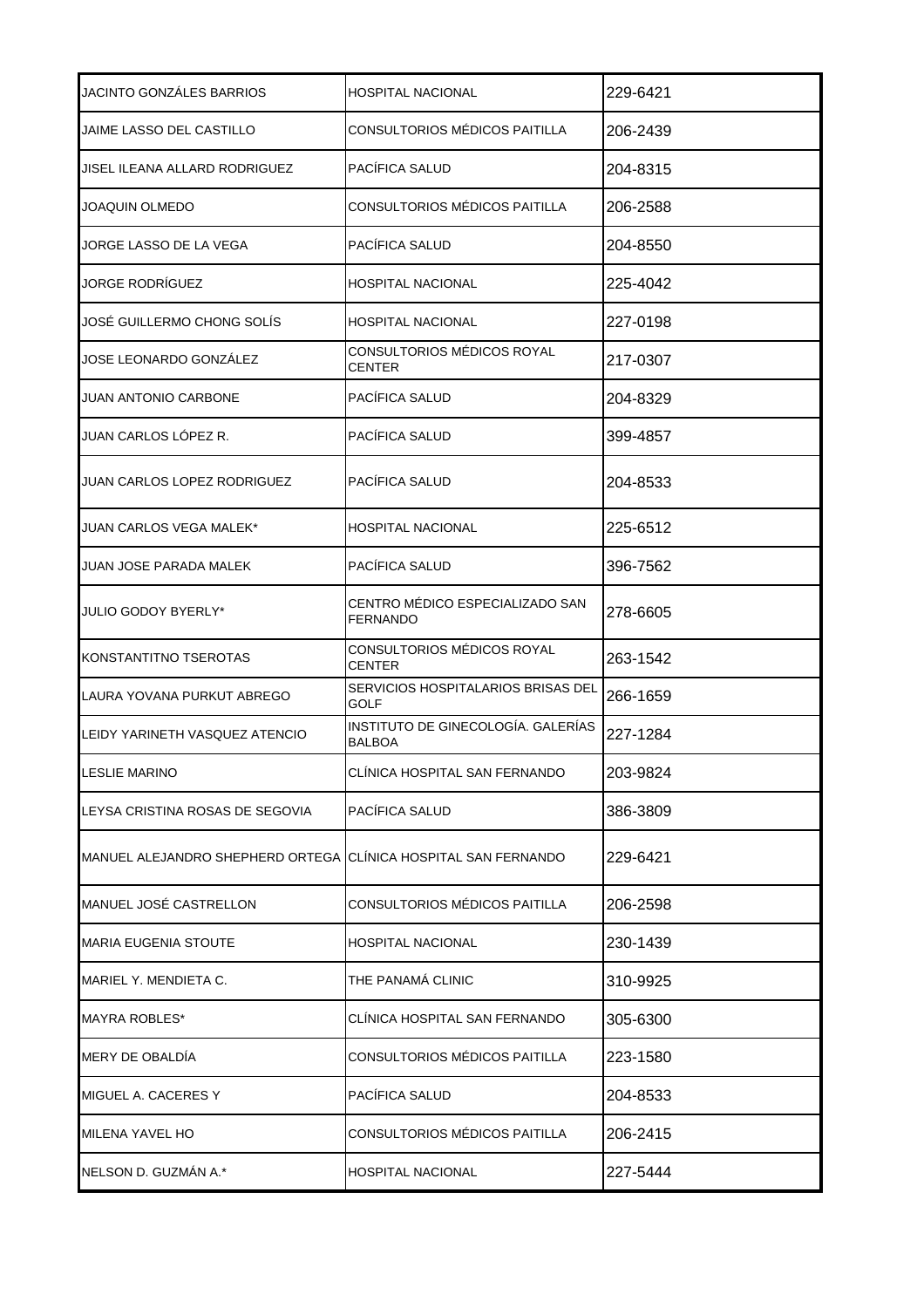| | | |
|---|---|---|
| JACINTO GONZÁLES BARRIOS | HOSPITAL NACIONAL | 229-6421 |
| JAIME LASSO DEL CASTILLO | CONSULTORIOS MÉDICOS PAITILLA | 206-2439 |
| JISEL ILEANA ALLARD RODRIGUEZ | PACÍFICA SALUD | 204-8315 |
| JOAQUIN OLMEDO | CONSULTORIOS MÉDICOS PAITILLA | 206-2588 |
| JORGE LASSO DE LA VEGA | PACÍFICA SALUD | 204-8550 |
| JORGE RODRÍGUEZ | HOSPITAL NACIONAL | 225-4042 |
| JOSÉ GUILLERMO CHONG SOLÍS | HOSPITAL NACIONAL | 227-0198 |
| JOSE LEONARDO GONZÁLEZ | CONSULTORIOS MÉDICOS ROYAL CENTER | 217-0307 |
| JUAN ANTONIO CARBONE | PACÍFICA SALUD | 204-8329 |
| JUAN CARLOS LÓPEZ R. | PACÍFICA SALUD | 399-4857 |
| JUAN CARLOS LOPEZ RODRIGUEZ | PACÍFICA SALUD | 204-8533 |
| JUAN CARLOS VEGA MALEK* | HOSPITAL NACIONAL | 225-6512 |
| JUAN JOSE PARADA MALEK | PACÍFICA SALUD | 396-7562 |
| JULIO GODOY BYERLY* | CENTRO MÉDICO ESPECIALIZADO SAN FERNANDO | 278-6605 |
| KONSTANTITNO TSEROTAS | CONSULTORIOS MÉDICOS ROYAL CENTER | 263-1542 |
| LAURA YOVANA PURKUT ABREGO | SERVICIOS HOSPITALARIOS BRISAS DEL GOLF | 266-1659 |
| LEIDY YARINETH VASQUEZ ATENCIO | INSTITUTO DE GINECOLOGÍA. GALERÍAS BALBOA | 227-1284 |
| LESLIE MARINO | CLÍNICA HOSPITAL SAN FERNANDO | 203-9824 |
| LEYSA CRISTINA ROSAS DE SEGOVIA | PACÍFICA SALUD | 386-3809 |
| MANUEL ALEJANDRO SHEPHERD ORTEGA | CLÍNICA HOSPITAL SAN FERNANDO | 229-6421 |
| MANUEL JOSÉ CASTRELLON | CONSULTORIOS MÉDICOS PAITILLA | 206-2598 |
| MARIA EUGENIA STOUTE | HOSPITAL NACIONAL | 230-1439 |
| MARIEL Y. MENDIETA C. | THE PANAMÁ CLINIC | 310-9925 |
| MAYRA ROBLES* | CLÍNICA HOSPITAL SAN FERNANDO | 305-6300 |
| MERY DE OBALDÍA | CONSULTORIOS MÉDICOS PAITILLA | 223-1580 |
| MIGUEL A. CACERES Y | PACÍFICA SALUD | 204-8533 |
| MILENA YAVEL HO | CONSULTORIOS MÉDICOS PAITILLA | 206-2415 |
| NELSON D. GUZMÁN A.* | HOSPITAL NACIONAL | 227-5444 |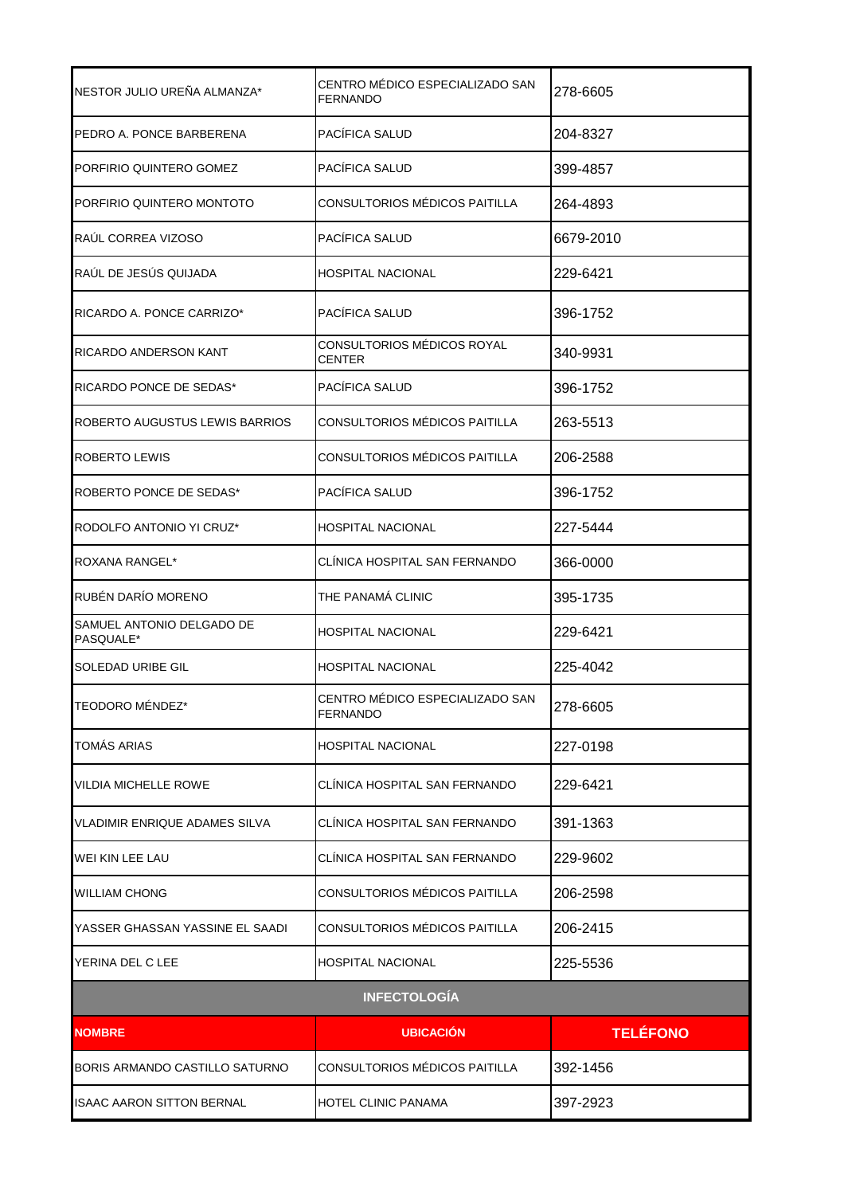| | | |
|---|---|---|
| NESTOR JULIO UREÑA ALMANZA* | CENTRO MÉDICO ESPECIALIZADO SAN FERNANDO | 278-6605 |
| PEDRO A. PONCE BARBERENA | PACÍFICA SALUD | 204-8327 |
| PORFIRIO QUINTERO GOMEZ | PACÍFICA SALUD | 399-4857 |
| PORFIRIO QUINTERO MONTOTO | CONSULTORIOS MÉDICOS PAITILLA | 264-4893 |
| RAÚL CORREA VIZOSO | PACÍFICA SALUD | 6679-2010 |
| RAÚL DE JESÚS QUIJADA | HOSPITAL NACIONAL | 229-6421 |
| RICARDO A. PONCE CARRIZO* | PACÍFICA SALUD | 396-1752 |
| RICARDO ANDERSON KANT | CONSULTORIOS MÉDICOS ROYAL CENTER | 340-9931 |
| RICARDO PONCE DE SEDAS* | PACÍFICA SALUD | 396-1752 |
| ROBERTO AUGUSTUS LEWIS BARRIOS | CONSULTORIOS MÉDICOS PAITILLA | 263-5513 |
| ROBERTO LEWIS | CONSULTORIOS MÉDICOS PAITILLA | 206-2588 |
| ROBERTO PONCE DE SEDAS* | PACÍFICA SALUD | 396-1752 |
| RODOLFO ANTONIO YI CRUZ* | HOSPITAL NACIONAL | 227-5444 |
| ROXANA RANGEL* | CLÍNICA HOSPITAL SAN FERNANDO | 366-0000 |
| RUBÉN DARÍO MORENO | THE PANAMÁ CLINIC | 395-1735 |
| SAMUEL ANTONIO DELGADO DE PASQUALE* | HOSPITAL NACIONAL | 229-6421 |
| SOLEDAD URIBE GIL | HOSPITAL NACIONAL | 225-4042 |
| TEODORO MÉNDEZ* | CENTRO MÉDICO ESPECIALIZADO SAN FERNANDO | 278-6605 |
| TOMÁS ARIAS | HOSPITAL NACIONAL | 227-0198 |
| VILDIA MICHELLE ROWE | CLÍNICA HOSPITAL SAN FERNANDO | 229-6421 |
| VLADIMIR ENRIQUE ADAMES SILVA | CLÍNICA HOSPITAL SAN FERNANDO | 391-1363 |
| WEI KIN LEE LAU | CLÍNICA HOSPITAL SAN FERNANDO | 229-9602 |
| WILLIAM CHONG | CONSULTORIOS MÉDICOS PAITILLA | 206-2598 |
| YASSER GHASSAN YASSINE EL SAADI | CONSULTORIOS MÉDICOS PAITILLA | 206-2415 |
| YERINA DEL C LEE | HOSPITAL NACIONAL | 225-5536 |

## INFECTOLOGÍA

| NOMBRE | UBICACIÓN | TELÉFONO |
|---|---|---|
| BORIS ARMANDO CASTILLO SATURNO | CONSULTORIOS MÉDICOS PAITILLA | 392-1456 |
| ISAAC AARON SITTON BERNAL | HOTEL CLINIC PANAMA | 397-2923 |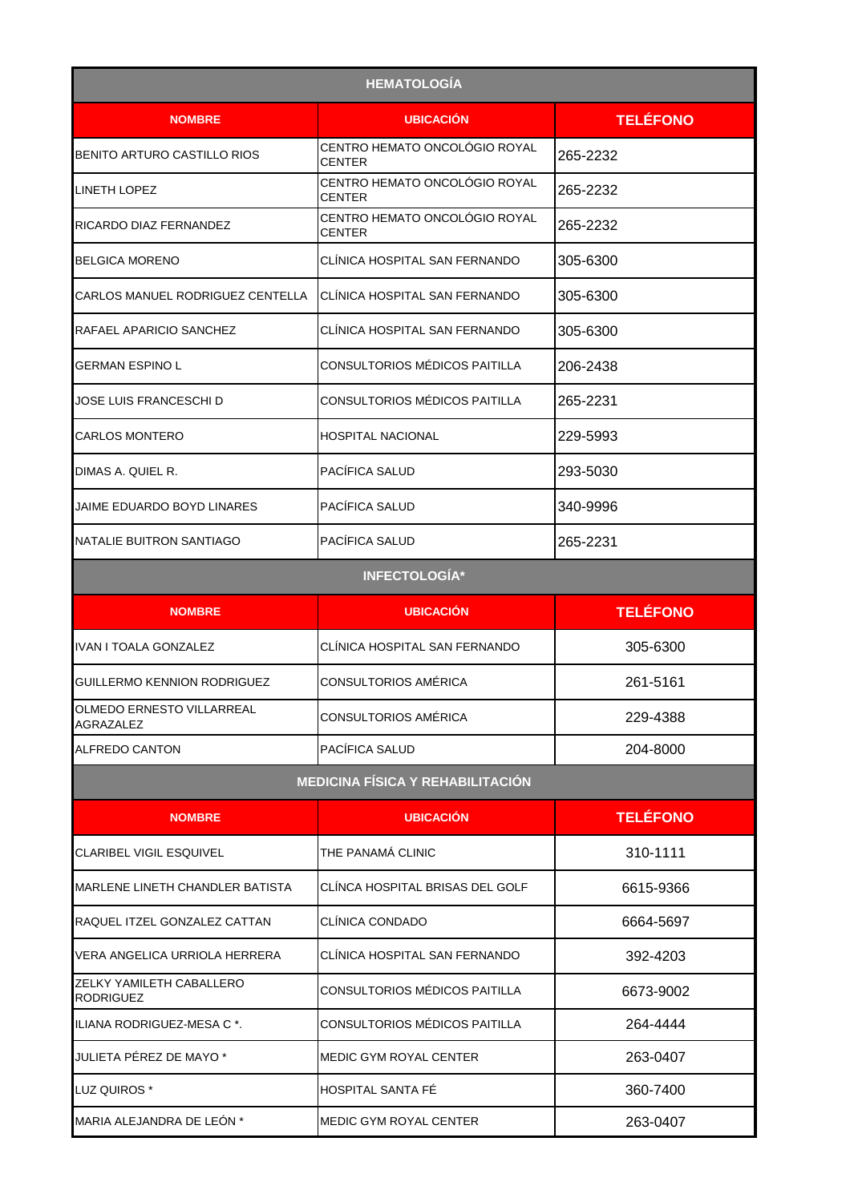## HEMATOLOGÍA

| NOMBRE | UBICACIÓN | TELÉFONO |
|---|---|---|
| BENITO ARTURO CASTILLO RIOS | CENTRO HEMATO ONCOLÓGIO ROYAL CENTER | 265-2232 |
| LINETH LOPEZ | CENTRO HEMATO ONCOLÓGIO ROYAL CENTER | 265-2232 |
| RICARDO DIAZ FERNANDEZ | CENTRO HEMATO ONCOLÓGIO ROYAL CENTER | 265-2232 |
| BELGICA MORENO | CLÍNICA HOSPITAL SAN FERNANDO | 305-6300 |
| CARLOS MANUEL RODRIGUEZ CENTELLA | CLÍNICA HOSPITAL SAN FERNANDO | 305-6300 |
| RAFAEL APARICIO SANCHEZ | CLÍNICA HOSPITAL SAN FERNANDO | 305-6300 |
| GERMAN ESPINO L | CONSULTORIOS MÉDICOS PAITILLA | 206-2438 |
| JOSE LUIS FRANCESCHI D | CONSULTORIOS MÉDICOS PAITILLA | 265-2231 |
| CARLOS MONTERO | HOSPITAL NACIONAL | 229-5993 |
| DIMAS A. QUIEL R. | PACÍFICA SALUD | 293-5030 |
| JAIME EDUARDO BOYD LINARES | PACÍFICA SALUD | 340-9996 |
| NATALIE BUITRON SANTIAGO | PACÍFICA SALUD | 265-2231 |

## INFECTOLOGÍA*

| NOMBRE | UBICACIÓN | TELÉFONO |
|---|---|---|
| IVAN I TOALA GONZALEZ | CLÍNICA HOSPITAL SAN FERNANDO | 305-6300 |
| GUILLERMO KENNION RODRIGUEZ | CONSULTORIOS AMÉRICA | 261-5161 |
| OLMEDO ERNESTO VILLARREAL AGRAZALEZ | CONSULTORIOS AMÉRICA | 229-4388 |
| ALFREDO CANTON | PACÍFICA SALUD | 204-8000 |

## MEDICINA FÍSICA Y REHABILITACIÓN

| NOMBRE | UBICACIÓN | TELÉFONO |
|---|---|---|
| CLARIBEL VIGIL ESQUIVEL | THE PANAMÁ CLINIC | 310-1111 |
| MARLENE LINETH CHANDLER BATISTA | CLÍNCA HOSPITAL BRISAS DEL GOLF | 6615-9366 |
| RAQUEL ITZEL GONZALEZ CATTAN | CLÍNICA CONDADO | 6664-5697 |
| VERA ANGELICA URRIOLA HERRERA | CLÍNICA HOSPITAL SAN FERNANDO | 392-4203 |
| ZELKY YAMILETH CABALLERO RODRIGUEZ | CONSULTORIOS MÉDICOS PAITILLA | 6673-9002 |
| ILIANA RODRIGUEZ-MESA C *. | CONSULTORIOS MÉDICOS PAITILLA | 264-4444 |
| JULIETA PÉREZ DE MAYO * | MEDIC GYM ROYAL CENTER | 263-0407 |
| LUZ QUIROS * | HOSPITAL SANTA FÉ | 360-7400 |
| MARIA ALEJANDRA DE LEÓN * | MEDIC GYM ROYAL CENTER | 263-0407 |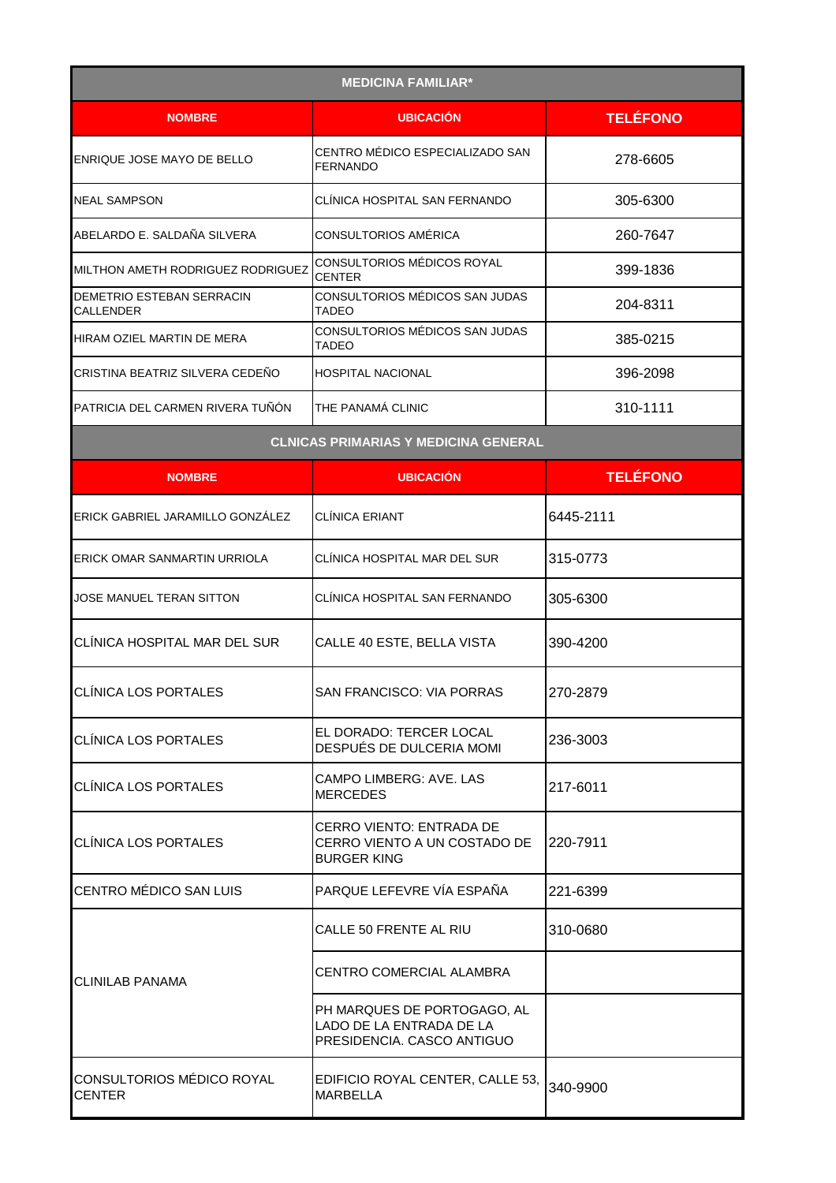| MEDICINA FAMILIAR* | | |
|---|---|---|
| **NOMBRE** | **UBICACIÓN** | **TELÉFONO** |
| ENRIQUE JOSE MAYO DE BELLO | CENTRO MÉDICO ESPECIALIZADO SAN FERNANDO | 278-6605 |
| NEAL SAMPSON | CLÍNICA HOSPITAL SAN FERNANDO | 305-6300 |
| ABELARDO E. SALDAÑA SILVERA | CONSULTORIOS AMÉRICA | 260-7647 |
| MILTHON AMETH RODRIGUEZ RODRIGUEZ | CONSULTORIOS MÉDICOS ROYAL CENTER | 399-1836 |
| DEMETRIO ESTEBAN SERRACIN CALLENDER | CONSULTORIOS MÉDICOS SAN JUDAS TADEO | 204-8311 |
| HIRAM OZIEL MARTIN DE MERA | CONSULTORIOS MÉDICOS SAN JUDAS TADEO | 385-0215 |
| CRISTINA BEATRIZ SILVERA CEDEÑO | HOSPITAL NACIONAL | 396-2098 |
| PATRICIA DEL CARMEN RIVERA TUÑÓN | THE PANAMÁ CLINIC | 310-1111 |

| CLNICAS PRIMARIAS Y MEDICINA GENERAL | | |
|---|---|---|
| **NOMBRE** | **UBICACIÓN** | **TELÉFONO** |
| ERICK GABRIEL JARAMILLO GONZÁLEZ | CLÍNICA ERIANT | 6445-2111 |
| ERICK OMAR SANMARTIN URRIOLA | CLÍNICA HOSPITAL MAR DEL SUR | 315-0773 |
| JOSE MANUEL TERAN SITTON | CLÍNICA HOSPITAL SAN FERNANDO | 305-6300 |
| CLÍNICA HOSPITAL MAR DEL SUR | CALLE 40 ESTE, BELLA VISTA | 390-4200 |
| CLÍNICA LOS PORTALES | SAN FRANCISCO: VIA PORRAS | 270-2879 |
| CLÍNICA LOS PORTALES | EL DORADO: TERCER LOCAL DESPUÉS DE DULCERIA MOMI | 236-3003 |
| CLÍNICA LOS PORTALES | CAMPO LIMBERG: AVE. LAS MERCEDES | 217-6011 |
| CLÍNICA LOS PORTALES | CERRO VIENTO: ENTRADA DE CERRO VIENTO A UN COSTADO DE BURGER KING | 220-7911 |
| CENTRO MÉDICO SAN LUIS | PARQUE LEFEVRE VÍA ESPAÑA | 221-6399 |
| CLINILAB PANAMA | CALLE 50 FRENTE AL RIU | 310-0680 |
| | CENTRO COMERCIAL ALAMBRA | |
| | PH MARQUES DE PORTOGAGO, AL LADO DE LA ENTRADA DE LA PRESIDENCIA. CASCO ANTIGUO | |
| CONSULTORIOS MÉDICO ROYAL CENTER | EDIFICIO ROYAL CENTER, CALLE 53, MARBELLA | 340-9900 |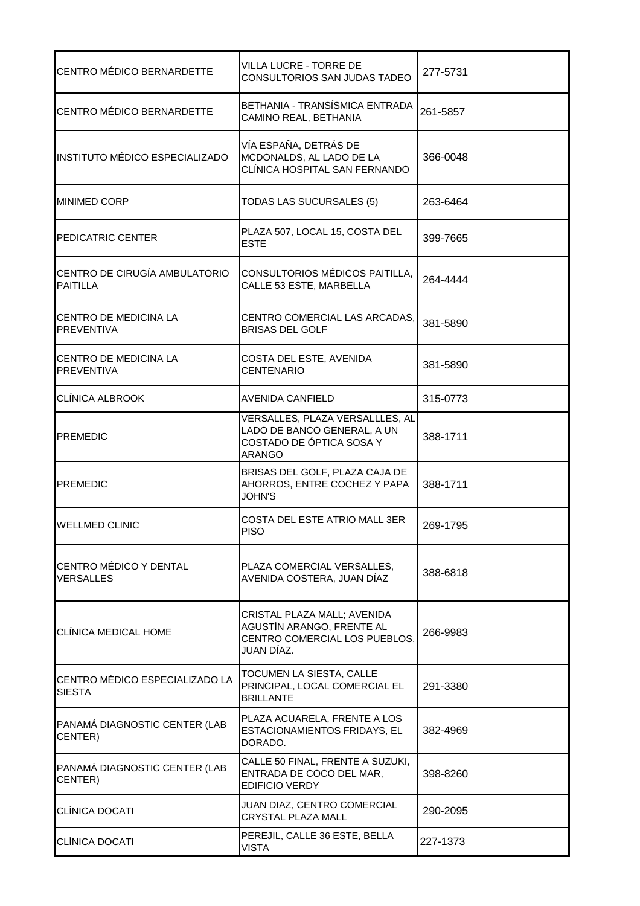| | | |
|---|---|---|
| CENTRO MÉDICO BERNARDETTE | VILLA LUCRE - TORRE DE CONSULTORIOS SAN JUDAS TADEO | 277-5731 |
| CENTRO MÉDICO BERNARDETTE | BETHANIA - TRANSÍSMICA ENTRADA CAMINO REAL, BETHANIA | 261-5857 |
| INSTITUTO MÉDICO ESPECIALIZADO | VÍA ESPAÑA, DETRÁS DE MCDONALDS, AL LADO DE LA CLÍNICA HOSPITAL SAN FERNANDO | 366-0048 |
| MINIMED CORP | TODAS LAS SUCURSALES (5) | 263-6464 |
| PEDICATRIC CENTER | PLAZA 507, LOCAL 15, COSTA DEL ESTE | 399-7665 |
| CENTRO DE CIRUGÍA AMBULATORIO PAITILLA | CONSULTORIOS MÉDICOS PAITILLA, CALLE 53 ESTE, MARBELLA | 264-4444 |
| CENTRO DE MEDICINA LA PREVENTIVA | CENTRO COMERCIAL LAS ARCADAS, BRISAS DEL GOLF | 381-5890 |
| CENTRO DE MEDICINA LA PREVENTIVA | COSTA DEL ESTE, AVENIDA CENTENARIO | 381-5890 |
| CLÍNICA ALBROOK | AVENIDA CANFIELD | 315-0773 |
| PREMEDIC | VERSALLES, PLAZA VERSALLLES, AL LADO DE BANCO GENERAL, A UN COSTADO DE ÓPTICA SOSA Y ARANGO | 388-1711 |
| PREMEDIC | BRISAS DEL GOLF, PLAZA CAJA DE AHORROS, ENTRE COCHEZ Y PAPA JOHN'S | 388-1711 |
| WELLMED CLINIC | COSTA DEL ESTE ATRIO MALL 3ER PISO | 269-1795 |
| CENTRO MÉDICO Y DENTAL VERSALLES | PLAZA COMERCIAL VERSALLES, AVENIDA COSTERA, JUAN DÍAZ | 388-6818 |
| CLÍNICA MEDICAL HOME | CRISTAL PLAZA MALL; AVENIDA AGUSTÍN ARANGO, FRENTE AL CENTRO COMERCIAL LOS PUEBLOS, JUAN DÍAZ. | 266-9983 |
| CENTRO MÉDICO ESPECIALIZADO LA SIESTA | TOCUMEN LA SIESTA, CALLE PRINCIPAL, LOCAL COMERCIAL EL BRILLANTE | 291-3380 |
| PANAMÁ DIAGNOSTIC CENTER (LAB CENTER) | PLAZA ACUARELA, FRENTE A LOS ESTACIONAMIENTOS FRIDAYS, EL DORADO. | 382-4969 |
| PANAMÁ DIAGNOSTIC CENTER (LAB CENTER) | CALLE 50 FINAL, FRENTE A SUZUKI, ENTRADA DE COCO DEL MAR, EDIFICIO VERDY | 398-8260 |
| CLÍNICA DOCATI | JUAN DIAZ, CENTRO COMERCIAL CRYSTAL PLAZA MALL | 290-2095 |
| CLÍNICA DOCATI | PEREJIL, CALLE 36 ESTE, BELLA VISTA | 227-1373 |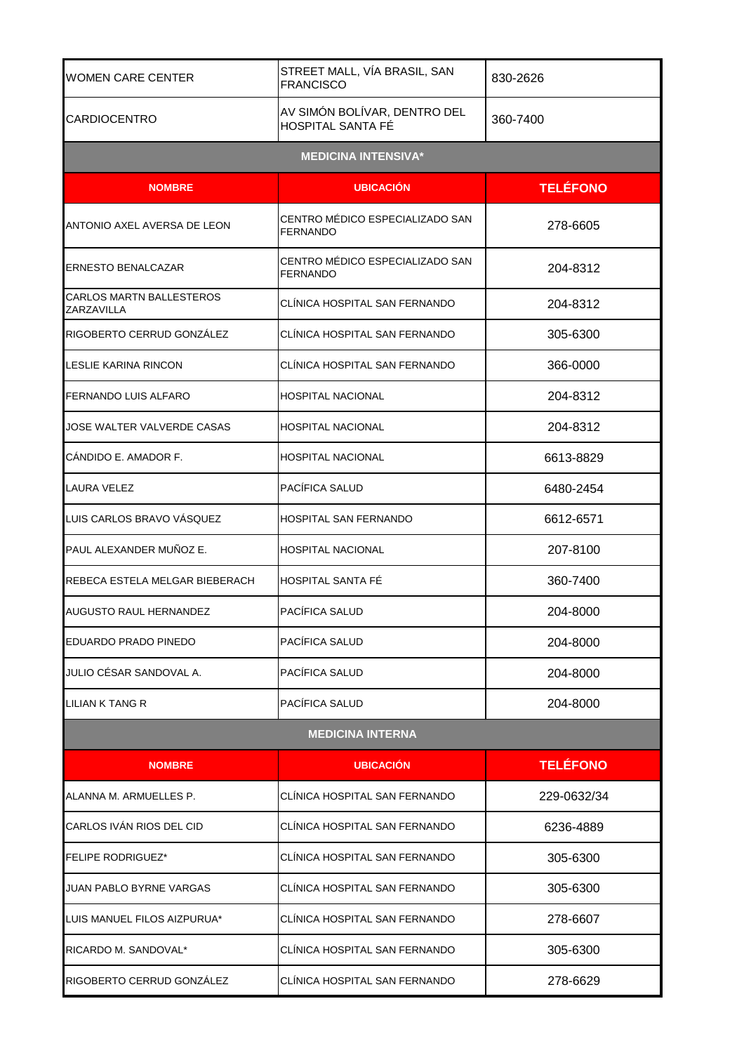| | | |
|---|---|---|
| WOMEN CARE CENTER | STREET MALL, VÍA BRASIL, SAN FRANCISCO | 830-2626 |
| CARDIOCENTRO | AV SIMÓN BOLÍVAR, DENTRO DEL HOSPITAL SANTA FÉ | 360-7400 |

**MEDICINA INTENSIVA***

| NOMBRE | UBICACIÓN | TELÉFONO |
|---|---|---|
| ANTONIO AXEL AVERSA DE LEON | CENTRO MÉDICO ESPECIALIZADO SAN FERNANDO | 278-6605 |
| ERNESTO BENALCAZAR | CENTRO MÉDICO ESPECIALIZADO SAN FERNANDO | 204-8312 |
| CARLOS MARTN BALLESTEROS ZARZAVILLA | CLÍNICA HOSPITAL SAN FERNANDO | 204-8312 |
| RIGOBERTO CERRUD GONZÁLEZ | CLÍNICA HOSPITAL SAN FERNANDO | 305-6300 |
| LESLIE KARINA RINCON | CLÍNICA HOSPITAL SAN FERNANDO | 366-0000 |
| FERNANDO LUIS ALFARO | HOSPITAL NACIONAL | 204-8312 |
| JOSE WALTER VALVERDE CASAS | HOSPITAL NACIONAL | 204-8312 |
| CÁNDIDO E. AMADOR F. | HOSPITAL NACIONAL | 6613-8829 |
| LAURA VELEZ | PACÍFICA SALUD | 6480-2454 |
| LUIS CARLOS BRAVO VÁSQUEZ | HOSPITAL SAN FERNANDO | 6612-6571 |
| PAUL ALEXANDER MUÑOZ E. | HOSPITAL NACIONAL | 207-8100 |
| REBECA ESTELA MELGAR BIEBERACH | HOSPITAL SANTA FÉ | 360-7400 |
| AUGUSTO RAUL HERNANDEZ | PACÍFICA SALUD | 204-8000 |
| EDUARDO PRADO PINEDO | PACÍFICA SALUD | 204-8000 |
| JULIO CÉSAR SANDOVAL A. | PACÍFICA SALUD | 204-8000 |
| LILIAN K TANG R | PACÍFICA SALUD | 204-8000 |

**MEDICINA INTERNA**

| NOMBRE | UBICACIÓN | TELÉFONO |
|---|---|---|
| ALANNA M. ARMUELLES P. | CLÍNICA HOSPITAL SAN FERNANDO | 229-0632/34 |
| CARLOS IVÁN RIOS DEL CID | CLÍNICA HOSPITAL SAN FERNANDO | 6236-4889 |
| FELIPE RODRIGUEZ* | CLÍNICA HOSPITAL SAN FERNANDO | 305-6300 |
| JUAN PABLO BYRNE VARGAS | CLÍNICA HOSPITAL SAN FERNANDO | 305-6300 |
| LUIS MANUEL FILOS AIZPURUA* | CLÍNICA HOSPITAL SAN FERNANDO | 278-6607 |
| RICARDO M. SANDOVAL* | CLÍNICA HOSPITAL SAN FERNANDO | 305-6300 |
| RIGOBERTO CERRUD GONZÁLEZ | CLÍNICA HOSPITAL SAN FERNANDO | 278-6629 |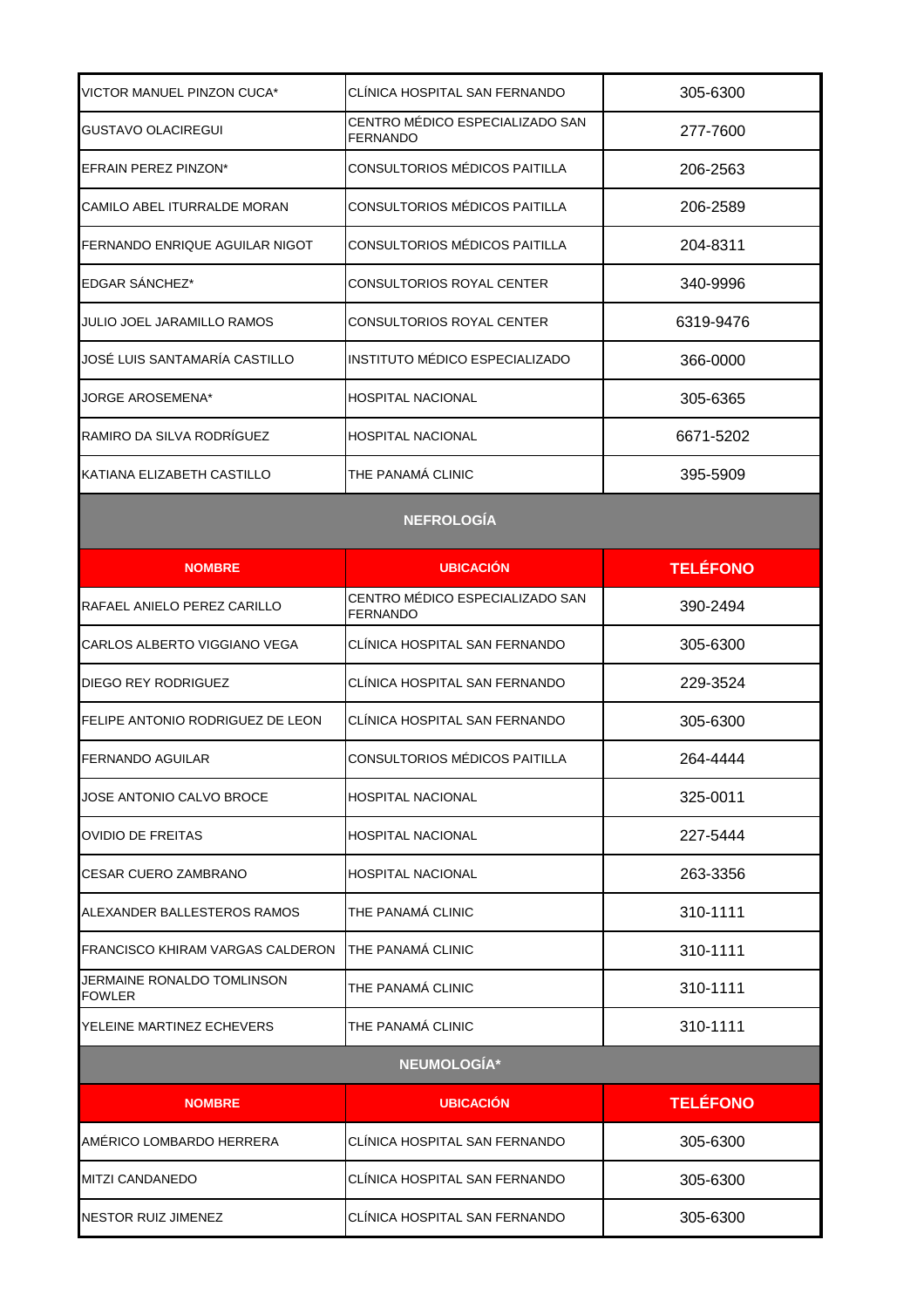| | | |
|---|---|---|
| VICTOR MANUEL PINZON CUCA* | CLÍNICA HOSPITAL SAN FERNANDO | 305-6300 |
| GUSTAVO OLACIREGUI | CENTRO MÉDICO ESPECIALIZADO SAN FERNANDO | 277-7600 |
| EFRAIN PEREZ PINZON* | CONSULTORIOS MÉDICOS PAITILLA | 206-2563 |
| CAMILO ABEL ITURRALDE MORAN | CONSULTORIOS MÉDICOS PAITILLA | 206-2589 |
| FERNANDO ENRIQUE AGUILAR NIGOT | CONSULTORIOS MÉDICOS PAITILLA | 204-8311 |
| EDGAR SÁNCHEZ* | CONSULTORIOS ROYAL CENTER | 340-9996 |
| JULIO JOEL JARAMILLO RAMOS | CONSULTORIOS ROYAL CENTER | 6319-9476 |
| JOSÉ LUIS SANTAMARÍA CASTILLO | INSTITUTO MÉDICO ESPECIALIZADO | 366-0000 |
| JORGE AROSEMENA* | HOSPITAL NACIONAL | 305-6365 |
| RAMIRO DA SILVA RODRÍGUEZ | HOSPITAL NACIONAL | 6671-5202 |
| KATIANA ELIZABETH CASTILLO | THE PANAMÁ CLINIC | 395-5909 |

## NEFROLOGÍA

| NOMBRE | UBICACIÓN | TELÉFONO |
|---|---|---|
| RAFAEL ANIELO PEREZ CARILLO | CENTRO MÉDICO ESPECIALIZADO SAN FERNANDO | 390-2494 |
| CARLOS ALBERTO VIGGIANO VEGA | CLÍNICA HOSPITAL SAN FERNANDO | 305-6300 |
| DIEGO REY RODRIGUEZ | CLÍNICA HOSPITAL SAN FERNANDO | 229-3524 |
| FELIPE ANTONIO RODRIGUEZ DE LEON | CLÍNICA HOSPITAL SAN FERNANDO | 305-6300 |
| FERNANDO AGUILAR | CONSULTORIOS MÉDICOS PAITILLA | 264-4444 |
| JOSE ANTONIO CALVO BROCE | HOSPITAL NACIONAL | 325-0011 |
| OVIDIO DE FREITAS | HOSPITAL NACIONAL | 227-5444 |
| CESAR CUERO ZAMBRANO | HOSPITAL NACIONAL | 263-3356 |
| ALEXANDER BALLESTEROS RAMOS | THE PANAMÁ CLINIC | 310-1111 |
| FRANCISCO KHIRAM VARGAS CALDERON | THE PANAMÁ CLINIC | 310-1111 |
| JERMAINE RONALDO TOMLINSON FOWLER | THE PANAMÁ CLINIC | 310-1111 |
| YELEINE MARTINEZ ECHEVERS | THE PANAMÁ CLINIC | 310-1111 |

## NEUMOLOGÍA*

| NOMBRE | UBICACIÓN | TELÉFONO |
|---|---|---|
| AMÉRICO LOMBARDO HERRERA | CLÍNICA HOSPITAL SAN FERNANDO | 305-6300 |
| MITZI CANDANEDO | CLÍNICA HOSPITAL SAN FERNANDO | 305-6300 |
| NESTOR RUIZ JIMENEZ | CLÍNICA HOSPITAL SAN FERNANDO | 305-6300 |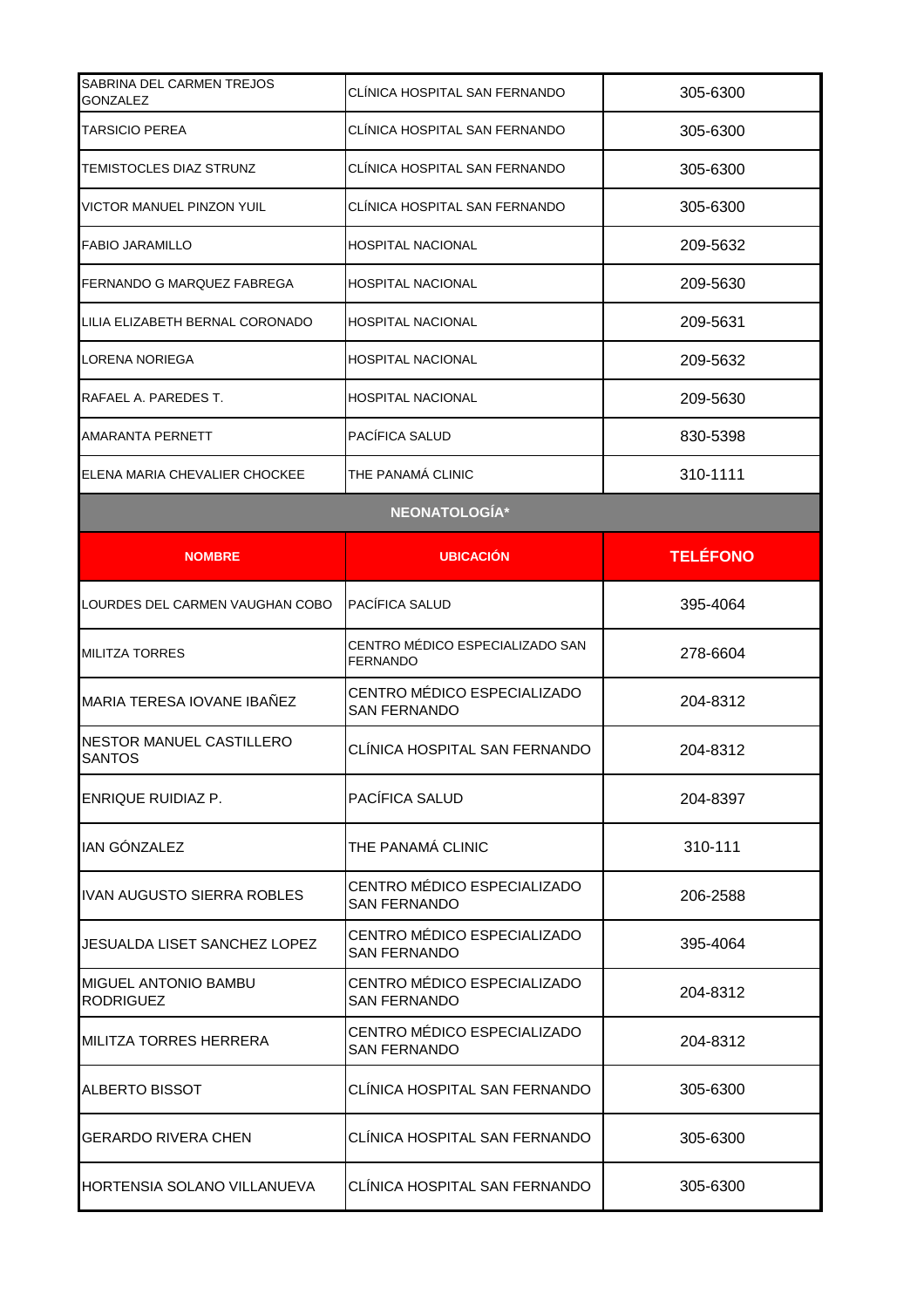| | | |
|---|---|---|
| SABRINA DEL CARMEN TREJOS GONZALEZ | CLÍNICA HOSPITAL SAN FERNANDO | 305-6300 |
| TARSICIO PEREA | CLÍNICA HOSPITAL SAN FERNANDO | 305-6300 |
| TEMISTOCLES DIAZ STRUNZ | CLÍNICA HOSPITAL SAN FERNANDO | 305-6300 |
| VICTOR MANUEL PINZON YUIL | CLÍNICA HOSPITAL SAN FERNANDO | 305-6300 |
| FABIO JARAMILLO | HOSPITAL NACIONAL | 209-5632 |
| FERNANDO G MARQUEZ FABREGA | HOSPITAL NACIONAL | 209-5630 |
| LILIA ELIZABETH BERNAL CORONADO | HOSPITAL NACIONAL | 209-5631 |
| LORENA NORIEGA | HOSPITAL NACIONAL | 209-5632 |
| RAFAEL A. PAREDES T. | HOSPITAL NACIONAL | 209-5630 |
| AMARANTA PERNETT | PACÍFICA SALUD | 830-5398 |
| ELENA MARIA CHEVALIER CHOCKEE | THE PANAMÁ CLINIC | 310-1111 |

## NEONATOLOGÍA*

| NOMBRE | UBICACIÓN | TELÉFONO |
|---|---|---|
| LOURDES DEL CARMEN VAUGHAN COBO | PACÍFICA SALUD | 395-4064 |
| MILITZA TORRES | CENTRO MÉDICO ESPECIALIZADO SAN FERNANDO | 278-6604 |
| MARIA TERESA IOVANE IBAÑEZ | CENTRO MÉDICO ESPECIALIZADO SAN FERNANDO | 204-8312 |
| NESTOR MANUEL CASTILLERO SANTOS | CLÍNICA HOSPITAL SAN FERNANDO | 204-8312 |
| ENRIQUE RUIDIAZ P. | PACÍFICA SALUD | 204-8397 |
| IAN GÓNZALEZ | THE PANAMÁ CLINIC | 310-111 |
| IVAN AUGUSTO SIERRA ROBLES | CENTRO MÉDICO ESPECIALIZADO SAN FERNANDO | 206-2588 |
| JESUALDA LISET SANCHEZ LOPEZ | CENTRO MÉDICO ESPECIALIZADO SAN FERNANDO | 395-4064 |
| MIGUEL ANTONIO BAMBU RODRIGUEZ | CENTRO MÉDICO ESPECIALIZADO SAN FERNANDO | 204-8312 |
| MILITZA TORRES HERRERA | CENTRO MÉDICO ESPECIALIZADO SAN FERNANDO | 204-8312 |
| ALBERTO BISSOT | CLÍNICA HOSPITAL SAN FERNANDO | 305-6300 |
| GERARDO RIVERA CHEN | CLÍNICA HOSPITAL SAN FERNANDO | 305-6300 |
| HORTENSIA SOLANO VILLANUEVA | CLÍNICA HOSPITAL SAN FERNANDO | 305-6300 |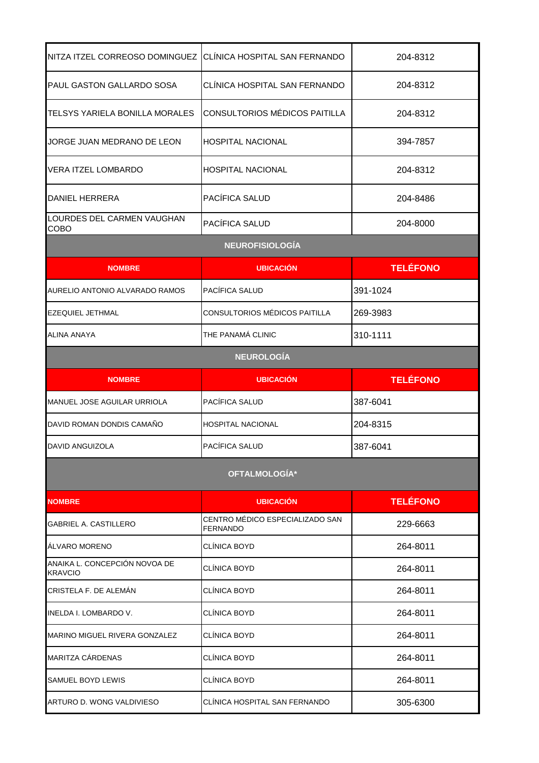| | | |
|---|---|---|
| NITZA ITZEL CORREOSO DOMINGUEZ | CLÍNICA HOSPITAL SAN FERNANDO | 204-8312 |
| PAUL GASTON GALLARDO SOSA | CLÍNICA HOSPITAL SAN FERNANDO | 204-8312 |
| TELSYS YARIELA BONILLA MORALES | CONSULTORIOS MÉDICOS PAITILLA | 204-8312 |
| JORGE JUAN MEDRANO DE LEON | HOSPITAL NACIONAL | 394-7857 |
| VERA ITZEL LOMBARDO | HOSPITAL NACIONAL | 204-8312 |
| DANIEL HERRERA | PACÍFICA SALUD | 204-8486 |
| LOURDES DEL CARMEN VAUGHAN COBO | PACÍFICA SALUD | 204-8000 |

## NEUROFISIOLOGÍA

| NOMBRE | UBICACIÓN | TELÉFONO |
|---|---|---|
| AURELIO ANTONIO ALVARADO RAMOS | PACÍFICA SALUD | 391-1024 |
| EZEQUIEL JETHMAL | CONSULTORIOS MÉDICOS PAITILLA | 269-3983 |
| ALINA ANAYA | THE PANAMÁ CLINIC | 310-1111 |

## NEUROLOGÍA

| NOMBRE | UBICACIÓN | TELÉFONO |
|---|---|---|
| MANUEL JOSE AGUILAR URRIOLA | PACÍFICA SALUD | 387-6041 |
| DAVID ROMAN DONDIS CAMAÑO | HOSPITAL NACIONAL | 204-8315 |
| DAVID ANGUIZOLA | PACÍFICA SALUD | 387-6041 |

## OFTALMOLOGÍA*

| NOMBRE | UBICACIÓN | TELÉFONO |
|---|---|---|
| GABRIEL A. CASTILLERO | CENTRO MÉDICO ESPECIALIZADO SAN FERNANDO | 229-6663 |
| ÁLVARO MORENO | CLÍNICA BOYD | 264-8011 |
| ANAIKA L. CONCEPCIÓN NOVOA DE KRAVCIO | CLÍNICA BOYD | 264-8011 |
| CRISTELA F. DE ALEMÁN | CLÍNICA BOYD | 264-8011 |
| INELDA I. LOMBARDO V. | CLÍNICA BOYD | 264-8011 |
| MARINO MIGUEL RIVERA GONZALEZ | CLÍNICA BOYD | 264-8011 |
| MARITZA CÁRDENAS | CLÍNICA BOYD | 264-8011 |
| SAMUEL BOYD LEWIS | CLÍNICA BOYD | 264-8011 |
| ARTURO D. WONG VALDIVIESO | CLÍNICA HOSPITAL SAN FERNANDO | 305-6300 |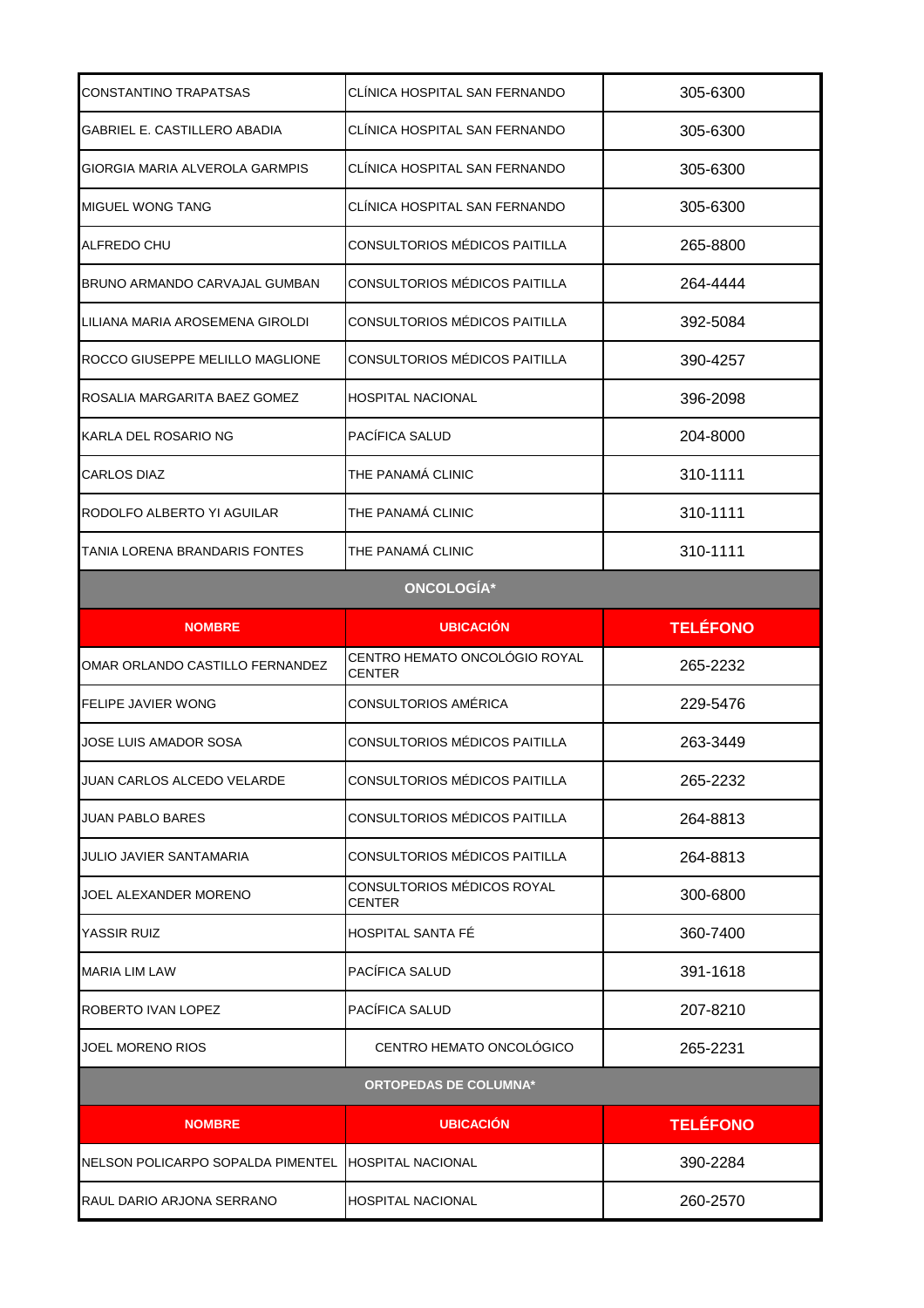| | | |
|---|---|---|
| CONSTANTINO TRAPATSAS | CLÍNICA HOSPITAL SAN FERNANDO | 305-6300 |
| GABRIEL E. CASTILLERO ABADIA | CLÍNICA HOSPITAL SAN FERNANDO | 305-6300 |
| GIORGIA MARIA ALVEROLA GARMPIS | CLÍNICA HOSPITAL SAN FERNANDO | 305-6300 |
| MIGUEL WONG TANG | CLÍNICA HOSPITAL SAN FERNANDO | 305-6300 |
| ALFREDO CHU | CONSULTORIOS MÉDICOS PAITILLA | 265-8800 |
| BRUNO ARMANDO CARVAJAL GUMBAN | CONSULTORIOS MÉDICOS PAITILLA | 264-4444 |
| LILIANA MARIA AROSEMENA GIROLDI | CONSULTORIOS MÉDICOS PAITILLA | 392-5084 |
| ROCCO GIUSEPPE MELILLO MAGLIONE | CONSULTORIOS MÉDICOS PAITILLA | 390-4257 |
| ROSALIA MARGARITA BAEZ GOMEZ | HOSPITAL NACIONAL | 396-2098 |
| KARLA DEL ROSARIO NG | PACÍFICA SALUD | 204-8000 |
| CARLOS DIAZ | THE PANAMÁ CLINIC | 310-1111 |
| RODOLFO ALBERTO YI AGUILAR | THE PANAMÁ CLINIC | 310-1111 |
| TANIA LORENA BRANDARIS FONTES | THE PANAMÁ CLINIC | 310-1111 |

**ONCOLOGÍA***

| NOMBRE | UBICACIÓN | TELÉFONO |
|---|---|---|
| OMAR ORLANDO CASTILLO FERNANDEZ | CENTRO HEMATO ONCOLÓGIO ROYAL CENTER | 265-2232 |
| FELIPE JAVIER WONG | CONSULTORIOS AMÉRICA | 229-5476 |
| JOSE LUIS AMADOR SOSA | CONSULTORIOS MÉDICOS PAITILLA | 263-3449 |
| JUAN CARLOS ALCEDO VELARDE | CONSULTORIOS MÉDICOS PAITILLA | 265-2232 |
| JUAN PABLO BARES | CONSULTORIOS MÉDICOS PAITILLA | 264-8813 |
| JULIO JAVIER SANTAMARIA | CONSULTORIOS MÉDICOS PAITILLA | 264-8813 |
| JOEL ALEXANDER MORENO | CONSULTORIOS MÉDICOS ROYAL CENTER | 300-6800 |
| YASSIR RUIZ | HOSPITAL SANTA FÉ | 360-7400 |
| MARIA LIM LAW | PACÍFICA SALUD | 391-1618 |
| ROBERTO IVAN LOPEZ | PACÍFICA SALUD | 207-8210 |
| JOEL MORENO RIOS | CENTRO HEMATO ONCOLÓGICO | 265-2231 |

**ORTOPEDAS DE COLUMNA***

| NOMBRE | UBICACIÓN | TELÉFONO |
|---|---|---|
| NELSON POLICARPO SOPALDA PIMENTEL | HOSPITAL NACIONAL | 390-2284 |
| RAUL DARIO ARJONA SERRANO | HOSPITAL NACIONAL | 260-2570 |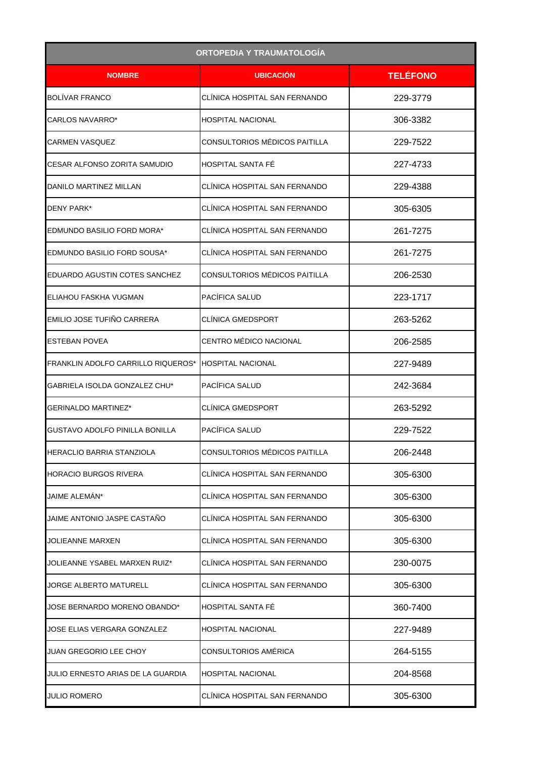| ORTOPEDIA Y TRAUMATOLOGÍA | | |
|---|---|---|
| **NOMBRE** | **UBICACIÓN** | **TELÉFONO** |
| BOLÍVAR FRANCO | CLÍNICA HOSPITAL SAN FERNANDO | 229-3779 |
| CARLOS NAVARRO* | HOSPITAL NACIONAL | 306-3382 |
| CARMEN VASQUEZ | CONSULTORIOS MÉDICOS PAITILLA | 229-7522 |
| CESAR ALFONSO ZORITA SAMUDIO | HOSPITAL SANTA FÉ | 227-4733 |
| DANILO MARTINEZ MILLAN | CLÍNICA HOSPITAL SAN FERNANDO | 229-4388 |
| DENY PARK* | CLÍNICA HOSPITAL SAN FERNANDO | 305-6305 |
| EDMUNDO BASILIO FORD MORA* | CLÍNICA HOSPITAL SAN FERNANDO | 261-7275 |
| EDMUNDO BASILIO FORD SOUSA* | CLÍNICA HOSPITAL SAN FERNANDO | 261-7275 |
| EDUARDO AGUSTIN COTES SANCHEZ | CONSULTORIOS MÉDICOS PAITILLA | 206-2530 |
| ELIAHOU FASKHA VUGMAN | PACÍFICA SALUD | 223-1717 |
| EMILIO JOSE TUFIÑO CARRERA | CLÍNICA GMEDSPORT | 263-5262 |
| ESTEBAN POVEA | CENTRO MÉDICO NACIONAL | 206-2585 |
| FRANKLIN ADOLFO CARRILLO RIQUEROS* | HOSPITAL NACIONAL | 227-9489 |
| GABRIELA ISOLDA GONZALEZ CHU* | PACÍFICA SALUD | 242-3684 |
| GERINALDO MARTINEZ* | CLÍNICA GMEDSPORT | 263-5292 |
| GUSTAVO ADOLFO PINILLA BONILLA | PACÍFICA SALUD | 229-7522 |
| HERACLIO BARRIA STANZIOLA | CONSULTORIOS MÉDICOS PAITILLA | 206-2448 |
| HORACIO BURGOS RIVERA | CLÍNICA HOSPITAL SAN FERNANDO | 305-6300 |
| JAIME ALEMÁN* | CLÍNICA HOSPITAL SAN FERNANDO | 305-6300 |
| JAIME ANTONIO JASPE CASTAÑO | CLÍNICA HOSPITAL SAN FERNANDO | 305-6300 |
| JOLIEANNE MARXEN | CLÍNICA HOSPITAL SAN FERNANDO | 305-6300 |
| JOLIEANNE YSABEL MARXEN RUIZ* | CLÍNICA HOSPITAL SAN FERNANDO | 230-0075 |
| JORGE ALBERTO MATURELL | CLÍNICA HOSPITAL SAN FERNANDO | 305-6300 |
| JOSE BERNARDO MORENO OBANDO* | HOSPITAL SANTA FÉ | 360-7400 |
| JOSE ELIAS VERGARA GONZALEZ | HOSPITAL NACIONAL | 227-9489 |
| JUAN GREGORIO LEE CHOY | CONSULTORIOS AMÉRICA | 264-5155 |
| JULIO ERNESTO ARIAS DE LA GUARDIA | HOSPITAL NACIONAL | 204-8568 |
| JULIO ROMERO | CLÍNICA HOSPITAL SAN FERNANDO | 305-6300 |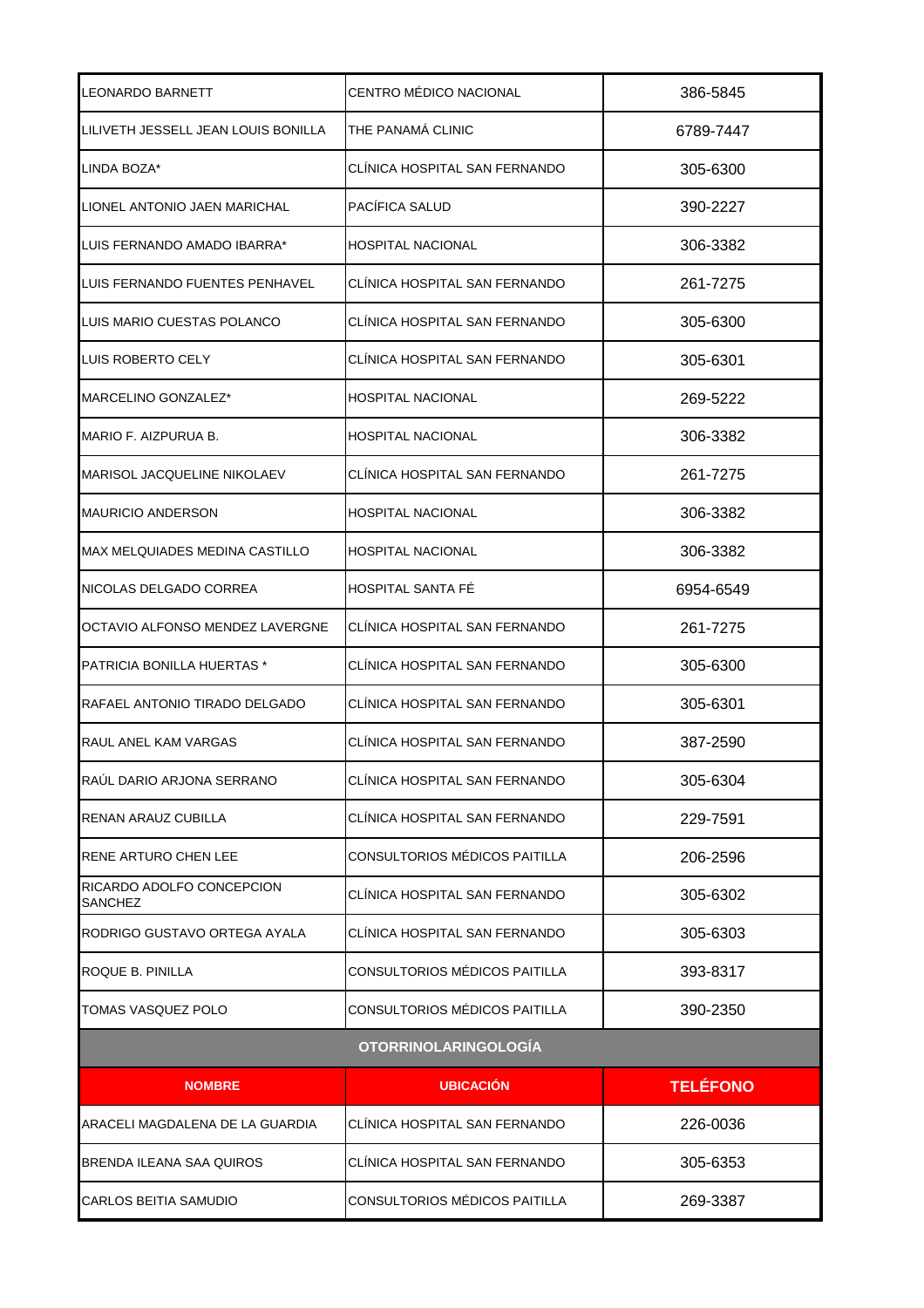| | | |
|---|---|---|
| LEONARDO BARNETT | CENTRO MÉDICO NACIONAL | 386-5845 |
| LILIVETH JESSELL JEAN LOUIS BONILLA | THE PANAMÁ CLINIC | 6789-7447 |
| LINDA BOZA* | CLÍNICA HOSPITAL SAN FERNANDO | 305-6300 |
| LIONEL ANTONIO JAEN MARICHAL | PACÍFICA SALUD | 390-2227 |
| LUIS FERNANDO AMADO IBARRA* | HOSPITAL NACIONAL | 306-3382 |
| LUIS FERNANDO FUENTES PENHAVEL | CLÍNICA HOSPITAL SAN FERNANDO | 261-7275 |
| LUIS MARIO CUESTAS POLANCO | CLÍNICA HOSPITAL SAN FERNANDO | 305-6300 |
| LUIS ROBERTO CELY | CLÍNICA HOSPITAL SAN FERNANDO | 305-6301 |
| MARCELINO GONZALEZ* | HOSPITAL NACIONAL | 269-5222 |
| MARIO F. AIZPURUA B. | HOSPITAL NACIONAL | 306-3382 |
| MARISOL JACQUELINE NIKOLAEV | CLÍNICA HOSPITAL SAN FERNANDO | 261-7275 |
| MAURICIO ANDERSON | HOSPITAL NACIONAL | 306-3382 |
| MAX MELQUIADES MEDINA CASTILLO | HOSPITAL NACIONAL | 306-3382 |
| NICOLAS DELGADO CORREA | HOSPITAL SANTA FÉ | 6954-6549 |
| OCTAVIO ALFONSO MENDEZ LAVERGNE | CLÍNICA HOSPITAL SAN FERNANDO | 261-7275 |
| PATRICIA BONILLA HUERTAS * | CLÍNICA HOSPITAL SAN FERNANDO | 305-6300 |
| RAFAEL ANTONIO TIRADO DELGADO | CLÍNICA HOSPITAL SAN FERNANDO | 305-6301 |
| RAUL ANEL KAM VARGAS | CLÍNICA HOSPITAL SAN FERNANDO | 387-2590 |
| RAÚL DARIO ARJONA SERRANO | CLÍNICA HOSPITAL SAN FERNANDO | 305-6304 |
| RENAN ARAUZ CUBILLA | CLÍNICA HOSPITAL SAN FERNANDO | 229-7591 |
| RENE ARTURO CHEN LEE | CONSULTORIOS MÉDICOS PAITILLA | 206-2596 |
| RICARDO ADOLFO CONCEPCION SANCHEZ | CLÍNICA HOSPITAL SAN FERNANDO | 305-6302 |
| RODRIGO GUSTAVO ORTEGA AYALA | CLÍNICA HOSPITAL SAN FERNANDO | 305-6303 |
| ROQUE B. PINILLA | CONSULTORIOS MÉDICOS PAITILLA | 393-8317 |
| TOMAS VASQUEZ POLO | CONSULTORIOS MÉDICOS PAITILLA | 390-2350 |
| **OTORRINOLARINGOLOGÍA** | | |
| **NOMBRE** | **UBICACIÓN** | **TELÉFONO** |
| ARACELI MAGDALENA DE LA GUARDIA | CLÍNICA HOSPITAL SAN FERNANDO | 226-0036 |
| BRENDA ILEANA SAA QUIROS | CLÍNICA HOSPITAL SAN FERNANDO | 305-6353 |
| CARLOS BEITIA SAMUDIO | CONSULTORIOS MÉDICOS PAITILLA | 269-3387 |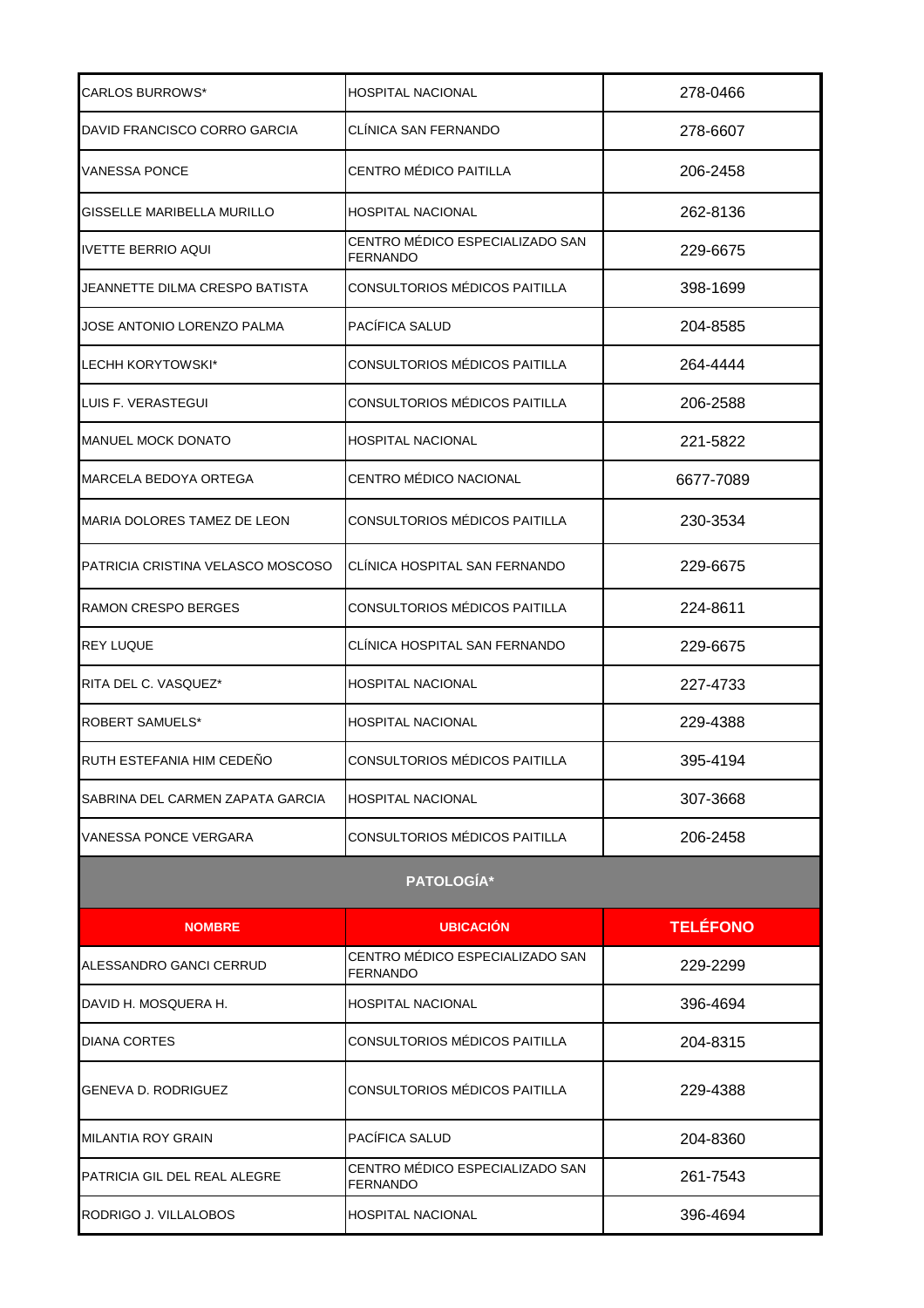| | | |
|---|---|---|
| CARLOS BURROWS* | HOSPITAL NACIONAL | 278-0466 |
| DAVID FRANCISCO CORRO GARCIA | CLÍNICA SAN FERNANDO | 278-6607 |
| VANESSA PONCE | CENTRO MÉDICO PAITILLA | 206-2458 |
| GISSELLE MARIBELLA MURILLO | HOSPITAL NACIONAL | 262-8136 |
| IVETTE BERRIO AQUI | CENTRO MÉDICO ESPECIALIZADO SAN FERNANDO | 229-6675 |
| JEANNETTE DILMA CRESPO BATISTA | CONSULTORIOS MÉDICOS PAITILLA | 398-1699 |
| JOSE ANTONIO LORENZO PALMA | PACÍFICA SALUD | 204-8585 |
| LECHH KORYTOWSKI* | CONSULTORIOS MÉDICOS PAITILLA | 264-4444 |
| LUIS F. VERASTEGUI | CONSULTORIOS MÉDICOS PAITILLA | 206-2588 |
| MANUEL MOCK DONATO | HOSPITAL NACIONAL | 221-5822 |
| MARCELA BEDOYA ORTEGA | CENTRO MÉDICO NACIONAL | 6677-7089 |
| MARIA DOLORES TAMEZ DE LEON | CONSULTORIOS MÉDICOS PAITILLA | 230-3534 |
| PATRICIA CRISTINA VELASCO MOSCOSO | CLÍNICA HOSPITAL SAN FERNANDO | 229-6675 |
| RAMON CRESPO BERGES | CONSULTORIOS MÉDICOS PAITILLA | 224-8611 |
| REY LUQUE | CLÍNICA HOSPITAL SAN FERNANDO | 229-6675 |
| RITA DEL C. VASQUEZ* | HOSPITAL NACIONAL | 227-4733 |
| ROBERT SAMUELS* | HOSPITAL NACIONAL | 229-4388 |
| RUTH ESTEFANIA HIM CEDEÑO | CONSULTORIOS MÉDICOS PAITILLA | 395-4194 |
| SABRINA DEL CARMEN ZAPATA GARCIA | HOSPITAL NACIONAL | 307-3668 |
| VANESSA PONCE VERGARA | CONSULTORIOS MÉDICOS PAITILLA | 206-2458 |

## PATOLOGÍA*

| NOMBRE | UBICACIÓN | TELÉFONO |
|---|---|---|
| ALESSANDRO GANCI CERRUD | CENTRO MÉDICO ESPECIALIZADO SAN FERNANDO | 229-2299 |
| DAVID H. MOSQUERA H. | HOSPITAL NACIONAL | 396-4694 |
| DIANA CORTES | CONSULTORIOS MÉDICOS PAITILLA | 204-8315 |
| GENEVA D. RODRIGUEZ | CONSULTORIOS MÉDICOS PAITILLA | 229-4388 |
| MILANTIA ROY GRAIN | PACÍFICA SALUD | 204-8360 |
| PATRICIA GIL DEL REAL ALEGRE | CENTRO MÉDICO ESPECIALIZADO SAN FERNANDO | 261-7543 |
| RODRIGO J. VILLALOBOS | HOSPITAL NACIONAL | 396-4694 |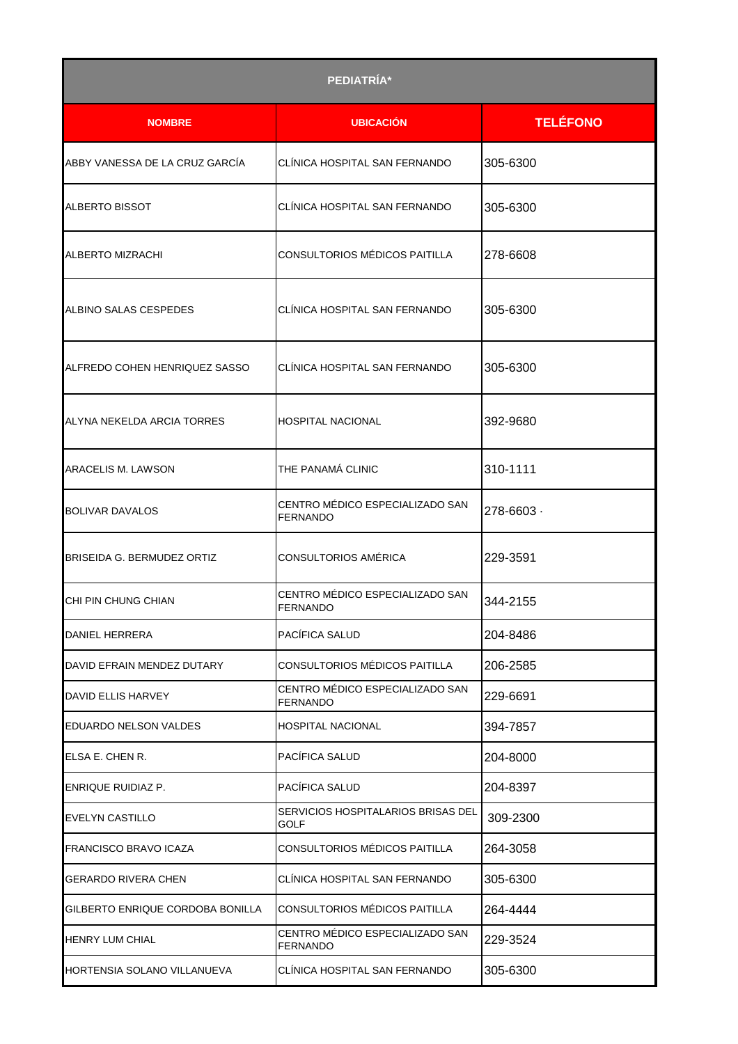| PEDIATRÍA* | | |
|---|---|---|
| **NOMBRE** | **UBICACIÓN** | **TELÉFONO** |
| ABBY VANESSA DE LA CRUZ GARCÍA | CLÍNICA HOSPITAL SAN FERNANDO | 305-6300 |
| ALBERTO BISSOT | CLÍNICA HOSPITAL SAN FERNANDO | 305-6300 |
| ALBERTO MIZRACHI | CONSULTORIOS MÉDICOS PAITILLA | 278-6608 |
| ALBINO SALAS CESPEDES | CLÍNICA HOSPITAL SAN FERNANDO | 305-6300 |
| ALFREDO COHEN HENRIQUEZ SASSO | CLÍNICA HOSPITAL SAN FERNANDO | 305-6300 |
| ALYNA NEKELDA ARCIA TORRES | HOSPITAL NACIONAL | 392-9680 |
| ARACELIS M. LAWSON | THE PANAMÁ CLINIC | 310-1111 |
| BOLIVAR DAVALOS | CENTRO MÉDICO ESPECIALIZADO SAN FERNANDO | 278-6603 · |
| BRISEIDA G. BERMUDEZ ORTIZ | CONSULTORIOS AMÉRICA | 229-3591 |
| CHI PIN CHUNG CHIAN | CENTRO MÉDICO ESPECIALIZADO SAN FERNANDO | 344-2155 |
| DANIEL HERRERA | PACÍFICA SALUD | 204-8486 |
| DAVID EFRAIN MENDEZ DUTARY | CONSULTORIOS MÉDICOS PAITILLA | 206-2585 |
| DAVID ELLIS HARVEY | CENTRO MÉDICO ESPECIALIZADO SAN FERNANDO | 229-6691 |
| EDUARDO NELSON VALDES | HOSPITAL NACIONAL | 394-7857 |
| ELSA E. CHEN R. | PACÍFICA SALUD | 204-8000 |
| ENRIQUE RUIDIAZ P. | PACÍFICA SALUD | 204-8397 |
| EVELYN CASTILLO | SERVICIOS HOSPITALARIOS BRISAS DEL GOLF | 309-2300 |
| FRANCISCO BRAVO ICAZA | CONSULTORIOS MÉDICOS PAITILLA | 264-3058 |
| GERARDO RIVERA CHEN | CLÍNICA HOSPITAL SAN FERNANDO | 305-6300 |
| GILBERTO ENRIQUE CORDOBA BONILLA | CONSULTORIOS MÉDICOS PAITILLA | 264-4444 |
| HENRY LUM CHIAL | CENTRO MÉDICO ESPECIALIZADO SAN FERNANDO | 229-3524 |
| HORTENSIA SOLANO VILLANUEVA | CLÍNICA HOSPITAL SAN FERNANDO | 305-6300 |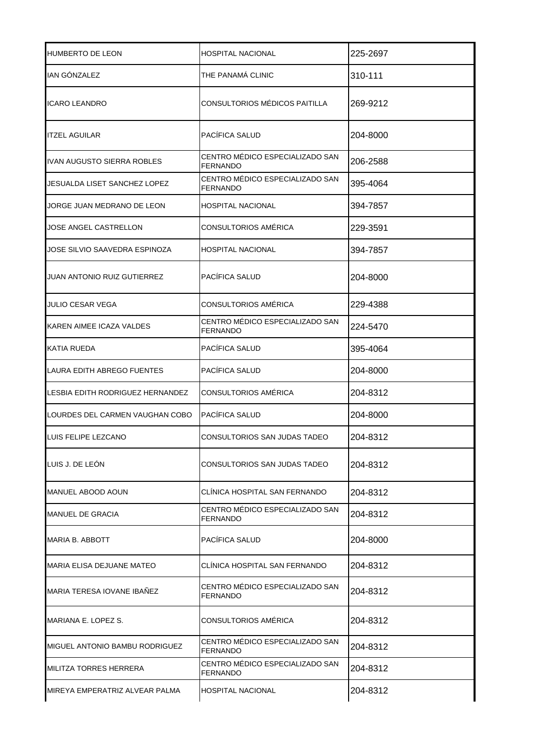| | | |
|---|---|---|
| HUMBERTO DE LEON | HOSPITAL NACIONAL | 225-2697 |
| IAN GÓNZALEZ | THE PANAMÁ CLINIC | 310-111 |
| ICARO LEANDRO | CONSULTORIOS MÉDICOS PAITILLA | 269-9212 |
| ITZEL AGUILAR | PACÍFICA SALUD | 204-8000 |
| IVAN AUGUSTO SIERRA ROBLES | CENTRO MÉDICO ESPECIALIZADO SAN FERNANDO | 206-2588 |
| JESUALDA LISET SANCHEZ LOPEZ | CENTRO MÉDICO ESPECIALIZADO SAN FERNANDO | 395-4064 |
| JORGE JUAN MEDRANO DE LEON | HOSPITAL NACIONAL | 394-7857 |
| JOSE ANGEL CASTRELLON | CONSULTORIOS AMÉRICA | 229-3591 |
| JOSE SILVIO SAAVEDRA ESPINOZA | HOSPITAL NACIONAL | 394-7857 |
| JUAN ANTONIO RUIZ GUTIERREZ | PACÍFICA SALUD | 204-8000 |
| JULIO CESAR VEGA | CONSULTORIOS AMÉRICA | 229-4388 |
| KAREN AIMEE ICAZA VALDES | CENTRO MÉDICO ESPECIALIZADO SAN FERNANDO | 224-5470 |
| KATIA RUEDA | PACÍFICA SALUD | 395-4064 |
| LAURA EDITH ABREGO FUENTES | PACÍFICA SALUD | 204-8000 |
| LESBIA EDITH RODRIGUEZ HERNANDEZ | CONSULTORIOS AMÉRICA | 204-8312 |
| LOURDES DEL CARMEN VAUGHAN COBO | PACÍFICA SALUD | 204-8000 |
| LUIS FELIPE LEZCANO | CONSULTORIOS SAN JUDAS TADEO | 204-8312 |
| LUIS J. DE LEÓN | CONSULTORIOS SAN JUDAS TADEO | 204-8312 |
| MANUEL ABOOD AOUN | CLÍNICA HOSPITAL SAN FERNANDO | 204-8312 |
| MANUEL DE GRACIA | CENTRO MÉDICO ESPECIALIZADO SAN FERNANDO | 204-8312 |
| MARIA B. ABBOTT | PACÍFICA SALUD | 204-8000 |
| MARIA ELISA DEJUANE MATEO | CLÍNICA HOSPITAL SAN FERNANDO | 204-8312 |
| MARIA TERESA IOVANE IBAÑEZ | CENTRO MÉDICO ESPECIALIZADO SAN FERNANDO | 204-8312 |
| MARIANA E. LOPEZ S. | CONSULTORIOS AMÉRICA | 204-8312 |
| MIGUEL ANTONIO BAMBU RODRIGUEZ | CENTRO MÉDICO ESPECIALIZADO SAN FERNANDO | 204-8312 |
| MILITZA TORRES HERRERA | CENTRO MÉDICO ESPECIALIZADO SAN FERNANDO | 204-8312 |
| MIREYA EMPERATRIZ ALVEAR PALMA | HOSPITAL NACIONAL | 204-8312 |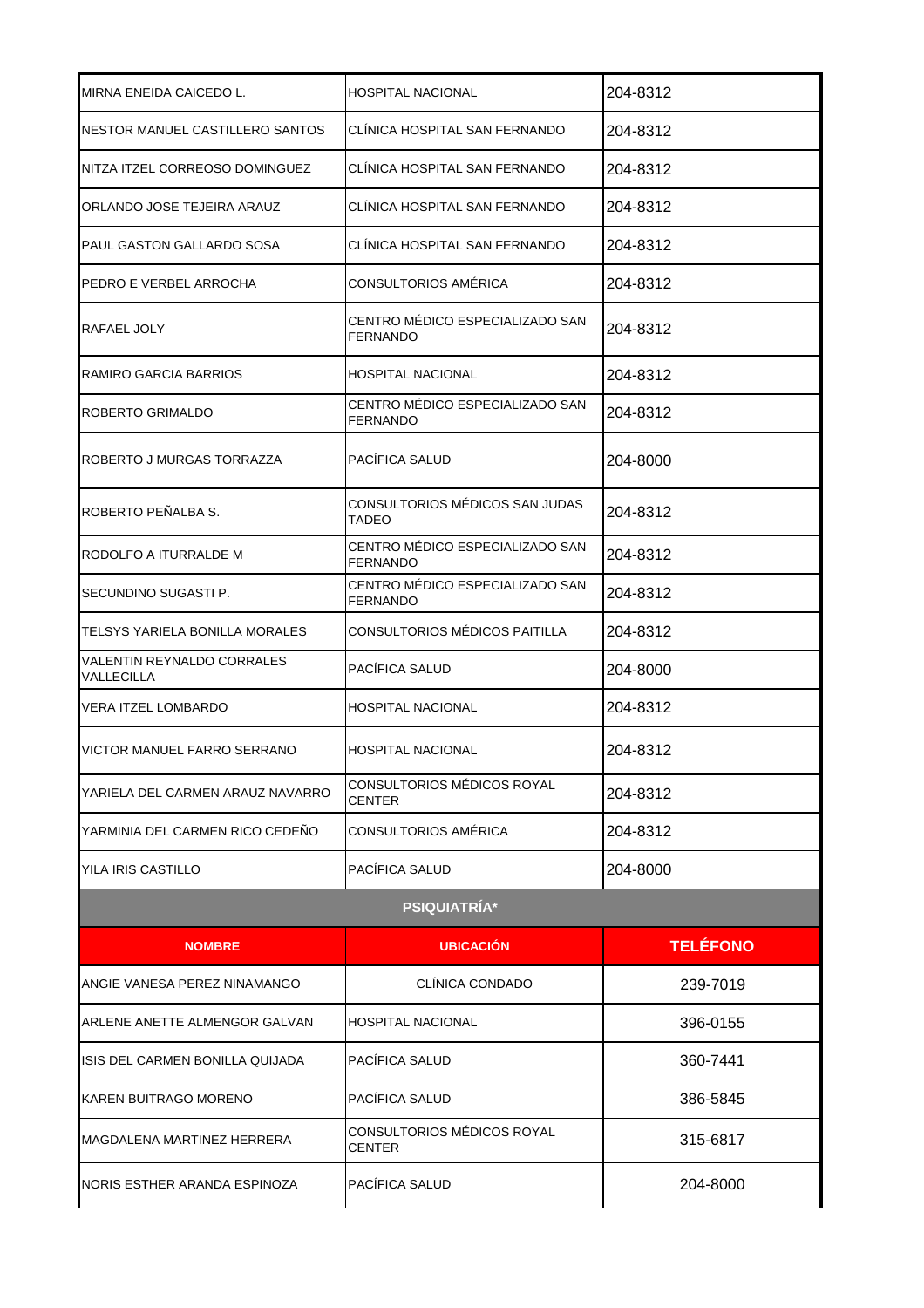| | | |
|---|---|---|
| MIRNA ENEIDA CAICEDO L. | HOSPITAL NACIONAL | 204-8312 |
| NESTOR MANUEL CASTILLERO SANTOS | CLÍNICA HOSPITAL SAN FERNANDO | 204-8312 |
| NITZA ITZEL CORREOSO DOMINGUEZ | CLÍNICA HOSPITAL SAN FERNANDO | 204-8312 |
| ORLANDO JOSE TEJEIRA ARAUZ | CLÍNICA HOSPITAL SAN FERNANDO | 204-8312 |
| PAUL GASTON GALLARDO SOSA | CLÍNICA HOSPITAL SAN FERNANDO | 204-8312 |
| PEDRO E VERBEL ARROCHA | CONSULTORIOS AMÉRICA | 204-8312 |
| RAFAEL JOLY | CENTRO MÉDICO ESPECIALIZADO SAN FERNANDO | 204-8312 |
| RAMIRO GARCIA BARRIOS | HOSPITAL NACIONAL | 204-8312 |
| ROBERTO GRIMALDO | CENTRO MÉDICO ESPECIALIZADO SAN FERNANDO | 204-8312 |
| ROBERTO J MURGAS TORRAZZA | PACÍFICA SALUD | 204-8000 |
| ROBERTO PEÑALBA S. | CONSULTORIOS MÉDICOS SAN JUDAS TADEO | 204-8312 |
| RODOLFO A ITURRALDE M | CENTRO MÉDICO ESPECIALIZADO SAN FERNANDO | 204-8312 |
| SECUNDINO SUGASTI P. | CENTRO MÉDICO ESPECIALIZADO SAN FERNANDO | 204-8312 |
| TELSYS YARIELA BONILLA MORALES | CONSULTORIOS MÉDICOS PAITILLA | 204-8312 |
| VALENTIN REYNALDO CORRALES VALLECILLA | PACÍFICA SALUD | 204-8000 |
| VERA ITZEL LOMBARDO | HOSPITAL NACIONAL | 204-8312 |
| VICTOR MANUEL FARRO SERRANO | HOSPITAL NACIONAL | 204-8312 |
| YARIELA DEL CARMEN ARAUZ NAVARRO | CONSULTORIOS MÉDICOS ROYAL CENTER | 204-8312 |
| YARMINIA DEL CARMEN RICO CEDEÑO | CONSULTORIOS AMÉRICA | 204-8312 |
| YILA IRIS CASTILLO | PACÍFICA SALUD | 204-8000 |

**PSIQUIATRÍA***

| NOMBRE | UBICACIÓN | TELÉFONO |
|---|---|---|
| ANGIE VANESA PEREZ NINAMANGO | CLÍNICA CONDADO | 239-7019 |
| ARLENE ANETTE ALMENGOR GALVAN | HOSPITAL NACIONAL | 396-0155 |
| ISIS DEL CARMEN BONILLA QUIJADA | PACÍFICA SALUD | 360-7441 |
| KAREN BUITRAGO MORENO | PACÍFICA SALUD | 386-5845 |
| MAGDALENA MARTINEZ HERRERA | CONSULTORIOS MÉDICOS ROYAL CENTER | 315-6817 |
| NORIS ESTHER ARANDA ESPINOZA | PACÍFICA SALUD | 204-8000 |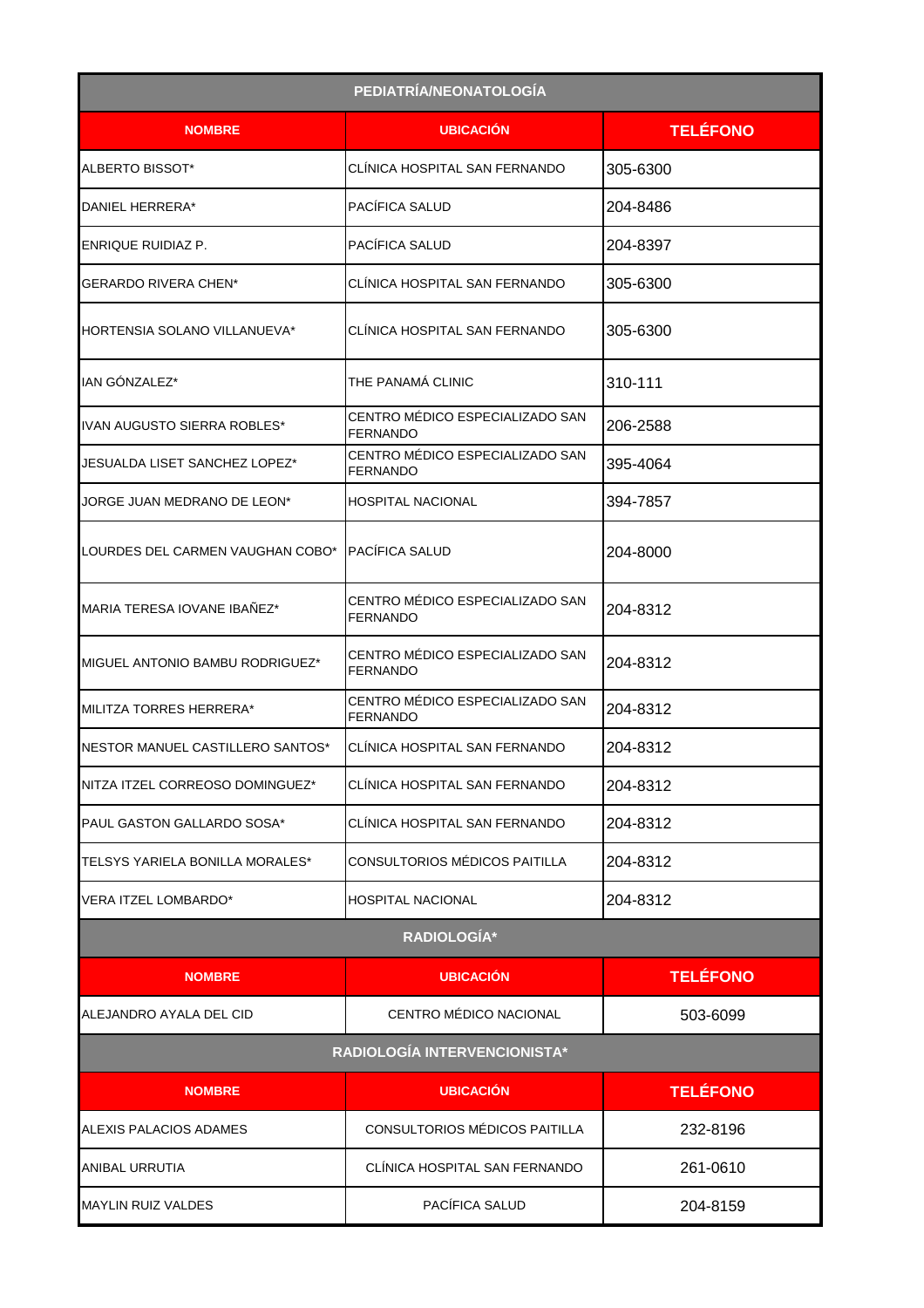| PEDIATRÍA/NEONATOLOGÍA | | |
|---|---|---|
| **NOMBRE** | **UBICACIÓN** | **TELÉFONO** |
| ALBERTO BISSOT* | CLÍNICA HOSPITAL SAN FERNANDO | 305-6300 |
| DANIEL HERRERA* | PACÍFICA SALUD | 204-8486 |
| ENRIQUE RUIDIAZ P. | PACÍFICA SALUD | 204-8397 |
| GERARDO RIVERA CHEN* | CLÍNICA HOSPITAL SAN FERNANDO | 305-6300 |
| HORTENSIA SOLANO VILLANUEVA* | CLÍNICA HOSPITAL SAN FERNANDO | 305-6300 |
| IAN GÓNZALEZ* | THE PANAMÁ CLINIC | 310-111 |
| IVAN AUGUSTO SIERRA ROBLES* | CENTRO MÉDICO ESPECIALIZADO SAN FERNANDO | 206-2588 |
| JESUALDA LISET SANCHEZ LOPEZ* | CENTRO MÉDICO ESPECIALIZADO SAN FERNANDO | 395-4064 |
| JORGE JUAN MEDRANO DE LEON* | HOSPITAL NACIONAL | 394-7857 |
| LOURDES DEL CARMEN VAUGHAN COBO* | PACÍFICA SALUD | 204-8000 |
| MARIA TERESA IOVANE IBAÑEZ* | CENTRO MÉDICO ESPECIALIZADO SAN FERNANDO | 204-8312 |
| MIGUEL ANTONIO BAMBU RODRIGUEZ* | CENTRO MÉDICO ESPECIALIZADO SAN FERNANDO | 204-8312 |
| MILITZA TORRES HERRERA* | CENTRO MÉDICO ESPECIALIZADO SAN FERNANDO | 204-8312 |
| NESTOR MANUEL CASTILLERO SANTOS* | CLÍNICA HOSPITAL SAN FERNANDO | 204-8312 |
| NITZA ITZEL CORREOSO DOMINGUEZ* | CLÍNICA HOSPITAL SAN FERNANDO | 204-8312 |
| PAUL GASTON GALLARDO SOSA* | CLÍNICA HOSPITAL SAN FERNANDO | 204-8312 |
| TELSYS YARIELA BONILLA MORALES* | CONSULTORIOS MÉDICOS PAITILLA | 204-8312 |
| VERA ITZEL LOMBARDO* | HOSPITAL NACIONAL | 204-8312 |

| RADIOLOGÍA* | | |
|---|---|---|
| **NOMBRE** | **UBICACIÓN** | **TELÉFONO** |
| ALEJANDRO AYALA DEL CID | CENTRO MÉDICO NACIONAL | 503-6099 |

| RADIOLOGÍA INTERVENCIONISTA* | | |
|---|---|---|
| **NOMBRE** | **UBICACIÓN** | **TELÉFONO** |
| ALEXIS PALACIOS ADAMES | CONSULTORIOS MÉDICOS PAITILLA | 232-8196 |
| ANIBAL URRUTIA | CLÍNICA HOSPITAL SAN FERNANDO | 261-0610 |
| MAYLIN RUIZ VALDES | PACÍFICA SALUD | 204-8159 |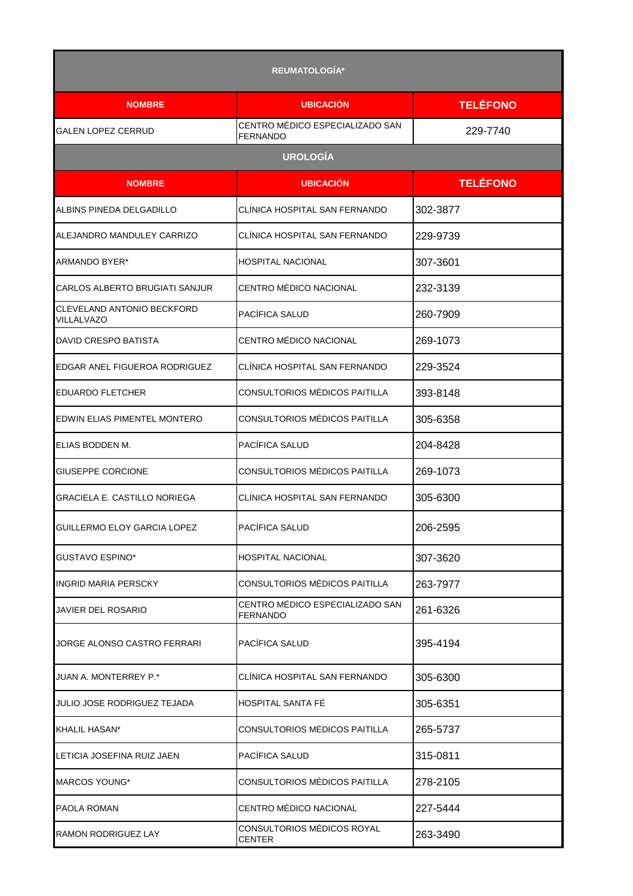| REUMATOLOGÍA* | | |
|---|---|---|
| **NOMBRE** | **UBICACIÓN** | **TELÉFONO** |
| GALEN LOPEZ CERRUD | CENTRO MÉDICO ESPECIALIZADO SAN FERNANDO | 229-7740 |

| UROLOGÍA | | |
|---|---|---|
| **NOMBRE** | **UBICACIÓN** | **TELÉFONO** |
| ALBINS PINEDA DELGADILLO | CLÍNICA HOSPITAL SAN FERNANDO | 302-3877 |
| ALEJANDRO MANDULEY CARRIZO | CLÍNICA HOSPITAL SAN FERNANDO | 229-9739 |
| ARMANDO BYER* | HOSPITAL NACIONAL | 307-3601 |
| CARLOS ALBERTO BRUGIATI SANJUR | CENTRO MÉDICO NACIONAL | 232-3139 |
| CLEVELAND ANTONIO BECKFORD VILLALVAZO | PACÍFICA SALUD | 260-7909 |
| DAVID CRESPO BATISTA | CENTRO MÉDICO NACIONAL | 269-1073 |
| EDGAR ANEL FIGUEROA RODRIGUEZ | CLÍNICA HOSPITAL SAN FERNANDO | 229-3524 |
| EDUARDO FLETCHER | CONSULTORIOS MÉDICOS PAITILLA | 393-8148 |
| EDWIN ELIAS PIMENTEL MONTERO | CONSULTORIOS MÉDICOS PAITILLA | 305-6358 |
| ELIAS BODDEN M. | PACÍFICA SALUD | 204-8428 |
| GIUSEPPE CORCIONE | CONSULTORIOS MÉDICOS PAITILLA | 269-1073 |
| GRACIELA E. CASTILLO NORIEGA | CLÍNICA HOSPITAL SAN FERNANDO | 305-6300 |
| GUILLERMO ELOY GARCIA LOPEZ | PACÍFICA SALUD | 206-2595 |
| GUSTAVO ESPINO* | HOSPITAL NACIONAL | 307-3620 |
| INGRID MARIA PERSCKY | CONSULTORIOS MÉDICOS PAITILLA | 263-7977 |
| JAVIER DEL ROSARIO | CENTRO MÉDICO ESPECIALIZADO SAN FERNANDO | 261-6326 |
| JORGE ALONSO CASTRO FERRARI | PACÍFICA SALUD | 395-4194 |
| JUAN A. MONTERREY P.* | CLÍNICA HOSPITAL SAN FERNANDO | 305-6300 |
| JULIO JOSE RODRIGUEZ TEJADA | HOSPITAL SANTA FÉ | 305-6351 |
| KHALIL HASAN* | CONSULTORIOS MÉDICOS PAITILLA | 265-5737 |
| LETICIA JOSEFINA RUIZ JAEN | PACÍFICA SALUD | 315-0811 |
| MARCOS YOUNG* | CONSULTORIOS MÉDICOS PAITILLA | 278-2105 |
| PAOLA ROMAN | CENTRO MÉDICO NACIONAL | 227-5444 |
| RAMON RODRIGUEZ LAY | CONSULTORIOS MÉDICOS ROYAL CENTER | 263-3490 |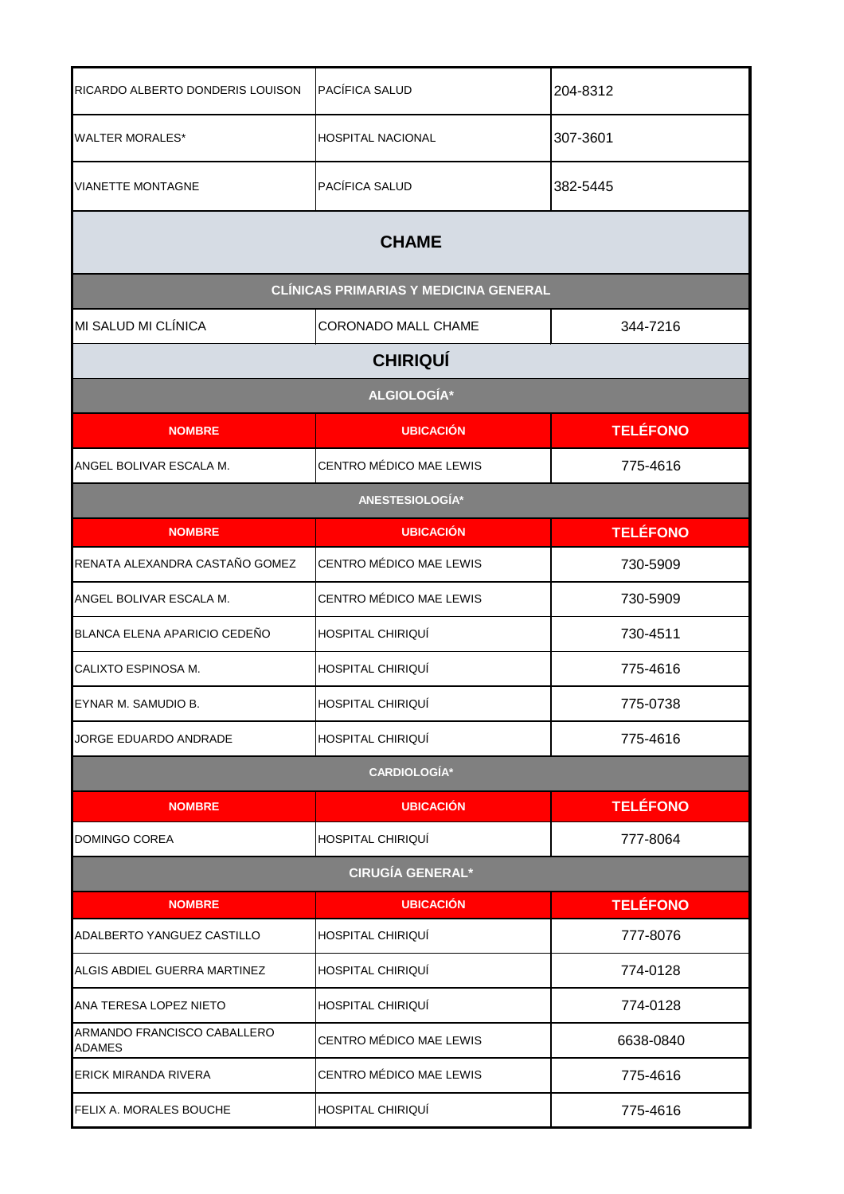| | | |
|---|---|---|
| RICARDO ALBERTO DONDERIS LOUISON | PACÍFICA SALUD | 204-8312 |
| WALTER MORALES* | HOSPITAL NACIONAL | 307-3601 |
| VIANETTE MONTAGNE | PACÍFICA SALUD | 382-5445 |

## CHAME

### CLÍNICAS PRIMARIAS Y MEDICINA GENERAL

| | | |
|---|---|---|
| MI SALUD MI CLÍNICA | CORONADO MALL CHAME | 344-7216 |

## CHIRIQUÍ

### ALGIOLOGÍA*

| NOMBRE | UBICACIÓN | TELÉFONO |
|---|---|---|
| ANGEL BOLIVAR ESCALA M. | CENTRO MÉDICO MAE LEWIS | 775-4616 |

### ANESTESIOLOGÍA*

| NOMBRE | UBICACIÓN | TELÉFONO |
|---|---|---|
| RENATA ALEXANDRA CASTAÑO GOMEZ | CENTRO MÉDICO MAE LEWIS | 730-5909 |
| ANGEL BOLIVAR ESCALA M. | CENTRO MÉDICO MAE LEWIS | 730-5909 |
| BLANCA ELENA APARICIO CEDEÑO | HOSPITAL CHIRIQUÍ | 730-4511 |
| CALIXTO ESPINOSA M. | HOSPITAL CHIRIQUÍ | 775-4616 |
| EYNAR M. SAMUDIO B. | HOSPITAL CHIRIQUÍ | 775-0738 |
| JORGE EDUARDO ANDRADE | HOSPITAL CHIRIQUÍ | 775-4616 |

### CARDIOLOGÍA*

| NOMBRE | UBICACIÓN | TELÉFONO |
|---|---|---|
| DOMINGO COREA | HOSPITAL CHIRIQUÍ | 777-8064 |

### CIRUGÍA GENERAL*

| NOMBRE | UBICACIÓN | TELÉFONO |
|---|---|---|
| ADALBERTO YANGUEZ CASTILLO | HOSPITAL CHIRIQUÍ | 777-8076 |
| ALGIS ABDIEL GUERRA MARTINEZ | HOSPITAL CHIRIQUÍ | 774-0128 |
| ANA TERESA LOPEZ NIETO | HOSPITAL CHIRIQUÍ | 774-0128 |
| ARMANDO FRANCISCO CABALLERO ADAMES | CENTRO MÉDICO MAE LEWIS | 6638-0840 |
| ERICK MIRANDA RIVERA | CENTRO MÉDICO MAE LEWIS | 775-4616 |
| FELIX A. MORALES BOUCHE | HOSPITAL CHIRIQUÍ | 775-4616 |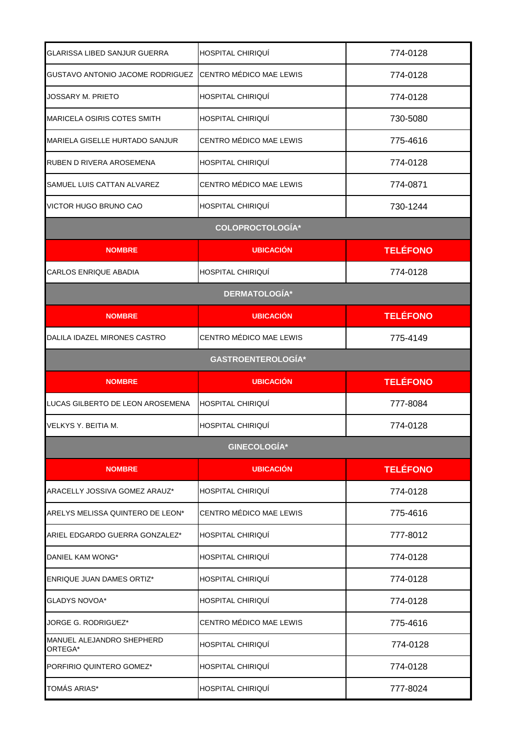| | | |
|---|---|---|
| GLARISSA LIBED SANJUR GUERRA | HOSPITAL CHIRIQUÍ | 774-0128 |
| GUSTAVO ANTONIO JACOME RODRIGUEZ | CENTRO MÉDICO MAE LEWIS | 774-0128 |
| JOSSARY M. PRIETO | HOSPITAL CHIRIQUÍ | 774-0128 |
| MARICELA OSIRIS COTES SMITH | HOSPITAL CHIRIQUÍ | 730-5080 |
| MARIELA GISELLE HURTADO SANJUR | CENTRO MÉDICO MAE LEWIS | 775-4616 |
| RUBEN D RIVERA AROSEMENA | HOSPITAL CHIRIQUÍ | 774-0128 |
| SAMUEL LUIS CATTAN ALVAREZ | CENTRO MÉDICO MAE LEWIS | 774-0871 |
| VICTOR HUGO BRUNO CAO | HOSPITAL CHIRIQUÍ | 730-1244 |

**COLOPROCTOLOGÍA***

| NOMBRE | UBICACIÓN | TELÉFONO |
|---|---|---|
| CARLOS ENRIQUE ABADIA | HOSPITAL CHIRIQUÍ | 774-0128 |

**DERMATOLOGÍA***

| NOMBRE | UBICACIÓN | TELÉFONO |
|---|---|---|
| DALILA IDAZEL MIRONES CASTRO | CENTRO MÉDICO MAE LEWIS | 775-4149 |

**GASTROENTEROLOGÍA***

| NOMBRE | UBICACIÓN | TELÉFONO |
|---|---|---|
| LUCAS GILBERTO DE LEON AROSEMENA | HOSPITAL CHIRIQUÍ | 777-8084 |
| VELKYS Y. BEITIA M. | HOSPITAL CHIRIQUÍ | 774-0128 |

**GINECOLOGÍA***

| NOMBRE | UBICACIÓN | TELÉFONO |
|---|---|---|
| ARACELLY JOSSIVA GOMEZ ARAUZ* | HOSPITAL CHIRIQUÍ | 774-0128 |
| ARELYS MELISSA QUINTERO DE LEON* | CENTRO MÉDICO MAE LEWIS | 775-4616 |
| ARIEL EDGARDO GUERRA GONZALEZ* | HOSPITAL CHIRIQUÍ | 777-8012 |
| DANIEL KAM WONG* | HOSPITAL CHIRIQUÍ | 774-0128 |
| ENRIQUE JUAN DAMES ORTIZ* | HOSPITAL CHIRIQUÍ | 774-0128 |
| GLADYS NOVOA* | HOSPITAL CHIRIQUÍ | 774-0128 |
| JORGE G. RODRIGUEZ* | CENTRO MÉDICO MAE LEWIS | 775-4616 |
| MANUEL ALEJANDRO SHEPHERD ORTEGA* | HOSPITAL CHIRIQUÍ | 774-0128 |
| PORFIRIO QUINTERO GOMEZ* | HOSPITAL CHIRIQUÍ | 774-0128 |
| TOMÁS ARIAS* | HOSPITAL CHIRIQUÍ | 777-8024 |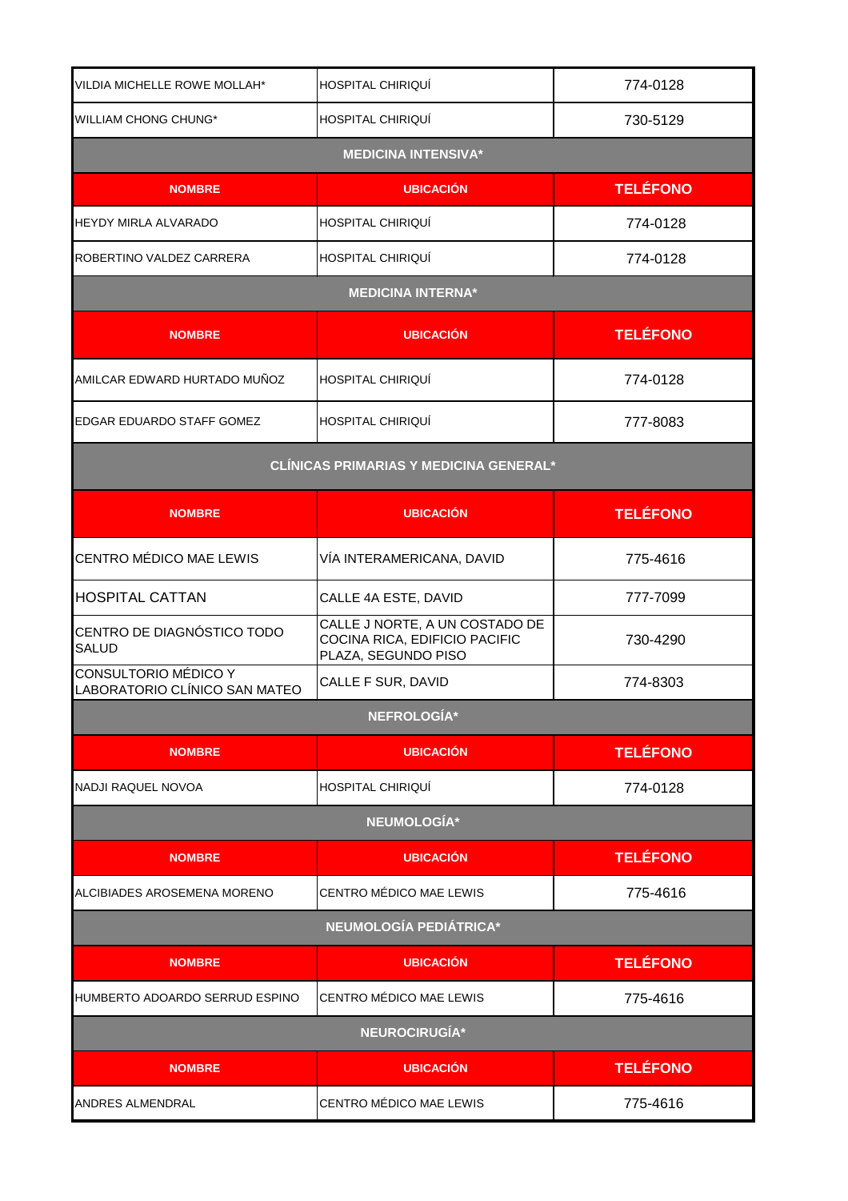| | | |
|---|---|---|
| VILDIA MICHELLE ROWE MOLLAH* | HOSPITAL CHIRIQUÍ | 774-0128 |
| WILLIAM CHONG CHUNG* | HOSPITAL CHIRIQUÍ | 730-5129 |

## MEDICINA INTENSIVA*

| NOMBRE | UBICACIÓN | TELÉFONO |
|---|---|---|
| HEYDY MIRLA ALVARADO | HOSPITAL CHIRIQUÍ | 774-0128 |
| ROBERTINO VALDEZ CARRERA | HOSPITAL CHIRIQUÍ | 774-0128 |

## MEDICINA INTERNA*

| NOMBRE | UBICACIÓN | TELÉFONO |
|---|---|---|
| AMILCAR EDWARD HURTADO MUÑOZ | HOSPITAL CHIRIQUÍ | 774-0128 |
| EDGAR EDUARDO STAFF GOMEZ | HOSPITAL CHIRIQUÍ | 777-8083 |

## CLÍNICAS PRIMARIAS Y MEDICINA GENERAL*

| NOMBRE | UBICACIÓN | TELÉFONO |
|---|---|---|
| CENTRO MÉDICO MAE LEWIS | VÍA INTERAMERICANA, DAVID | 775-4616 |
| HOSPITAL CATTAN | CALLE 4A ESTE, DAVID | 777-7099 |
| CENTRO DE DIAGNÓSTICO TODO SALUD | CALLE J NORTE, A UN COSTADO DE COCINA RICA, EDIFICIO PACIFIC PLAZA, SEGUNDO PISO | 730-4290 |
| CONSULTORIO MÉDICO Y LABORATORIO CLÍNICO SAN MATEO | CALLE F SUR, DAVID | 774-8303 |

## NEFROLOGÍA*

| NOMBRE | UBICACIÓN | TELÉFONO |
|---|---|---|
| NADJI RAQUEL NOVOA | HOSPITAL CHIRIQUÍ | 774-0128 |

## NEUMOLOGÍA*

| NOMBRE | UBICACIÓN | TELÉFONO |
|---|---|---|
| ALCIBIADES AROSEMENA MORENO | CENTRO MÉDICO MAE LEWIS | 775-4616 |

## NEUMOLOGÍA PEDIÁTRICA*

| NOMBRE | UBICACIÓN | TELÉFONO |
|---|---|---|
| HUMBERTO ADOARDO SERRUD ESPINO | CENTRO MÉDICO MAE LEWIS | 775-4616 |

## NEUROCIRUGÍA*

| NOMBRE | UBICACIÓN | TELÉFONO |
|---|---|---|
| ANDRES ALMENDRAL | CENTRO MÉDICO MAE LEWIS | 775-4616 |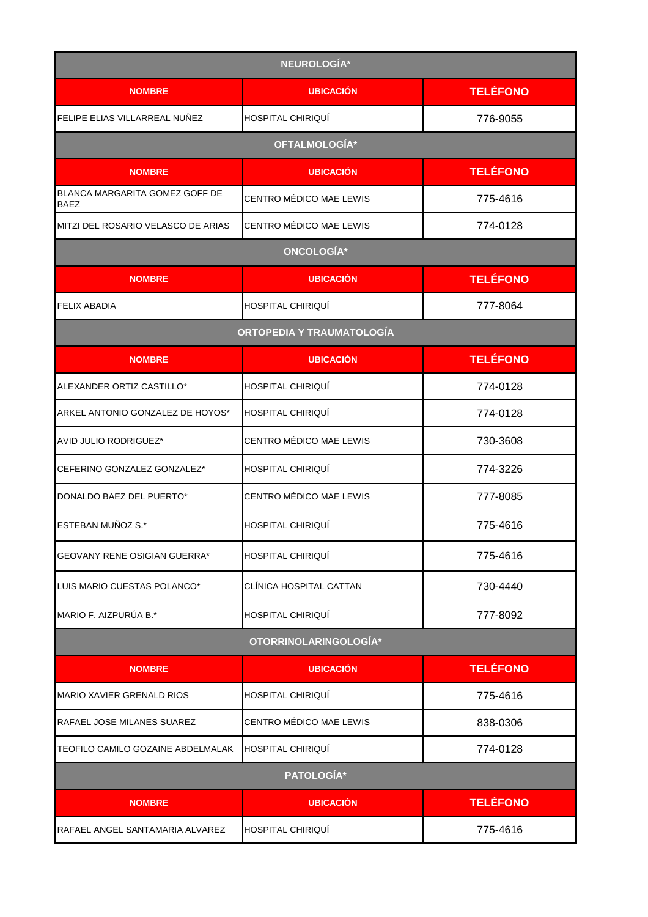| NEUROLOGÍA* | | |
|---|---|---|
| **NOMBRE** | **UBICACIÓN** | **TELÉFONO** |
| FELIPE ELIAS VILLARREAL NUÑEZ | HOSPITAL CHIRIQUÍ | 776-9055 |
| **OFTALMOLOGÍA*** | | |
| **NOMBRE** | **UBICACIÓN** | **TELÉFONO** |
| BLANCA MARGARITA GOMEZ GOFF DE BAEZ | CENTRO MÉDICO MAE LEWIS | 775-4616 |
| MITZI DEL ROSARIO VELASCO DE ARIAS | CENTRO MÉDICO MAE LEWIS | 774-0128 |
| **ONCOLOGÍA*** | | |
| **NOMBRE** | **UBICACIÓN** | **TELÉFONO** |
| FELIX ABADIA | HOSPITAL CHIRIQUÍ | 777-8064 |
| **ORTOPEDIA Y TRAUMATOLOGÍA** | | |
| **NOMBRE** | **UBICACIÓN** | **TELÉFONO** |
| ALEXANDER ORTIZ CASTILLO* | HOSPITAL CHIRIQUÍ | 774-0128 |
| ARKEL ANTONIO GONZALEZ DE HOYOS* | HOSPITAL CHIRIQUÍ | 774-0128 |
| AVID JULIO RODRIGUEZ* | CENTRO MÉDICO MAE LEWIS | 730-3608 |
| CEFERINO GONZALEZ GONZALEZ* | HOSPITAL CHIRIQUÍ | 774-3226 |
| DONALDO BAEZ DEL PUERTO* | CENTRO MÉDICO MAE LEWIS | 777-8085 |
| ESTEBAN MUÑOZ S.* | HOSPITAL CHIRIQUÍ | 775-4616 |
| GEOVANY RENE OSIGIAN GUERRA* | HOSPITAL CHIRIQUÍ | 775-4616 |
| LUIS MARIO CUESTAS POLANCO* | CLÍNICA HOSPITAL CATTAN | 730-4440 |
| MARIO F. AIZPURÚA B.* | HOSPITAL CHIRIQUÍ | 777-8092 |
| **OTORRINOLARINGOLOGÍA*** | | |
| **NOMBRE** | **UBICACIÓN** | **TELÉFONO** |
| MARIO XAVIER GRENALD RIOS | HOSPITAL CHIRIQUÍ | 775-4616 |
| RAFAEL JOSE MILANES SUAREZ | CENTRO MÉDICO MAE LEWIS | 838-0306 |
| TEOFILO CAMILO GOZAINE ABDELMALAK | HOSPITAL CHIRIQUÍ | 774-0128 |
| **PATOLOGÍA*** | | |
| **NOMBRE** | **UBICACIÓN** | **TELÉFONO** |
| RAFAEL ANGEL SANTAMARIA ALVAREZ | HOSPITAL CHIRIQUÍ | 775-4616 |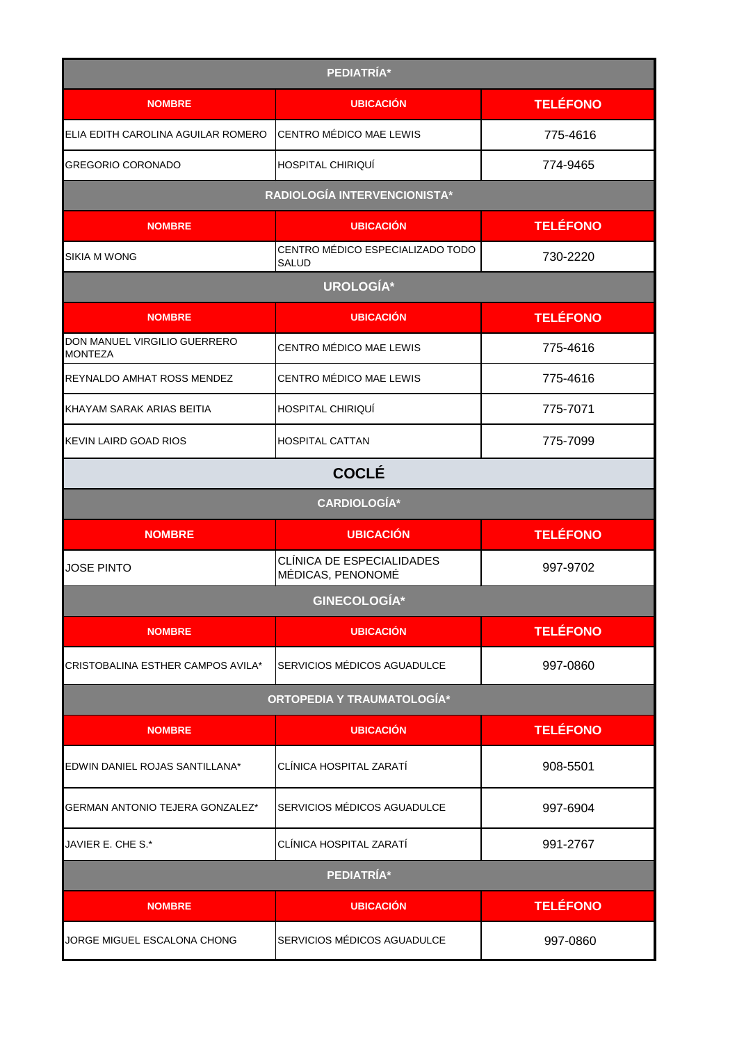| PEDIATRÍA* | | |
|---|---|---|
| **NOMBRE** | **UBICACIÓN** | **TELÉFONO** |
| ELIA EDITH CAROLINA AGUILAR ROMERO | CENTRO MÉDICO MAE LEWIS | 775-4616 |
| GREGORIO CORONADO | HOSPITAL CHIRIQUÍ | 774-9465 |

| RADIOLOGÍA INTERVENCIONISTA* | | |
|---|---|---|
| **NOMBRE** | **UBICACIÓN** | **TELÉFONO** |
| SIKIA M WONG | CENTRO MÉDICO ESPECIALIZADO TODO SALUD | 730-2220 |

| UROLOGÍA* | | |
|---|---|---|
| **NOMBRE** | **UBICACIÓN** | **TELÉFONO** |
| DON MANUEL VIRGILIO GUERRERO MONTEZA | CENTRO MÉDICO MAE LEWIS | 775-4616 |
| REYNALDO AMHAT ROSS MENDEZ | CENTRO MÉDICO MAE LEWIS | 775-4616 |
| KHAYAM SARAK ARIAS BEITIA | HOSPITAL CHIRIQUÍ | 775-7071 |
| KEVIN LAIRD GOAD RIOS | HOSPITAL CATTAN | 775-7099 |

## COCLÉ

| CARDIOLOGÍA* | | |
|---|---|---|
| **NOMBRE** | **UBICACIÓN** | **TELÉFONO** |
| JOSE PINTO | CLÍNICA DE ESPECIALIDADES MÉDICAS, PENONOMÉ | 997-9702 |

| GINECOLOGÍA* | | |
|---|---|---|
| **NOMBRE** | **UBICACIÓN** | **TELÉFONO** |
| CRISTOBALINA ESTHER CAMPOS AVILA* | SERVICIOS MÉDICOS AGUADULCE | 997-0860 |

| ORTOPEDIA Y TRAUMATOLOGÍA* | | |
|---|---|---|
| **NOMBRE** | **UBICACIÓN** | **TELÉFONO** |
| EDWIN DANIEL ROJAS SANTILLANA* | CLÍNICA HOSPITAL ZARATÍ | 908-5501 |
| GERMAN ANTONIO TEJERA GONZALEZ* | SERVICIOS MÉDICOS AGUADULCE | 997-6904 |
| JAVIER E. CHE S.* | CLÍNICA HOSPITAL ZARATÍ | 991-2767 |

| PEDIATRÍA* | | |
|---|---|---|
| **NOMBRE** | **UBICACIÓN** | **TELÉFONO** |
| JORGE MIGUEL ESCALONA CHONG | SERVICIOS MÉDICOS AGUADULCE | 997-0860 |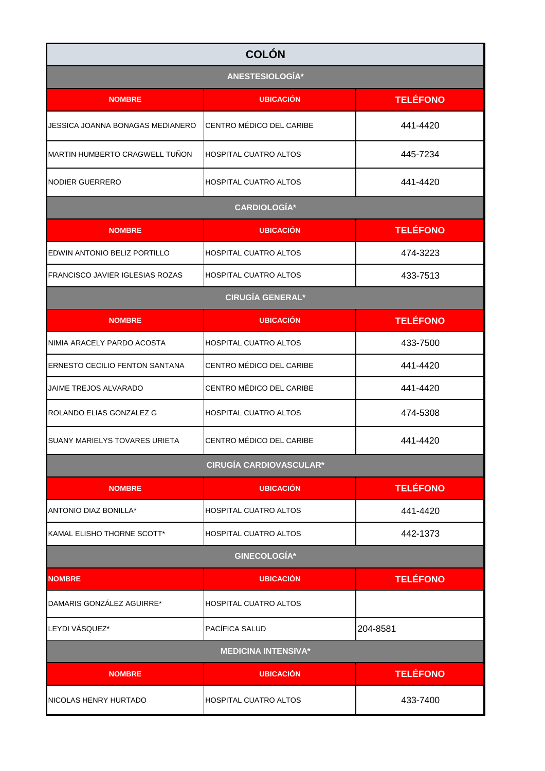# COLÓN

## ANESTESIOLOGÍA*

| NOMBRE | UBICACIÓN | TELÉFONO |
|---|---|---|
| JESSICA JOANNA BONAGAS MEDIANERO | CENTRO MÉDICO DEL CARIBE | 441-4420 |
| MARTIN HUMBERTO CRAGWELL TUÑON | HOSPITAL CUATRO ALTOS | 445-7234 |
| NODIER GUERRERO | HOSPITAL CUATRO ALTOS | 441-4420 |

## CARDIOLOGÍA*

| NOMBRE | UBICACIÓN | TELÉFONO |
|---|---|---|
| EDWIN ANTONIO BELIZ PORTILLO | HOSPITAL CUATRO ALTOS | 474-3223 |
| FRANCISCO JAVIER IGLESIAS ROZAS | HOSPITAL CUATRO ALTOS | 433-7513 |

## CIRUGÍA GENERAL*

| NOMBRE | UBICACIÓN | TELÉFONO |
|---|---|---|
| NIMIA ARACELY PARDO ACOSTA | HOSPITAL CUATRO ALTOS | 433-7500 |
| ERNESTO CECILIO FENTON SANTANA | CENTRO MÉDICO DEL CARIBE | 441-4420 |
| JAIME TREJOS ALVARADO | CENTRO MÉDICO DEL CARIBE | 441-4420 |
| ROLANDO ELIAS GONZALEZ G | HOSPITAL CUATRO ALTOS | 474-5308 |
| SUANY MARIELYS TOVARES URIETA | CENTRO MÉDICO DEL CARIBE | 441-4420 |

## CIRUGÍA CARDIOVASCULAR*

| NOMBRE | UBICACIÓN | TELÉFONO |
|---|---|---|
| ANTONIO DIAZ BONILLA* | HOSPITAL CUATRO ALTOS | 441-4420 |
| KAMAL ELISHO THORNE SCOTT* | HOSPITAL CUATRO ALTOS | 442-1373 |

## GINECOLOGÍA*

| NOMBRE | UBICACIÓN | TELÉFONO |
|---|---|---|
| DAMARIS GONZÁLEZ AGUIRRE* | HOSPITAL CUATRO ALTOS | |
| LEYDI VÁSQUEZ* | PACÍFICA SALUD | 204-8581 |

## MEDICINA INTENSIVA*

| NOMBRE | UBICACIÓN | TELÉFONO |
|---|---|---|
| NICOLAS HENRY HURTADO | HOSPITAL CUATRO ALTOS | 433-7400 |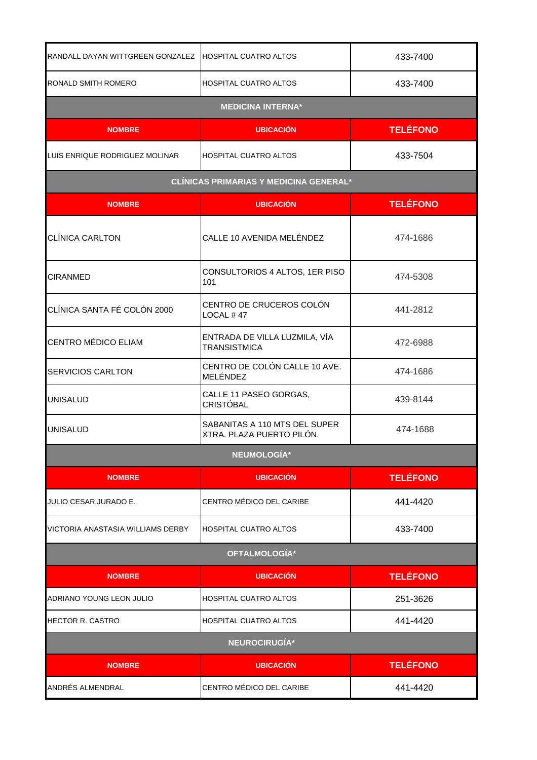| | | |
|---|---|---|
| RANDALL DAYAN WITTGREEN GONZALEZ | HOSPITAL CUATRO ALTOS | 433-7400 |
| RONALD SMITH ROMERO | HOSPITAL CUATRO ALTOS | 433-7400 |

**MEDICINA INTERNA***

| NOMBRE | UBICACIÓN | TELÉFONO |
|---|---|---|
| LUIS ENRIQUE RODRIGUEZ MOLINAR | HOSPITAL CUATRO ALTOS | 433-7504 |

**CLÍNICAS PRIMARIAS Y MEDICINA GENERAL***

| NOMBRE | UBICACIÓN | TELÉFONO |
|---|---|---|
| CLÍNICA CARLTON | CALLE 10 AVENIDA MELÉNDEZ | 474-1686 |
| CIRANMED | CONSULTORIOS 4 ALTOS, 1ER PISO 101 | 474-5308 |
| CLÍNICA SANTA FÉ COLÓN 2000 | CENTRO DE CRUCEROS COLÓN LOCAL # 47 | 441-2812 |
| CENTRO MÉDICO ELIAM | ENTRADA DE VILLA LUZMILA, VÍA TRANSISTMICA | 472-6988 |
| SERVICIOS CARLTON | CENTRO DE COLÓN CALLE 10 AVE. MELÉNDEZ | 474-1686 |
| UNISALUD | CALLE 11 PASEO GORGAS, CRISTÓBAL | 439-8144 |
| UNISALUD | SABANITAS A 110 MTS DEL SUPER XTRA. PLAZA PUERTO PILÓN. | 474-1688 |

**NEUMOLOGÍA***

| NOMBRE | UBICACIÓN | TELÉFONO |
|---|---|---|
| JULIO CESAR JURADO E. | CENTRO MÉDICO DEL CARIBE | 441-4420 |
| VICTORIA ANASTASIA WILLIAMS DERBY | HOSPITAL CUATRO ALTOS | 433-7400 |

**OFTALMOLOGÍA***

| NOMBRE | UBICACIÓN | TELÉFONO |
|---|---|---|
| ADRIANO YOUNG LEON JULIO | HOSPITAL CUATRO ALTOS | 251-3626 |
| HECTOR R. CASTRO | HOSPITAL CUATRO ALTOS | 441-4420 |

**NEUROCIRUGÍA***

| NOMBRE | UBICACIÓN | TELÉFONO |
|---|---|---|
| ANDRÉS ALMENDRAL | CENTRO MÉDICO DEL CARIBE | 441-4420 |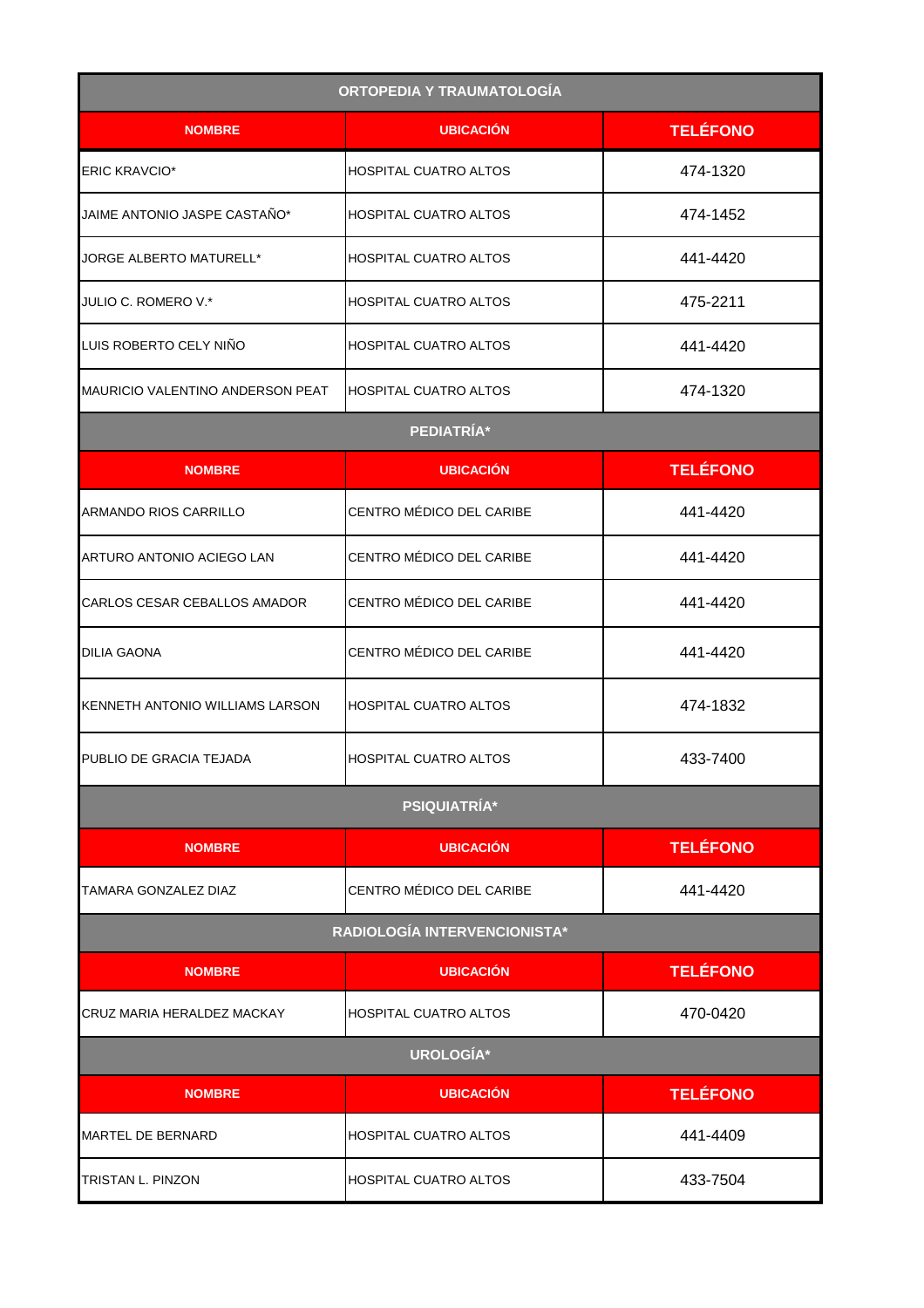## ORTOPEDIA Y TRAUMATOLOGÍA

| NOMBRE | UBICACIÓN | TELÉFONO |
| --- | --- | --- |
| ERIC KRAVCIO* | HOSPITAL CUATRO ALTOS | 474-1320 |
| JAIME ANTONIO JASPE CASTAÑO* | HOSPITAL CUATRO ALTOS | 474-1452 |
| JORGE ALBERTO MATURELL* | HOSPITAL CUATRO ALTOS | 441-4420 |
| JULIO C. ROMERO V.* | HOSPITAL CUATRO ALTOS | 475-2211 |
| LUIS ROBERTO CELY NIÑO | HOSPITAL CUATRO ALTOS | 441-4420 |
| MAURICIO VALENTINO ANDERSON PEAT | HOSPITAL CUATRO ALTOS | 474-1320 |

## PEDIATRÍA*

| NOMBRE | UBICACIÓN | TELÉFONO |
| --- | --- | --- |
| ARMANDO RIOS CARRILLO | CENTRO MÉDICO DEL CARIBE | 441-4420 |
| ARTURO ANTONIO ACIEGO LAN | CENTRO MÉDICO DEL CARIBE | 441-4420 |
| CARLOS CESAR CEBALLOS AMADOR | CENTRO MÉDICO DEL CARIBE | 441-4420 |
| DILIA GAONA | CENTRO MÉDICO DEL CARIBE | 441-4420 |
| KENNETH ANTONIO WILLIAMS LARSON | HOSPITAL CUATRO ALTOS | 474-1832 |
| PUBLIO DE GRACIA TEJADA | HOSPITAL CUATRO ALTOS | 433-7400 |

## PSIQUIATRÍA*

| NOMBRE | UBICACIÓN | TELÉFONO |
| --- | --- | --- |
| TAMARA GONZALEZ DIAZ | CENTRO MÉDICO DEL CARIBE | 441-4420 |

## RADIOLOGÍA INTERVENCIONISTA*

| NOMBRE | UBICACIÓN | TELÉFONO |
| --- | --- | --- |
| CRUZ MARIA HERALDEZ MACKAY | HOSPITAL CUATRO ALTOS | 470-0420 |

## UROLOGÍA*

| NOMBRE | UBICACIÓN | TELÉFONO |
| --- | --- | --- |
| MARTEL DE BERNARD | HOSPITAL CUATRO ALTOS | 441-4409 |
| TRISTAN L. PINZON | HOSPITAL CUATRO ALTOS | 433-7504 |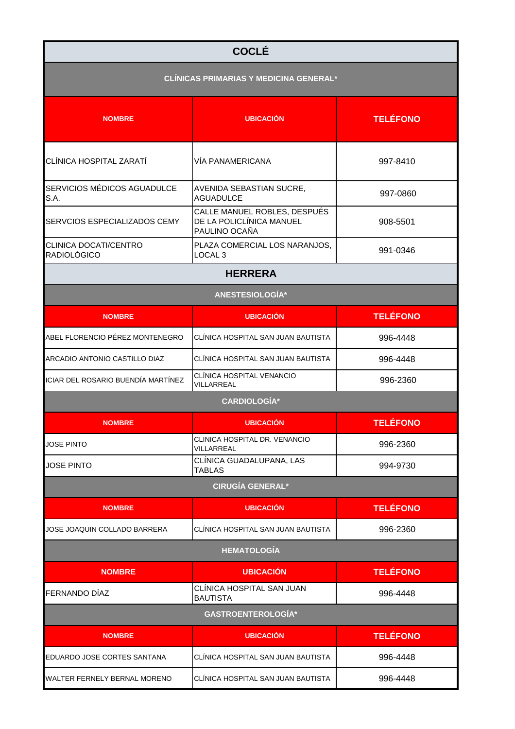## COCLÉ

### CLÍNICAS PRIMARIAS Y MEDICINA GENERAL*

| NOMBRE | UBICACIÓN | TELÉFONO |
| --- | --- | --- |
| CLÍNICA HOSPITAL ZARATÍ | VÍA PANAMERICANA | 997-8410 |
| SERVICIOS MÉDICOS AGUADULCE S.A. | AVENIDA SEBASTIAN SUCRE, AGUADULCE | 997-0860 |
| SERVCIOS ESPECIALIZADOS CEMY | CALLE MANUEL ROBLES, DESPUÉS DE LA POLICLÍNICA MANUEL PAULINO OCAÑA | 908-5501 |
| CLINICA DOCATI/CENTRO RADIOLÓGICO | PLAZA COMERCIAL LOS NARANJOS, LOCAL 3 | 991-0346 |

## HERRERA

### ANESTESIOLOGÍA*

| NOMBRE | UBICACIÓN | TELÉFONO |
| --- | --- | --- |
| ABEL FLORENCIO PÉREZ MONTENEGRO | CLÍNICA HOSPITAL SAN JUAN BAUTISTA | 996-4448 |
| ARCADIO ANTONIO CASTILLO DIAZ | CLÍNICA HOSPITAL SAN JUAN BAUTISTA | 996-4448 |
| ICIAR DEL ROSARIO BUENDÍA MARTÍNEZ | CLÍNICA HOSPITAL VENANCIO VILLARREAL | 996-2360 |

### CARDIOLOGÍA*

| NOMBRE | UBICACIÓN | TELÉFONO |
| --- | --- | --- |
| JOSE PINTO | CLINICA HOSPITAL DR. VENANCIO VILLARREAL | 996-2360 |
| JOSE PINTO | CLÍNICA GUADALUPANA, LAS TABLAS | 994-9730 |

### CIRUGÍA GENERAL*

| NOMBRE | UBICACIÓN | TELÉFONO |
| --- | --- | --- |
| JOSE JOAQUIN COLLADO BARRERA | CLÍNICA HOSPITAL SAN JUAN BAUTISTA | 996-2360 |

### HEMATOLOGÍA

| NOMBRE | UBICACIÓN | TELÉFONO |
| --- | --- | --- |
| FERNANDO DÍAZ | CLÍNICA HOSPITAL SAN JUAN BAUTISTA | 996-4448 |

### GASTROENTEROLOGÍA*

| NOMBRE | UBICACIÓN | TELÉFONO |
| --- | --- | --- |
| EDUARDO JOSE CORTES SANTANA | CLÍNICA HOSPITAL SAN JUAN BAUTISTA | 996-4448 |
| WALTER FERNELY BERNAL MORENO | CLÍNICA HOSPITAL SAN JUAN BAUTISTA | 996-4448 |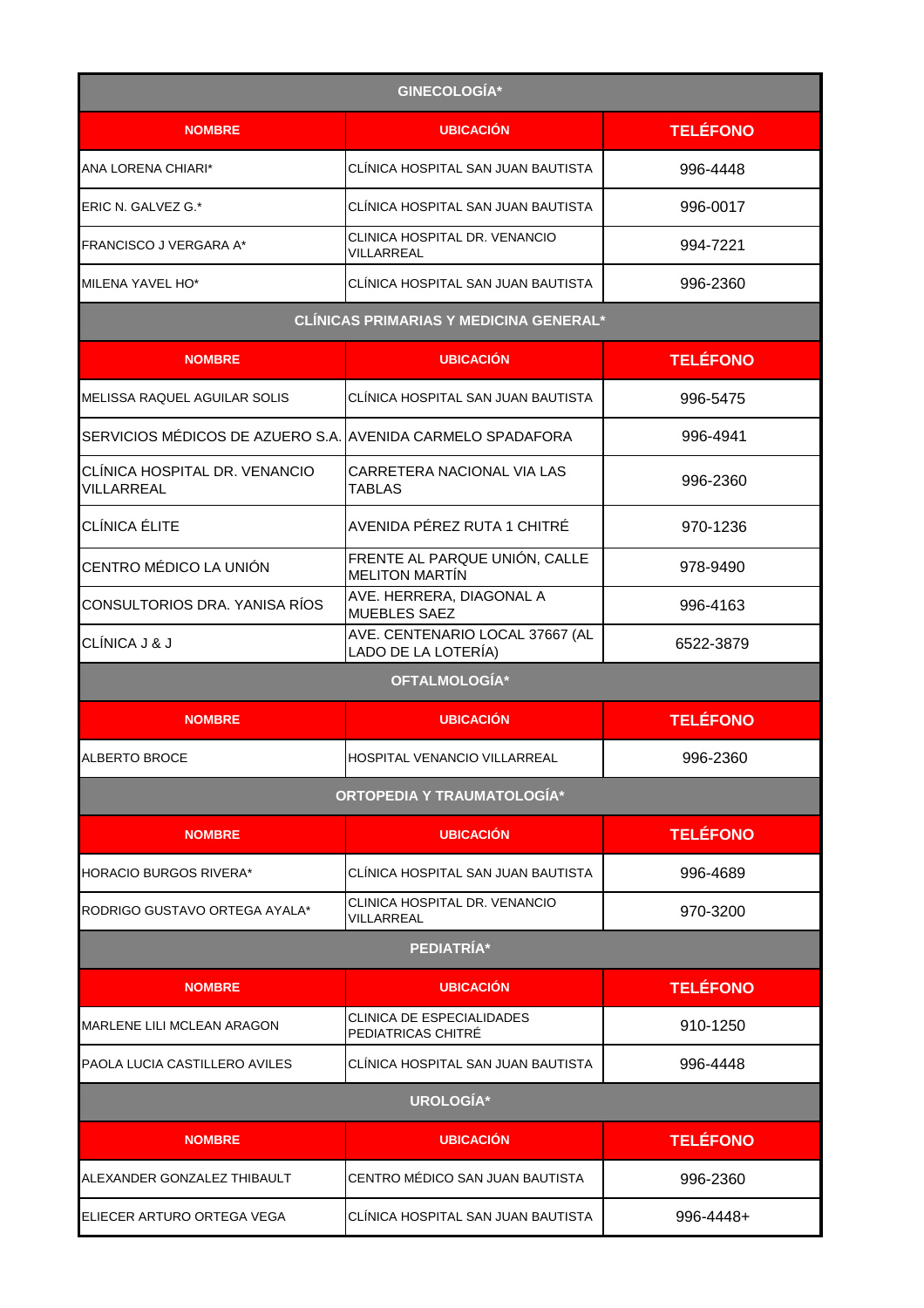| GINECOLOGÍA* | | |
|---|---|---|
| **NOMBRE** | **UBICACIÓN** | **TELÉFONO** |
| ANA LORENA CHIARI* | CLÍNICA HOSPITAL SAN JUAN BAUTISTA | 996-4448 |
| ERIC N. GALVEZ G.* | CLÍNICA HOSPITAL SAN JUAN BAUTISTA | 996-0017 |
| FRANCISCO J VERGARA A* | CLINICA HOSPITAL DR. VENANCIO VILLARREAL | 994-7221 |
| MILENA YAVEL HO* | CLÍNICA HOSPITAL SAN JUAN BAUTISTA | 996-2360 |

| CLÍNICAS PRIMARIAS Y MEDICINA GENERAL* | | |
|---|---|---|
| **NOMBRE** | **UBICACIÓN** | **TELÉFONO** |
| MELISSA RAQUEL AGUILAR SOLIS | CLÍNICA HOSPITAL SAN JUAN BAUTISTA | 996-5475 |
| SERVICIOS MÉDICOS DE AZUERO S.A. | AVENIDA CARMELO SPADAFORA | 996-4941 |
| CLÍNICA HOSPITAL DR. VENANCIO VILLARREAL | CARRETERA NACIONAL VIA LAS TABLAS | 996-2360 |
| CLÍNICA ÉLITE | AVENIDA PÉREZ RUTA 1 CHITRÉ | 970-1236 |
| CENTRO MÉDICO LA UNIÓN | FRENTE AL PARQUE UNIÓN, CALLE MELITON MARTÍN | 978-9490 |
| CONSULTORIOS DRA. YANISA RÍOS | AVE. HERRERA, DIAGONAL A MUEBLES SAEZ | 996-4163 |
| CLÍNICA J & J | AVE. CENTENARIO LOCAL 37667 (AL LADO DE LA LOTERÍA) | 6522-3879 |

| OFTALMOLOGÍA* | | |
|---|---|---|
| **NOMBRE** | **UBICACIÓN** | **TELÉFONO** |
| ALBERTO BROCE | HOSPITAL VENANCIO VILLARREAL | 996-2360 |

| ORTOPEDIA Y TRAUMATOLOGÍA* | | |
|---|---|---|
| **NOMBRE** | **UBICACIÓN** | **TELÉFONO** |
| HORACIO BURGOS RIVERA* | CLÍNICA HOSPITAL SAN JUAN BAUTISTA | 996-4689 |
| RODRIGO GUSTAVO ORTEGA AYALA* | CLINICA HOSPITAL DR. VENANCIO VILLARREAL | 970-3200 |

| PEDIATRÍA* | | |
|---|---|---|
| **NOMBRE** | **UBICACIÓN** | **TELÉFONO** |
| MARLENE LILI MCLEAN ARAGON | CLINICA DE ESPECIALIDADES PEDIATRICAS CHITRÉ | 910-1250 |
| PAOLA LUCIA CASTILLERO AVILES | CLÍNICA HOSPITAL SAN JUAN BAUTISTA | 996-4448 |

| UROLOGÍA* | | |
|---|---|---|
| **NOMBRE** | **UBICACIÓN** | **TELÉFONO** |
| ALEXANDER GONZALEZ THIBAULT | CENTRO MÉDICO SAN JUAN BAUTISTA | 996-2360 |
| ELIECER ARTURO ORTEGA VEGA | CLÍNICA HOSPITAL SAN JUAN BAUTISTA | 996-4448+ |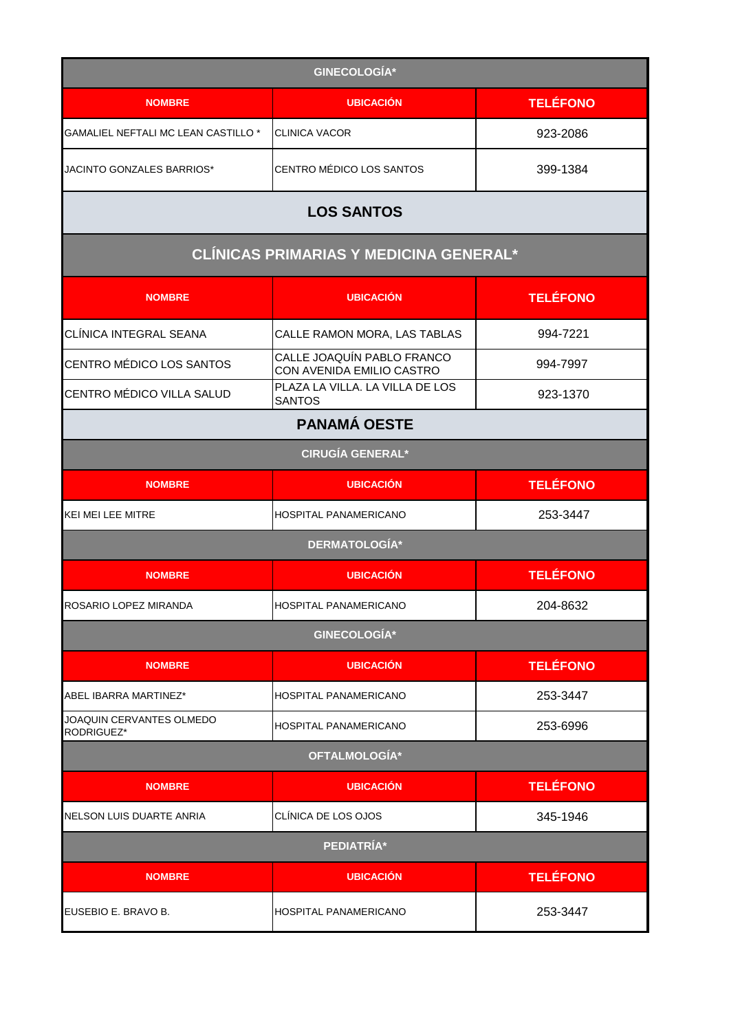### GINECOLOGÍA*

| NOMBRE | UBICACIÓN | TELÉFONO |
| --- | --- | --- |
| GAMALIEL NEFTALI MC LEAN CASTILLO * | CLINICA VACOR | 923-2086 |
| JACINTO GONZALES BARRIOS* | CENTRO MÉDICO LOS SANTOS | 399-1384 |

## LOS SANTOS

### CLÍNICAS PRIMARIAS Y MEDICINA GENERAL*

| NOMBRE | UBICACIÓN | TELÉFONO |
| --- | --- | --- |
| CLÍNICA INTEGRAL SEANA | CALLE RAMON MORA, LAS TABLAS | 994-7221 |
| CENTRO MÉDICO LOS SANTOS | CALLE JOAQUÍN PABLO FRANCO CON AVENIDA EMILIO CASTRO | 994-7997 |
| CENTRO MÉDICO VILLA SALUD | PLAZA LA VILLA. LA VILLA DE LOS SANTOS | 923-1370 |

## PANAMÁ OESTE

### CIRUGÍA GENERAL*

| NOMBRE | UBICACIÓN | TELÉFONO |
| --- | --- | --- |
| KEI MEI LEE MITRE | HOSPITAL PANAMERICANO | 253-3447 |

### DERMATOLOGÍA*

| NOMBRE | UBICACIÓN | TELÉFONO |
| --- | --- | --- |
| ROSARIO LOPEZ MIRANDA | HOSPITAL PANAMERICANO | 204-8632 |

### GINECOLOGÍA*

| NOMBRE | UBICACIÓN | TELÉFONO |
| --- | --- | --- |
| ABEL IBARRA MARTINEZ* | HOSPITAL PANAMERICANO | 253-3447 |
| JOAQUIN CERVANTES OLMEDO RODRIGUEZ* | HOSPITAL PANAMERICANO | 253-6996 |

### OFTALMOLOGÍA*

| NOMBRE | UBICACIÓN | TELÉFONO |
| --- | --- | --- |
| NELSON LUIS DUARTE ANRIA | CLÍNICA DE LOS OJOS | 345-1946 |

### PEDIATRÍA*

| NOMBRE | UBICACIÓN | TELÉFONO |
| --- | --- | --- |
| EUSEBIO E. BRAVO B. | HOSPITAL PANAMERICANO | 253-3447 |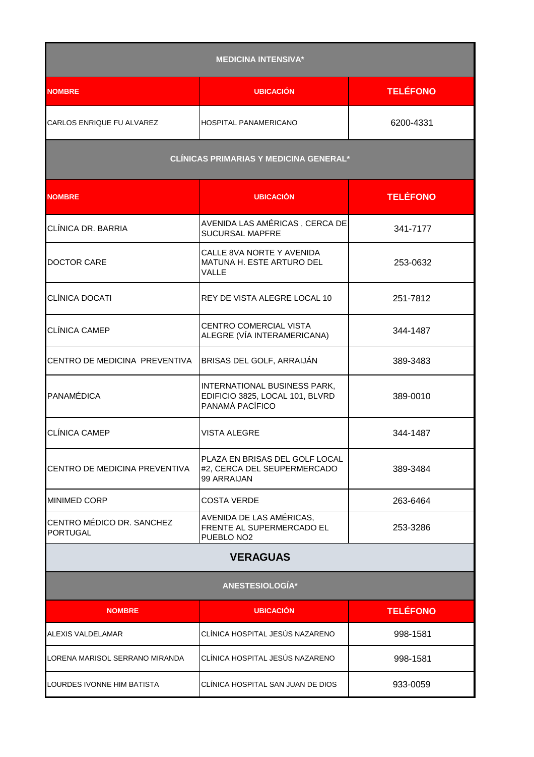| MEDICINA INTENSIVA* | | |
|---|---|---|
| **NOMBRE** | **UBICACIÓN** | **TELÉFONO** |
| CARLOS ENRIQUE FU ALVAREZ | HOSPITAL PANAMERICANO | 6200-4331 |

| CLÍNICAS PRIMARIAS Y MEDICINA GENERAL* | | |
|---|---|---|
| **NOMBRE** | **UBICACIÓN** | **TELÉFONO** |
| CLÍNICA DR. BARRIA | AVENIDA LAS AMÉRICAS , CERCA DE SUCURSAL MAPFRE | 341-7177 |
| DOCTOR CARE | CALLE 8VA NORTE Y AVENIDA MATUNA H. ESTE ARTURO DEL VALLE | 253-0632 |
| CLÍNICA DOCATI | REY DE VISTA ALEGRE LOCAL 10 | 251-7812 |
| CLÍNICA CAMEP | CENTRO COMERCIAL VISTA ALEGRE (VÍA INTERAMERICANA) | 344-1487 |
| CENTRO DE MEDICINA PREVENTIVA | BRISAS DEL GOLF, ARRAIJÁN | 389-3483 |
| PANAMÉDICA | INTERNATIONAL BUSINESS PARK, EDIFICIO 3825, LOCAL 101, BLVRD PANAMÁ PACÍFICO | 389-0010 |
| CLÍNICA CAMEP | VISTA ALEGRE | 344-1487 |
| CENTRO DE MEDICINA PREVENTIVA | PLAZA EN BRISAS DEL GOLF LOCAL #2, CERCA DEL SEUPERMERCADO 99 ARRAIJAN | 389-3484 |
| MINIMED CORP | COSTA VERDE | 263-6464 |
| CENTRO MÉDICO DR. SANCHEZ PORTUGAL | AVENIDA DE LAS AMÉRICAS, FRENTE AL SUPERMERCADO EL PUEBLO NO2 | 253-3286 |

## VERAGUAS

| ANESTESIOLOGÍA* | | |
|---|---|---|
| **NOMBRE** | **UBICACIÓN** | **TELÉFONO** |
| ALEXIS VALDELAMAR | CLÍNICA HOSPITAL JESÚS NAZARENO | 998-1581 |
| LORENA MARISOL SERRANO MIRANDA | CLÍNICA HOSPITAL JESÚS NAZARENO | 998-1581 |
| LOURDES IVONNE HIM BATISTA | CLÍNICA HOSPITAL SAN JUAN DE DIOS | 933-0059 |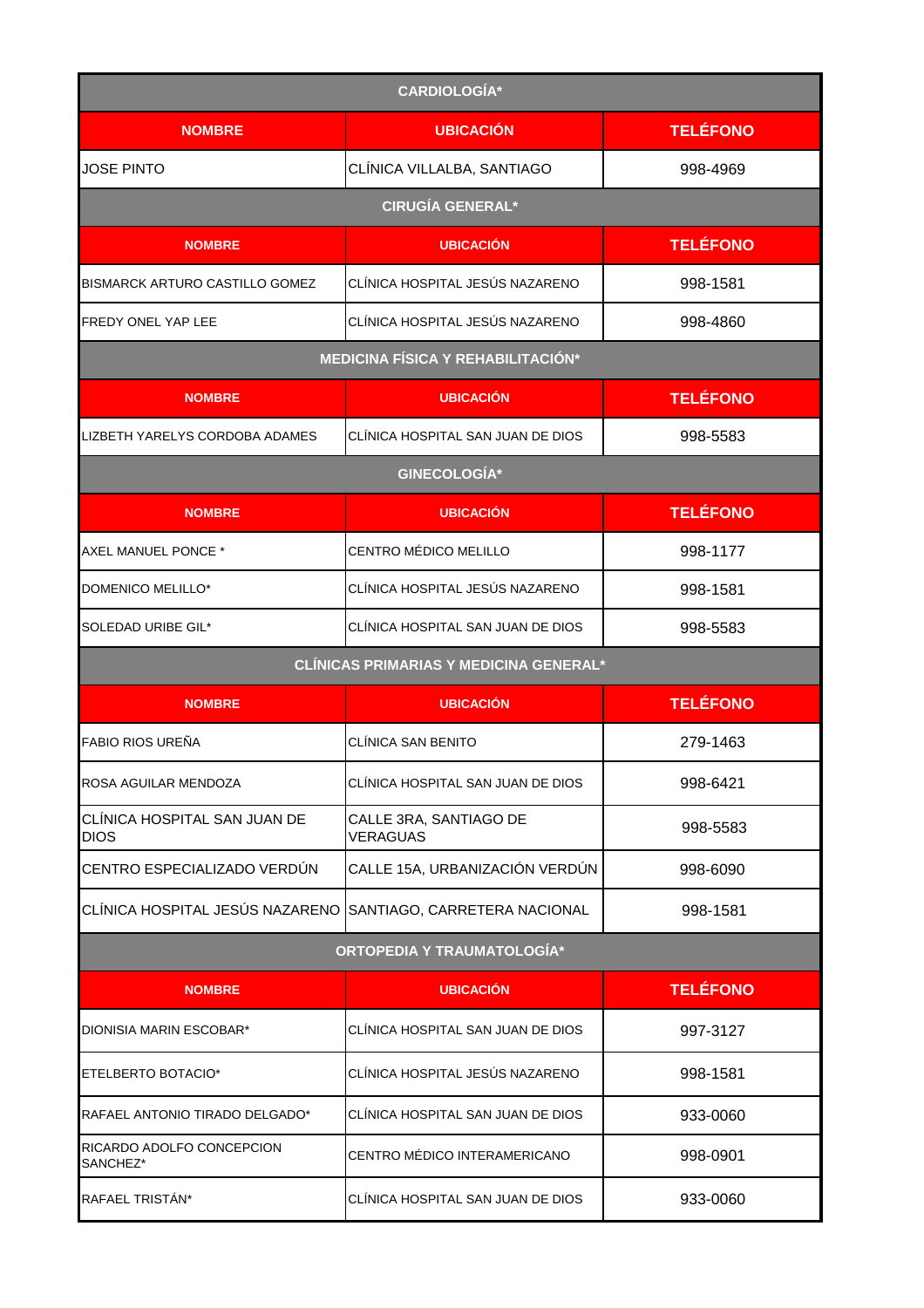| CARDIOLOGÍA* | | |
|---|---|---|
| **NOMBRE** | **UBICACIÓN** | **TELÉFONO** |
| JOSE PINTO | CLÍNICA VILLALBA, SANTIAGO | 998-4969 |

| CIRUGÍA GENERAL* | | |
|---|---|---|
| **NOMBRE** | **UBICACIÓN** | **TELÉFONO** |
| BISMARCK ARTURO CASTILLO GOMEZ | CLÍNICA HOSPITAL JESÚS NAZARENO | 998-1581 |
| FREDY ONEL YAP LEE | CLÍNICA HOSPITAL JESÚS NAZARENO | 998-4860 |

| MEDICINA FÍSICA Y REHABILITACIÓN* | | |
|---|---|---|
| **NOMBRE** | **UBICACIÓN** | **TELÉFONO** |
| LIZBETH YARELYS CORDOBA ADAMES | CLÍNICA HOSPITAL SAN JUAN DE DIOS | 998-5583 |

| GINECOLOGÍA* | | |
|---|---|---|
| **NOMBRE** | **UBICACIÓN** | **TELÉFONO** |
| AXEL MANUEL PONCE * | CENTRO MÉDICO MELILLO | 998-1177 |
| DOMENICO MELILLO* | CLÍNICA HOSPITAL JESÚS NAZARENO | 998-1581 |
| SOLEDAD URIBE GIL* | CLÍNICA HOSPITAL SAN JUAN DE DIOS | 998-5583 |

| CLÍNICAS PRIMARIAS Y MEDICINA GENERAL* | | |
|---|---|---|
| **NOMBRE** | **UBICACIÓN** | **TELÉFONO** |
| FABIO RIOS UREÑA | CLÍNICA SAN BENITO | 279-1463 |
| ROSA AGUILAR MENDOZA | CLÍNICA HOSPITAL SAN JUAN DE DIOS | 998-6421 |
| CLÍNICA HOSPITAL SAN JUAN DE DIOS | CALLE 3RA, SANTIAGO DE VERAGUAS | 998-5583 |
| CENTRO ESPECIALIZADO VERDÚN | CALLE 15A, URBANIZACIÓN VERDÚN | 998-6090 |
| CLÍNICA HOSPITAL JESÚS NAZARENO | SANTIAGO, CARRETERA NACIONAL | 998-1581 |

| ORTOPEDIA Y TRAUMATOLOGÍA* | | |
|---|---|---|
| **NOMBRE** | **UBICACIÓN** | **TELÉFONO** |
| DIONISIA MARIN ESCOBAR* | CLÍNICA HOSPITAL SAN JUAN DE DIOS | 997-3127 |
| ETELBERTO BOTACIO* | CLÍNICA HOSPITAL JESÚS NAZARENO | 998-1581 |
| RAFAEL ANTONIO TIRADO DELGADO* | CLÍNICA HOSPITAL SAN JUAN DE DIOS | 933-0060 |
| RICARDO ADOLFO CONCEPCION SANCHEZ* | CENTRO MÉDICO INTERAMERICANO | 998-0901 |
| RAFAEL TRISTÁN* | CLÍNICA HOSPITAL SAN JUAN DE DIOS | 933-0060 |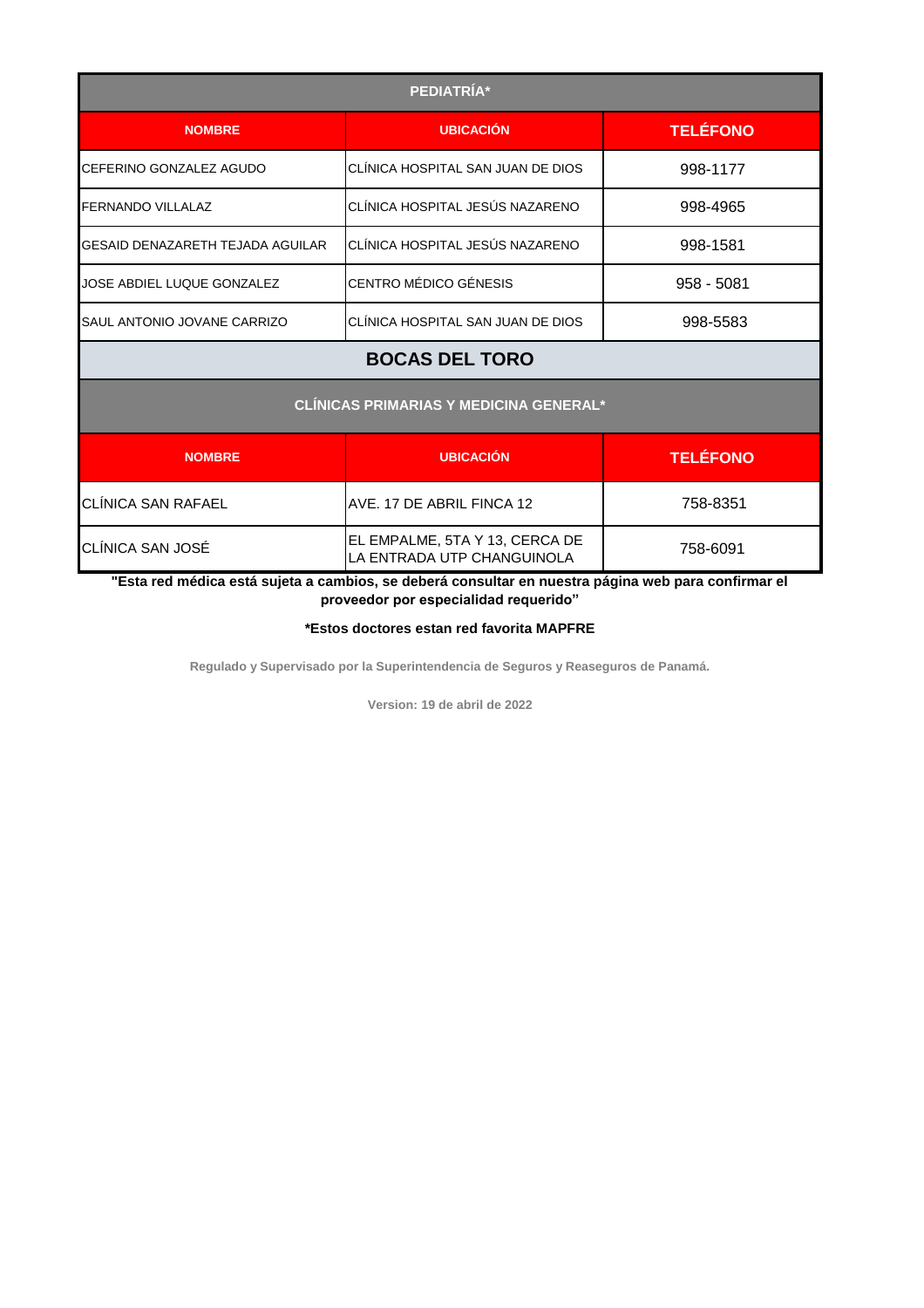| PEDIATRÍA* | | |
|---|---|---|
| **NOMBRE** | **UBICACIÓN** | **TELÉFONO** |
| CEFERINO GONZALEZ AGUDO | CLÍNICA HOSPITAL SAN JUAN DE DIOS | 998-1177 |
| FERNANDO VILLALAZ | CLÍNICA HOSPITAL JESÚS NAZARENO | 998-4965 |
| GESAID DENAZARETH TEJADA AGUILAR | CLÍNICA HOSPITAL JESÚS NAZARENO | 998-1581 |
| JOSE ABDIEL LUQUE GONZALEZ | CENTRO MÉDICO GÉNESIS | 958 - 5081 |
| SAUL ANTONIO JOVANE CARRIZO | CLÍNICA HOSPITAL SAN JUAN DE DIOS | 998-5583 |

## BOCAS DEL TORO

| CLÍNICAS PRIMARIAS Y MEDICINA GENERAL* | | |
|---|---|---|
| **NOMBRE** | **UBICACIÓN** | **TELÉFONO** |
| CLÍNICA SAN RAFAEL | AVE. 17 DE ABRIL FINCA 12 | 758-8351 |
| CLÍNICA SAN JOSÉ | EL EMPALME, 5TA Y 13, CERCA DE LA ENTRADA UTP CHANGUINOLA | 758-6091 |

**"Esta red médica está sujeta a cambios, se deberá consultar en nuestra página web para confirmar el proveedor por especialidad requerido"**

***Estos doctores estan red favorita MAPFRE**

**Regulado y Supervisado por la Superintendencia de Seguros y Reaseguros de Panamá.**

**Version: 19 de abril de 2022**